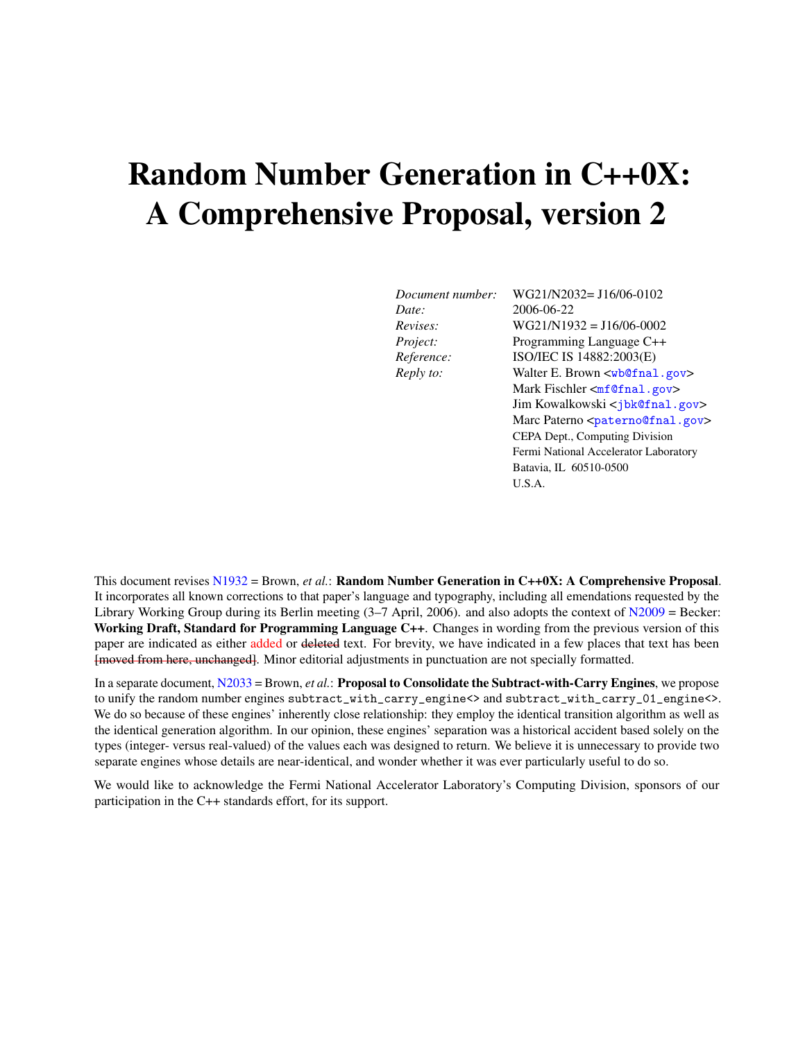# Random Number Generation in C++0X: A Comprehensive Proposal, version 2

| | |
|---|---|
| *Document number:* | WG21/N2032= J16/06-0102 |
| *Date:* | 2006-06-22 |
| *Revises:* | WG21/N1932 = J16/06-0002 |
| *Project:* | Programming Language C++ |
| *Reference:* | ISO/IEC IS 14882:2003(E) |
| *Reply to:* | Walter E. Brown <wb@fnal.gov> |
| | Mark Fischler <mf@fnal.gov> |
| | Jim Kowalkowski <jbk@fnal.gov> |
| | Marc Paterno <paterno@fnal.gov> |
| | CEPA Dept., Computing Division |
| | Fermi National Accelerator Laboratory |
| | Batavia, IL 60510-0500 |
| | U.S.A. |

This document revises N1932 = Brown, *et al.*: **Random Number Generation in C++0X: A Comprehensive Proposal**. It incorporates all known corrections to that paper's language and typography, including all emendations requested by the Library Working Group during its Berlin meeting (3–7 April, 2006). and also adopts the context of N2009 = Becker: **Working Draft, Standard for Programming Language C++**. Changes in wording from the previous version of this paper are indicated as either added or ~~deleted~~ text. For brevity, we have indicated in a few places that text has been ~~[moved from here, unchanged]~~. Minor editorial adjustments in punctuation are not specially formatted.

In a separate document, N2033 = Brown, *et al.*: **Proposal to Consolidate the Subtract-with-Carry Engines**, we propose to unify the random number engines `subtract_with_carry_engine<>` and `subtract_with_carry_01_engine<>`. We do so because of these engines' inherently close relationship: they employ the identical transition algorithm as well as the identical generation algorithm. In our opinion, these engines' separation was a historical accident based solely on the types (integer- versus real-valued) of the values each was designed to return. We believe it is unnecessary to provide two separate engines whose details are near-identical, and wonder whether it was ever particularly useful to do so.

We would like to acknowledge the Fermi National Accelerator Laboratory's Computing Division, sponsors of our participation in the C++ standards effort, for its support.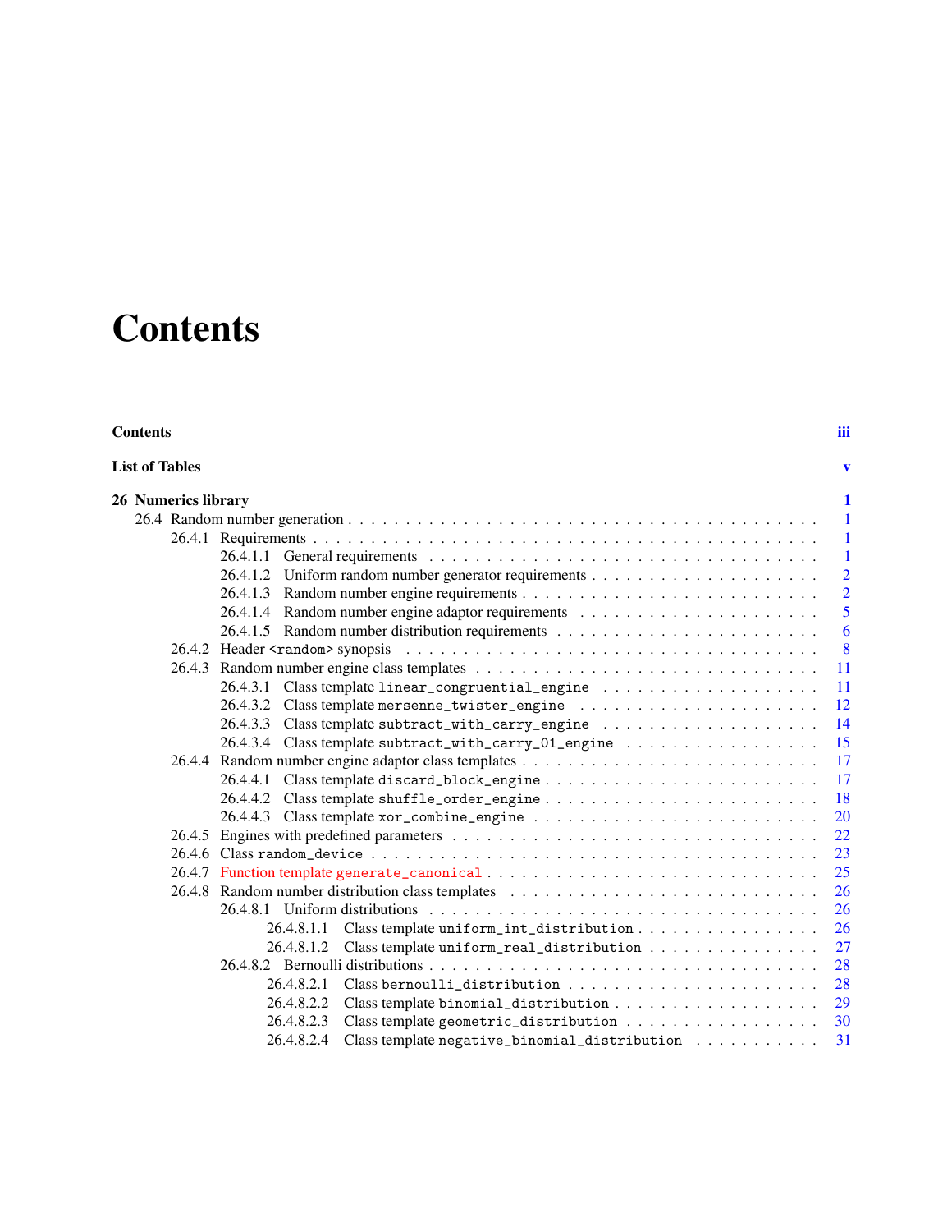# Contents

**Contents** **iii**

**List of Tables** **v**

**26 Numerics library** **1**

- 26.4 Random number generation . . . 1
  - 26.4.1 Requirements . . . 1
    - 26.4.1.1 General requirements . . . 1
    - 26.4.1.2 Uniform random number generator requirements . . . 2
    - 26.4.1.3 Random number engine requirements . . . 2
    - 26.4.1.4 Random number engine adaptor requirements . . . 5
    - 26.4.1.5 Random number distribution requirements . . . 6
  - 26.4.2 Header `<random>` synopsis . . . 8
  - 26.4.3 Random number engine class templates . . . 11
    - 26.4.3.1 Class template `linear_congruential_engine` . . . 11
    - 26.4.3.2 Class template `mersenne_twister_engine` . . . 12
    - 26.4.3.3 Class template `subtract_with_carry_engine` . . . 14
    - 26.4.3.4 Class template `subtract_with_carry_01_engine` . . . 15
  - 26.4.4 Random number engine adaptor class templates . . . 17
    - 26.4.4.1 Class template `discard_block_engine` . . . 17
    - 26.4.4.2 Class template `shuffle_order_engine` . . . 18
    - 26.4.4.3 Class template `xor_combine_engine` . . . 20
  - 26.4.5 Engines with predefined parameters . . . 22
  - 26.4.6 Class `random_device` . . . 23
  - 26.4.7 Function template `generate_canonical` . . . 25
  - 26.4.8 Random number distribution class templates . . . 26
    - 26.4.8.1 Uniform distributions . . . 26
      - 26.4.8.1.1 Class template `uniform_int_distribution` . . . 26
      - 26.4.8.1.2 Class template `uniform_real_distribution` . . . 27
    - 26.4.8.2 Bernoulli distributions . . . 28
      - 26.4.8.2.1 Class `bernoulli_distribution` . . . 28
      - 26.4.8.2.2 Class template `binomial_distribution` . . . 29
      - 26.4.8.2.3 Class template `geometric_distribution` . . . 30
      - 26.4.8.2.4 Class template `negative_binomial_distribution` . . . 31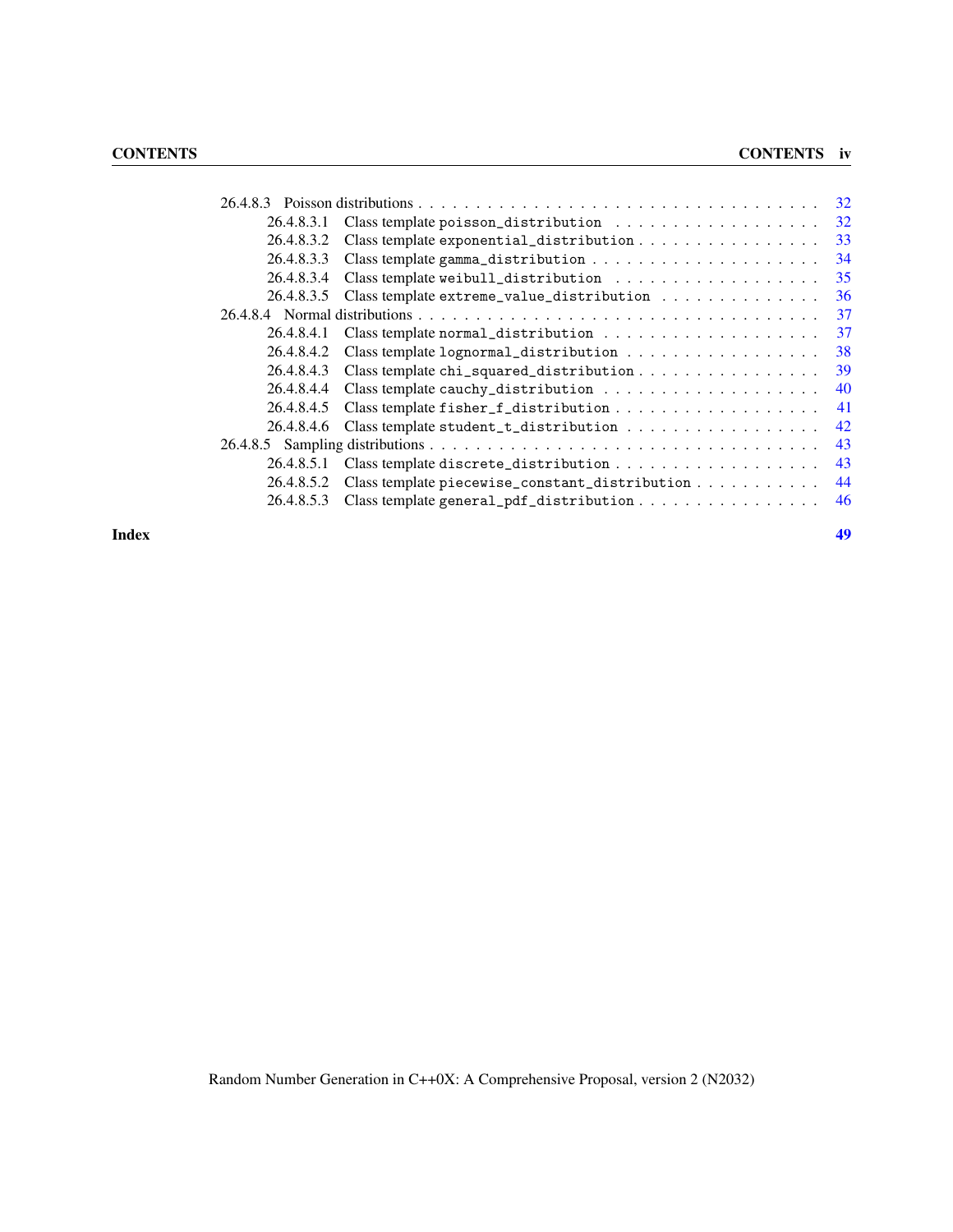- 26.4.8.3 Poisson distributions . . . . . 32
  - 26.4.8.3.1 Class template `poisson_distribution` . . . . . 32
  - 26.4.8.3.2 Class template `exponential_distribution` . . . . . 33
  - 26.4.8.3.3 Class template `gamma_distribution` . . . . . 34
  - 26.4.8.3.4 Class template `weibull_distribution` . . . . . 35
  - 26.4.8.3.5 Class template `extreme_value_distribution` . . . . . 36
- 26.4.8.4 Normal distributions . . . . . 37
  - 26.4.8.4.1 Class template `normal_distribution` . . . . . 37
  - 26.4.8.4.2 Class template `lognormal_distribution` . . . . . 38
  - 26.4.8.4.3 Class template `chi_squared_distribution` . . . . . 39
  - 26.4.8.4.4 Class template `cauchy_distribution` . . . . . 40
  - 26.4.8.4.5 Class template `fisher_f_distribution` . . . . . 41
  - 26.4.8.4.6 Class template `student_t_distribution` . . . . . 42
- 26.4.8.5 Sampling distributions . . . . . 43
  - 26.4.8.5.1 Class template `discrete_distribution` . . . . . 43
  - 26.4.8.5.2 Class template `piecewise_constant_distribution` . . . . . 44
  - 26.4.8.5.3 Class template `general_pdf_distribution` . . . . . 46

**Index** **49**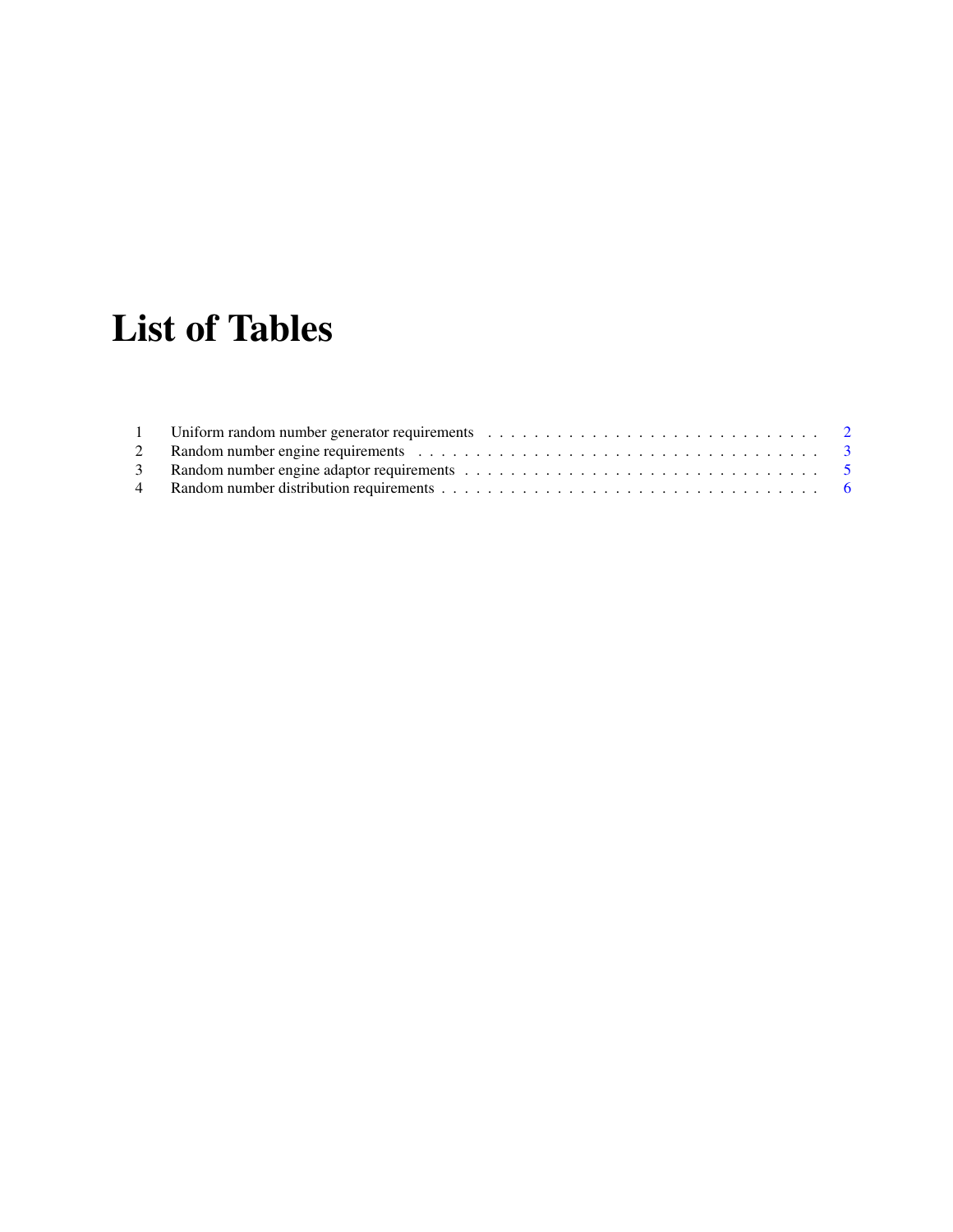# List of Tables

1 Uniform random number generator requirements . . . . . . . . . . . . . . . . . . . . . . . . . . . . . 2
2 Random number engine requirements . . . . . . . . . . . . . . . . . . . . . . . . . . . . . . . . . . . 3
3 Random number engine adaptor requirements . . . . . . . . . . . . . . . . . . . . . . . . . . . . . . . 5
4 Random number distribution requirements . . . . . . . . . . . . . . . . . . . . . . . . . . . . . . . . 6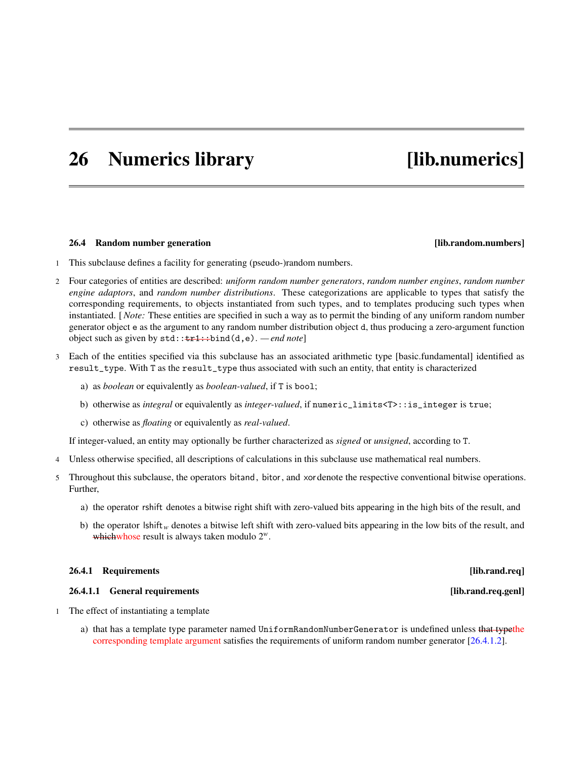# 26 Numerics library [lib.numerics]

### 26.4 Random number generation [lib.random.numbers]

1 This subclause defines a facility for generating (pseudo-)random numbers.

2 Four categories of entities are described: ***uniform random number generators***, ***random number engines***, ***random number engine adaptors***, and ***random number distributions***. These categorizations are applicable to types that satisfy the corresponding requirements, to objects instantiated from such types, and to templates producing such types when instantiated. [ *Note:* These entities are specified in such a way as to permit the binding of any uniform random number generator object `e` as the argument to any random number distribution object `d`, thus producing a zero-argument function object such as given by `std::~~tr1::~~bind(d,e)`. *— end note*]

3 Each of the entities specified via this subclause has an associated arithmetic type [basic.fundamental] identified as `result_type`. With `T` as the `result_type` thus associated with such an entity, that entity is characterized

a) as *boolean* or equivalently as *boolean-valued*, if `T` is `bool`;

b) otherwise as *integral* or equivalently as *integer-valued*, if `numeric_limits<T>::is_integer` is `true`;

c) otherwise as *floating* or equivalently as *real-valued*.

If integer-valued, an entity may optionally be further characterized as *signed* or *unsigned*, according to `T`.

4 Unless otherwise specified, all descriptions of calculations in this subclause use mathematical real numbers.

5 Throughout this subclause, the operators bitand, bitor, and xor denote the respective conventional bitwise operations. Further,

a) the operator rshift denotes a bitwise right shift with zero-valued bits appearing in the high bits of the result, and

b) the operator $\mathsf{lshift}_w$ denotes a bitwise left shift with zero-valued bits appearing in the low bits of the result, and ~~which~~whose result is always taken modulo $2^w$.

#### 26.4.1 Requirements [lib.rand.req]

##### 26.4.1.1 General requirements [lib.rand.req.genl]

1 The effect of instantiating a template

a) that has a template type parameter named `UniformRandomNumberGenerator` is undefined unless ~~that type~~the corresponding template argument satisfies the requirements of uniform random number generator [26.4.1.2].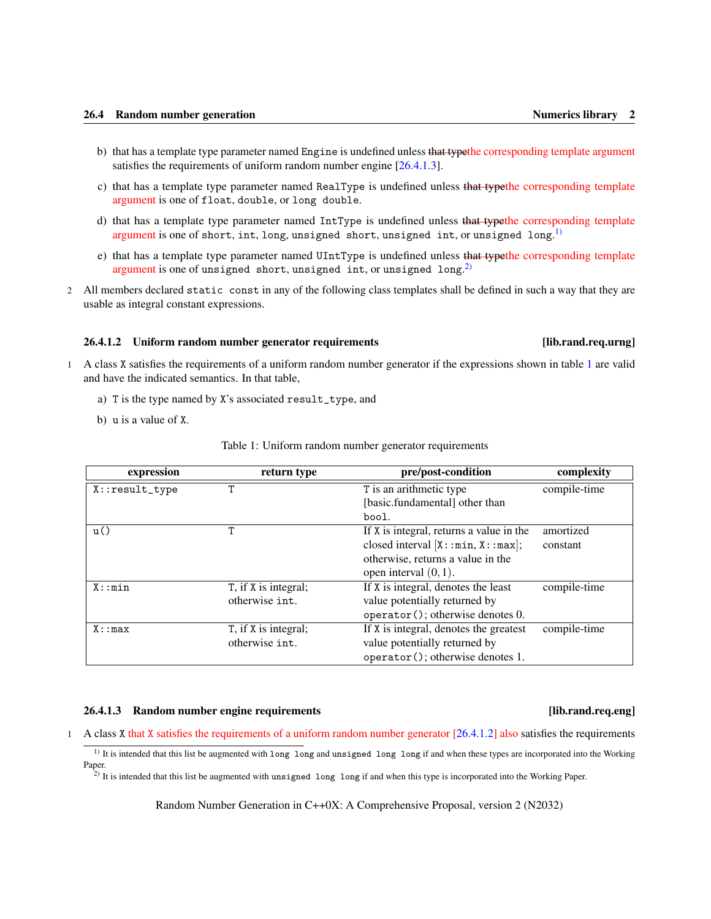b) that has a template type parameter named `Engine` is undefined unless ~~that type~~the corresponding template argument satisfies the requirements of uniform random number engine [26.4.1.3].

c) that has a template type parameter named `RealType` is undefined unless ~~that type~~the corresponding template argument is one of `float`, `double`, or `long double`.

d) that has a template type parameter named `IntType` is undefined unless ~~that type~~the corresponding template argument is one of `short`, `int`, `long`, `unsigned short`, `unsigned int`, or `unsigned long`.[1]

e) that has a template type parameter named `UIntType` is undefined unless ~~that type~~the corresponding template argument is one of `unsigned short`, `unsigned int`, or `unsigned long`.[2]

2 All members declared `static const` in any of the following class templates shall be defined in such a way that they are usable as integral constant expressions.

#### 26.4.1.2 Uniform random number generator requirements [lib.rand.req.urng]

1 A class `X` satisfies the requirements of a uniform random number generator if the expressions shown in table 1 are valid and have the indicated semantics. In that table,

a) `T` is the type named by `X`'s associated `result_type`, and

b) `u` is a value of `X`.

Table 1: Uniform random number generator requirements

| expression | return type | pre/post-condition | complexity |
|---|---|---|---|
| `X::result_type` | `T` | `T` is an arithmetic type [basic.fundamental] other than `bool`. | compile-time |
| `u()` | `T` | If `X` is integral, returns a value in the closed interval [`X::min`, `X::max`]; otherwise, returns a value in the open interval $(0, 1)$. | amortized constant |
| `X::min` | `T`, if `X` is integral; otherwise `int`. | If `X` is integral, denotes the least value potentially returned by `operator()`; otherwise denotes 0. | compile-time |
| `X::max` | `T`, if `X` is integral; otherwise `int`. | If `X` is integral, denotes the greatest value potentially returned by `operator()`; otherwise denotes 1. | compile-time |

#### 26.4.1.3 Random number engine requirements [lib.rand.req.eng]

1 A class `X` that `X` satisfies the requirements of a uniform random number generator [26.4.1.2] also satisfies the requirements

[1] It is intended that this list be augmented with `long long` and `unsigned long long` if and when these types are incorporated into the Working Paper.

[2] It is intended that this list be augmented with `unsigned long long` if and when this type is incorporated into the Working Paper.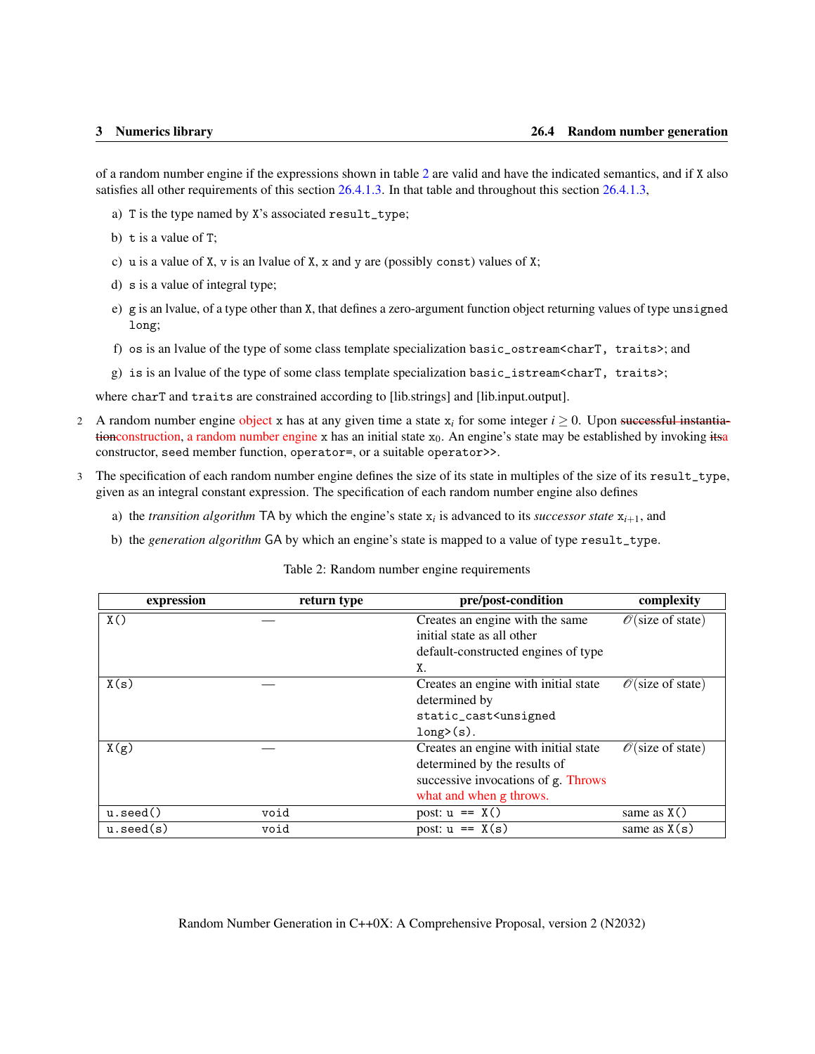of a random number engine if the expressions shown in table 2 are valid and have the indicated semantics, and if `X` also satisfies all other requirements of this section 26.4.1.3. In that table and throughout this section 26.4.1.3,

a) `T` is the type named by `X`'s associated `result_type`;

b) `t` is a value of `T`;

c) `u` is a value of `X`, `v` is an lvalue of `X`, `x` and `y` are (possibly `const`) values of `X`;

d) `s` is a value of integral type;

e) `g` is an lvalue, of a type other than `X`, that defines a zero-argument function object returning values of type `unsigned long`;

f) `os` is an lvalue of the type of some class template specialization `basic_ostream<charT, traits>`; and

g) `is` is an lvalue of the type of some class template specialization `basic_istream<charT, traits>`;

where `charT` and `traits` are constrained according to [lib.strings] and [lib.input.output].

2 A random number engine ~~object~~ object `x` has at any given time a state $x_i$ for some integer $i \geq 0$. Upon ~~successful instantiation~~construction, a random number engine `x` has an initial state $x_0$. An engine's state may be established by invoking ~~its~~a constructor, `seed` member function, `operator=`, or a suitable `operator>>`.

3 The specification of each random number engine defines the size of its state in multiples of the size of its `result_type`, given as an integral constant expression. The specification of each random number engine also defines

a) the *transition algorithm* TA by which the engine's state $x_i$ is advanced to its *successor state* $x_{i+1}$, and

b) the *generation algorithm* GA by which an engine's state is mapped to a value of type `result_type`.

Table 2: Random number engine requirements

| expression | return type | pre/post-condition | complexity |
|---|---|---|---|
| `X()` | — | Creates an engine with the same initial state as all other default-constructed engines of type `X`. | $\mathcal{O}$(size of state) |
| `X(s)` | — | Creates an engine with initial state determined by `static_cast<unsigned long>(s)`. | $\mathcal{O}$(size of state) |
| `X(g)` | — | Creates an engine with initial state determined by the results of successive invocations of `g`. Throws what and when `g` throws. | $\mathcal{O}$(size of state) |
| `u.seed()` | `void` | post: `u == X()` | same as `X()` |
| `u.seed(s)` | `void` | post: `u == X(s)` | same as `X(s)` |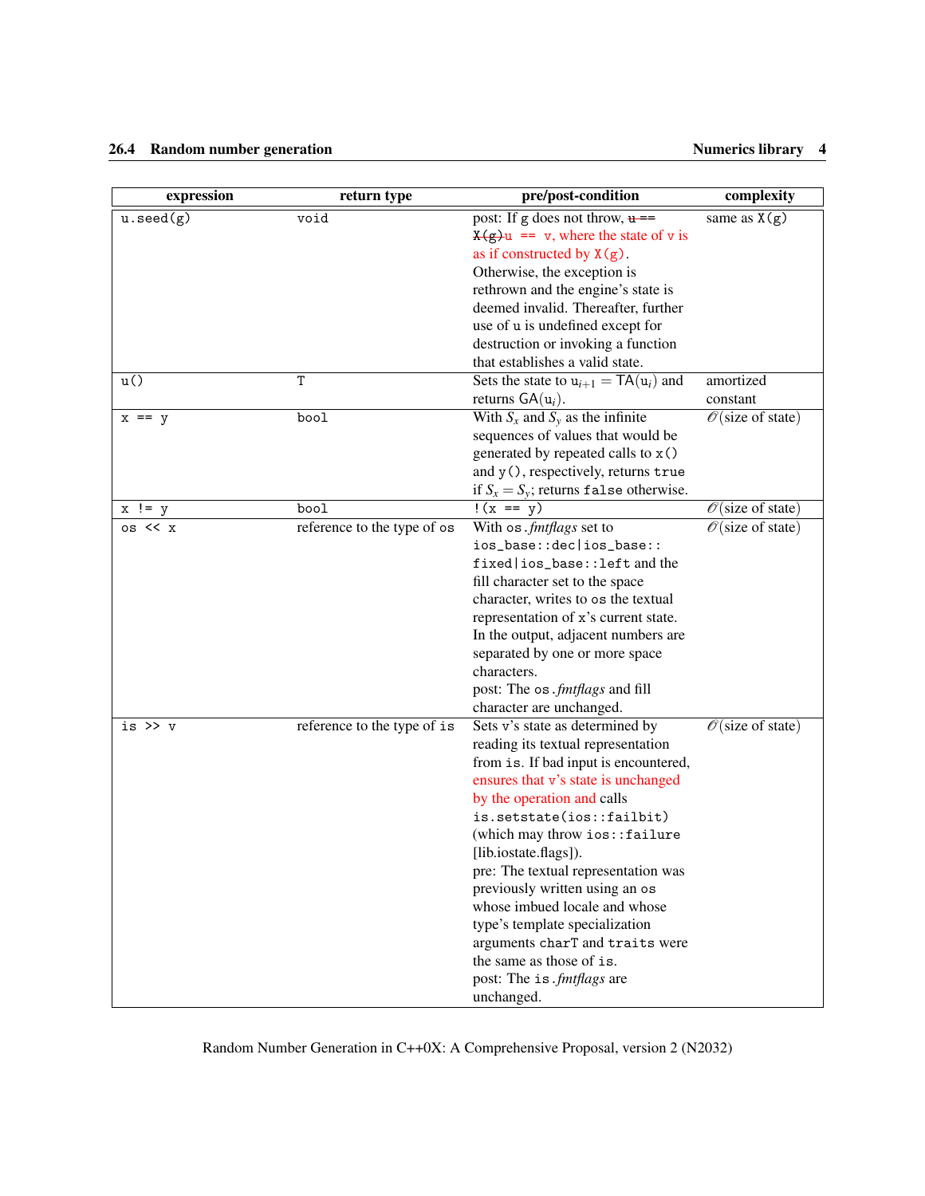| expression | return type | pre/post-condition | complexity |
|---|---|---|---|
| `u.seed(g)` | `void` | post: If `g` does not throw, ~~`u == X(g)`~~ `u == v`, where the state of `v` is as if constructed by `X(g)`. Otherwise, the exception is rethrown and the engine's state is deemed invalid. Thereafter, further use of `u` is undefined except for destruction or invoking a function that establishes a valid state. | same as `X(g)` |
| `u()` | `T` | Sets the state to $\mathsf{u}_{i+1} = \mathsf{TA}(\mathsf{u}_i)$ and returns $\mathsf{GA}(\mathsf{u}_i)$. | amortized constant |
| `x == y` | `bool` | With $S_x$ and $S_y$ as the infinite sequences of values that would be generated by repeated calls to `x()` and `y()`, respectively, returns `true` if $S_x = S_y$; returns `false` otherwise. | $\mathcal{O}$(size of state) |
| `x != y` | `bool` | `!(x == y)` | $\mathcal{O}$(size of state) |
| `os << x` | reference to the type of `os` | With `os.`*fmtflags* set to `ios_base::dec\|ios_base::fixed\|ios_base::left` and the fill character set to the space character, writes to `os` the textual representation of `x`'s current state. In the output, adjacent numbers are separated by one or more space characters. post: The `os.`*fmtflags* and fill character are unchanged. | $\mathcal{O}$(size of state) |
| `is >> v` | reference to the type of `is` | Sets `v`'s state as determined by reading its textual representation from `is`. If bad input is encountered, ensures that `v`'s state is unchanged by the operation and calls `is.setstate(ios::failbit)` (which may throw `ios::failure` [lib.iostate.flags]). pre: The textual representation was previously written using an `os` whose imbued locale and whose type's template specialization arguments `charT` and `traits` were the same as those of `is`. post: The `is.`*fmtflags* are unchanged. | $\mathcal{O}$(size of state) |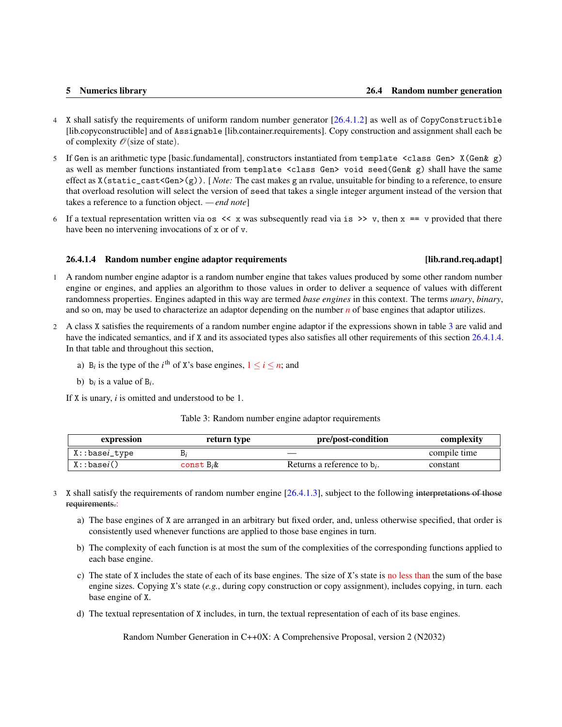4 X shall satisfy the requirements of uniform random number generator [26.4.1.2] as well as of `CopyConstructible` [lib.copyconstructible] and of `Assignable` [lib.container.requirements]. Copy construction and assignment shall each be of complexity $\mathcal{O}$(size of state).

5 If `Gen` is an arithmetic type [basic.fundamental], constructors instantiated from `template <class Gen> X(Gen& g)` as well as member functions instantiated from `template <class Gen> void seed(Gen& g)` shall have the same effect as `X(static_cast<Gen>(g))`. [ *Note:* The cast makes `g` an rvalue, unsuitable for binding to a reference, to ensure that overload resolution will select the version of `seed` that takes a single integer argument instead of the version that takes a reference to a function object. — *end note*]

6 If a textual representation written via `os << x` was subsequently read via `is >> v`, then `x == v` provided that there have been no intervening invocations of `x` or of `v`.

### 26.4.1.4 Random number engine adaptor requirements [lib.rand.req.adapt]

1 A random number engine adaptor is a random number engine that takes values produced by some other random number engine or engines, and applies an algorithm to those values in order to deliver a sequence of values with different randomness properties. Engines adapted in this way are termed *base engines* in this context. The terms *unary*, *binary*, and so on, may be used to characterize an adaptor depending on the number $n$ of base engines that adaptor utilizes.

2 A class X satisfies the requirements of a random number engine adaptor if the expressions shown in table 3 are valid and have the indicated semantics, and if X and its associated types also satisfies all other requirements of this section 26.4.1.4. In that table and throughout this section,

a) $B_i$ is the type of the $i^{\text{th}}$ of X's base engines, $1 \leq i \leq n$; and

b) $b_i$ is a value of $B_i$.

If X is unary, $i$ is omitted and understood to be 1.

Table 3: Random number engine adaptor requirements

| expression | return type | pre/post-condition | complexity |
|---|---|---|---|
| `X::base`$i$`_type` | $B_i$ | — | compile time |
| `X::base`$i$`()` | `const` $B_i$`&` | Returns a reference to $b_i$. | constant |

3 X shall satisfy the requirements of random number engine [26.4.1.3], subject to the following ~~interpretations of those requirements.~~:

a) The base engines of X are arranged in an arbitrary but fixed order, and, unless otherwise specified, that order is consistently used whenever functions are applied to those base engines in turn.

b) The complexity of each function is at most the sum of the complexities of the corresponding functions applied to each base engine.

c) The state of X includes the state of each of its base engines. The size of X's state is no less than the sum of the base engine sizes. Copying X's state (*e.g.*, during copy construction or copy assignment), includes copying, in turn. each base engine of X.

d) The textual representation of X includes, in turn, the textual representation of each of its base engines.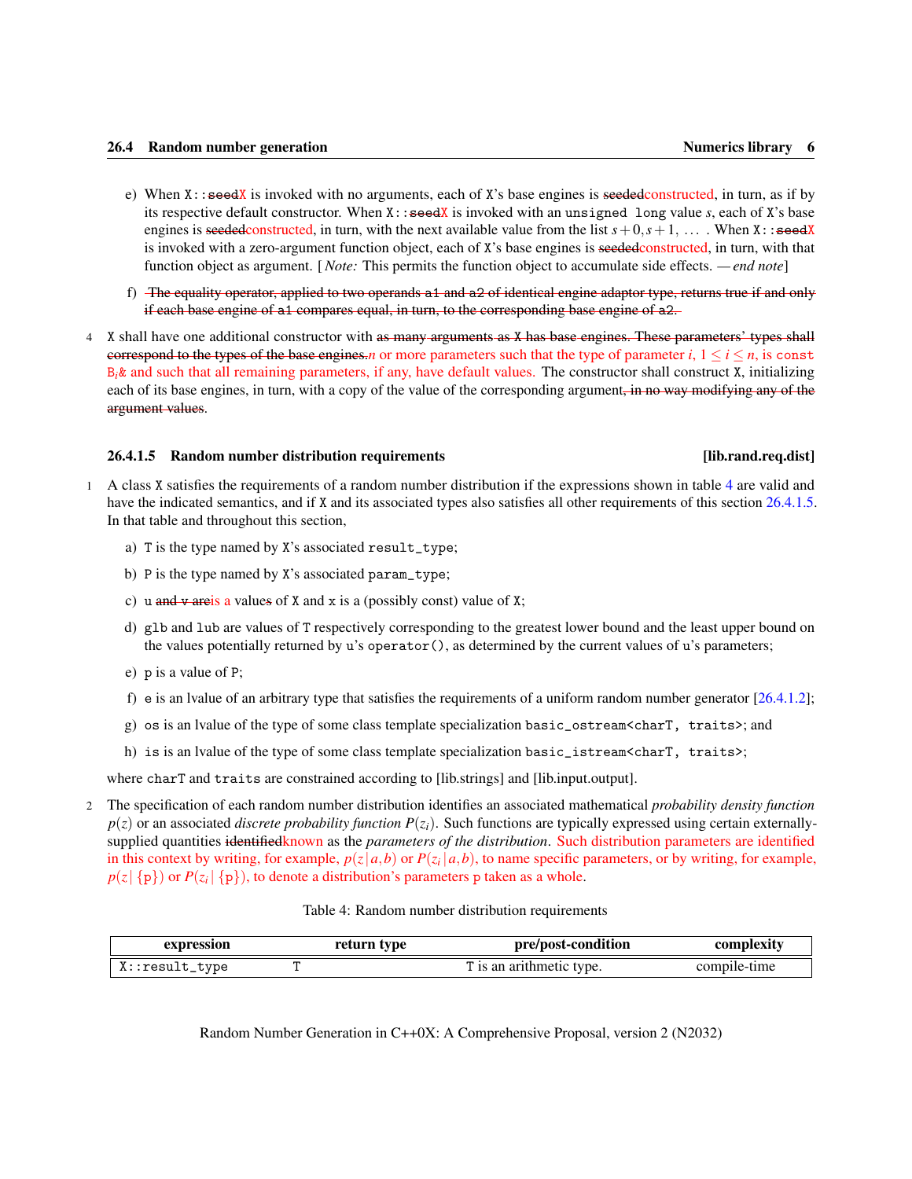e) When `X::seedX` is invoked with no arguments, each of `X`'s base engines is seededconstructed, in turn, as if by its respective default constructor. When `X::seedX` is invoked with an `unsigned long` value *s*, each of `X`'s base engines is seededconstructed, in turn, with the next available value from the list $s+0, s+1, \ldots$ . When `X::seedX` is invoked with a zero-argument function object, each of `X`'s base engines is seededconstructed, in turn, with that function object as argument. [ *Note:* This permits the function object to accumulate side effects. — *end note*]

f) ~~The equality operator, applied to two operands `a1` and `a2` of identical engine adaptor type, returns true if and only if each base engine of `a1` compares equal, in turn, to the corresponding base engine of `a2`.~~

4 `X` shall have one additional constructor with ~~as many arguments as `X` has base engines. These parameters' types shall correspond to the types of the base engines.~~ $n$ or more parameters such that the type of parameter $i$, $1 \le i \le n$, is `const` $B_i$`&` and such that all remaining parameters, if any, have default values. The constructor shall construct `X`, initializing each of its base engines, in turn, with a copy of the value of the corresponding argument~~, in no way modifying any of the argument values~~.

### 26.4.1.5 Random number distribution requirements [lib.rand.req.dist]

1 A class `X` satisfies the requirements of a random number distribution if the expressions shown in table 4 are valid and have the indicated semantics, and if `X` and its associated types also satisfies all other requirements of this section 26.4.1.5. In that table and throughout this section,

a) `T` is the type named by `X`'s associated `result_type`;

b) `P` is the type named by `X`'s associated `param_type`;

c) `u` ~~and `v` are~~is a values of `X` and `x` is a (possibly const) value of `X`;

d) `glb` and `lub` are values of `T` respectively corresponding to the greatest lower bound and the least upper bound on the values potentially returned by `u`'s `operator()`, as determined by the current values of `u`'s parameters;

e) `p` is a value of `P`;

f) `e` is an lvalue of an arbitrary type that satisfies the requirements of a uniform random number generator [26.4.1.2];

g) `os` is an lvalue of the type of some class template specialization `basic_ostream<charT, traits>`; and

h) `is` is an lvalue of the type of some class template specialization `basic_istream<charT, traits>`;

where `charT` and `traits` are constrained according to [lib.strings] and [lib.input.output].

2 The specification of each random number distribution identifies an associated mathematical *probability density function* $p(z)$ or an associated *discrete probability function* $P(z_i)$. Such functions are typically expressed using certain externally-supplied quantities identifiedknown as the *parameters of the distribution*. Such distribution parameters are identified in this context by writing, for example, $p(z\,|\,a,b)$ or $P(z_i\,|\,a,b)$, to name specific parameters, or by writing, for example, $p(z\,|\,\{\texttt{p}\})$ or $P(z_i\,|\,\{\texttt{p}\})$, to denote a distribution's parameters `p` taken as a whole.

Table 4: Random number distribution requirements

| expression | return type | pre/post-condition | complexity |
|---|---|---|---|
| `X::result_type` | `T` | `T` is an arithmetic type. | compile-time |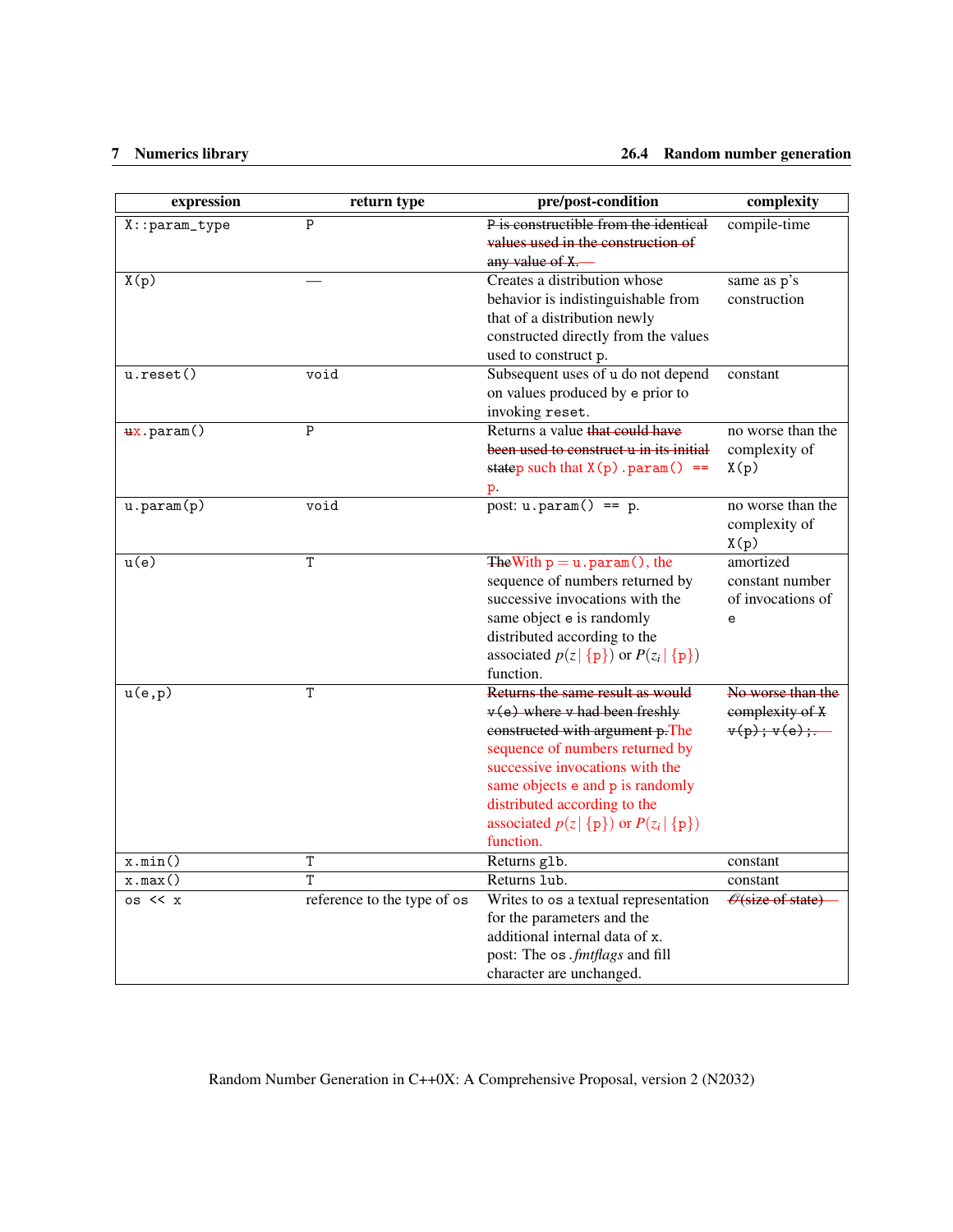| expression | return type | pre/post-condition | complexity |
|---|---|---|---|
| `X::param_type` | `P` | ~~`P` is constructible from the identical values used in the construction of any value of `X`.~~ | compile-time |
| `X(p)` | — | Creates a distribution whose behavior is indistinguishable from that of a distribution newly constructed directly from the values used to construct `p`. | same as `p`'s construction |
| `u.reset()` | `void` | Subsequent uses of `u` do not depend on values produced by `e` prior to invoking `reset`. | constant |
| ~~`u`~~`x.param()` | `P` | Returns a value ~~that could have been used to construct `u` in its initial state~~`p` such that `X(p).param() == p`. | no worse than the complexity of `X(p)` |
| `u.param(p)` | `void` | post: `u.param() == p`. | no worse than the complexity of `X(p)` |
| `u(e)` | `T` | ~~The~~With `p` = `u.param()`, the sequence of numbers returned by successive invocations with the same object `e` is randomly distributed according to the associated $p(z \mid \{\texttt{p}\})$ or $P(z_i \mid \{\texttt{p}\})$ function. | amortized constant number of invocations of `e` |
| `u(e,p)` | `T` | ~~Returns the same result as would `v(e)` where `v` had been freshly constructed with argument `p`.~~The sequence of numbers returned by successive invocations with the same objects `e` and `p` is randomly distributed according to the associated $p(z \mid \{\texttt{p}\})$ or $P(z_i \mid \{\texttt{p}\})$ function. | ~~No worse than the complexity of `X v(p); v(e);`.~~ |
| `x.min()` | `T` | Returns `glb`. | constant |
| `x.max()` | `T` | Returns `lub`. | constant |
| `os << x` | reference to the type of `os` | Writes to `os` a textual representation for the parameters and the additional internal data of `x`. post: The `os.`*fmtflags* and fill character are unchanged. | ~~$\mathcal{O}$(size of state)~~ |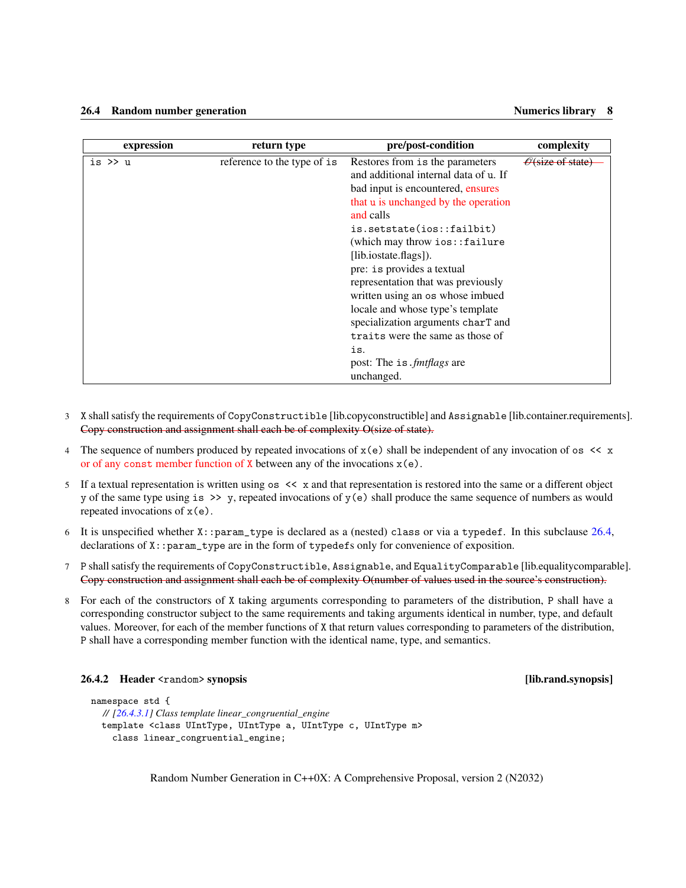| expression | return type | pre/post-condition | complexity |
|---|---|---|---|
| `is >> u` | reference to the type of `is` | Restores from `is` the parameters and additional internal data of `u`. If bad input is encountered, ensures that `u` is unchanged by the operation and calls `is.setstate(ios::failbit)` (which may throw `ios::failure` [lib.iostate.flags]). pre: `is` provides a textual representation that was previously written using an `os` whose imbued locale and whose type's template specialization arguments `charT` and `traits` were the same as those of `is`. post: The `is`.*fmtflags* are unchanged. | ~~$\mathcal{O}$(size of state)~~ |

3 `X` shall satisfy the requirements of `CopyConstructible` [lib.copyconstructible] and `Assignable` [lib.container.requirements]. ~~Copy construction and assignment shall each be of complexity O(size of state).~~

4 The sequence of numbers produced by repeated invocations of `x(e)` shall be independent of any invocation of `os << x` or of any `const` member function of `X` between any of the invocations `x(e)`.

5 If a textual representation is written using `os << x` and that representation is restored into the same or a different object `y` of the same type using `is >> y`, repeated invocations of `y(e)` shall produce the same sequence of numbers as would repeated invocations of `x(e)`.

6 It is unspecified whether `X::param_type` is declared as a (nested) `class` or via a `typedef`. In this subclause 26.4, declarations of `X::param_type` are in the form of `typedef`s only for convenience of exposition.

7 `P` shall satisfy the requirements of `CopyConstructible`, `Assignable`, and `EqualityComparable` [lib.equalitycomparable]. ~~Copy construction and assignment shall each be of complexity O(number of values used in the source's construction).~~

8 For each of the constructors of `X` taking arguments corresponding to parameters of the distribution, `P` shall have a corresponding constructor subject to the same requirements and taking arguments identical in number, type, and default values. Moreover, for each of the member functions of `X` that return values corresponding to parameters of the distribution, `P` shall have a corresponding member function with the identical name, type, and semantics.

### 26.4.2 Header `<random>` synopsis [lib.rand.synopsis]

```
namespace std {
  // [26.4.3.1] Class template linear_congruential_engine
  template <class UIntType, UIntType a, UIntType c, UIntType m>
    class linear_congruential_engine;
```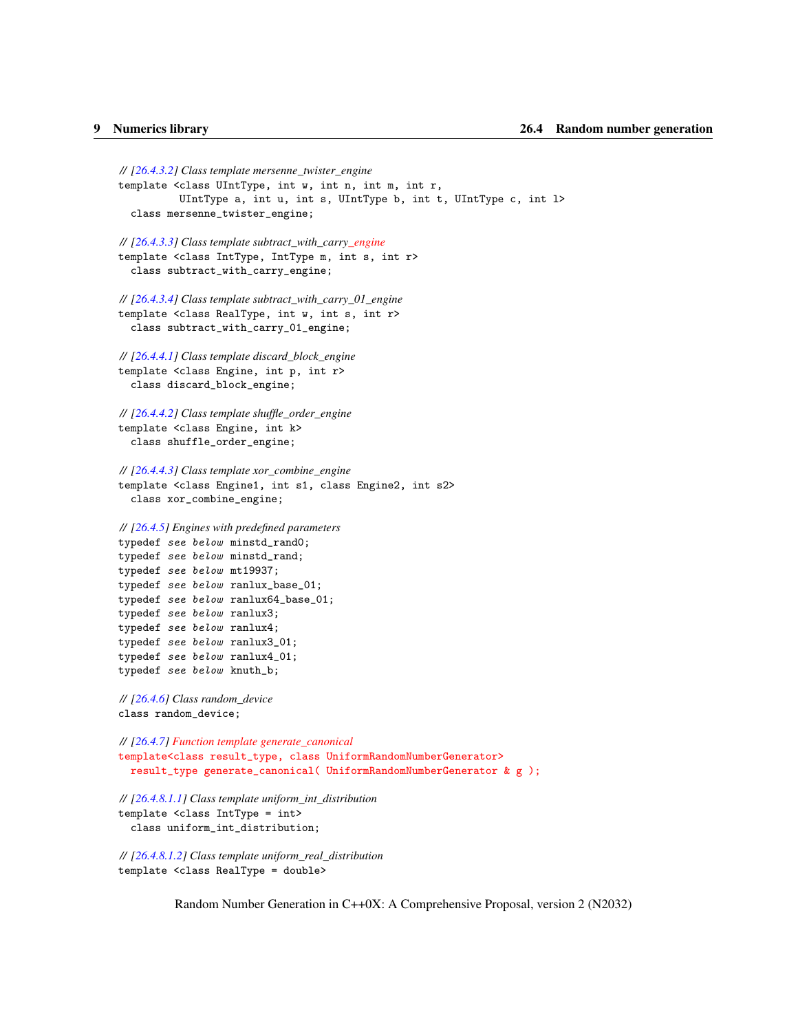```
// [26.4.3.2] Class template mersenne_twister_engine
template <class UIntType, int w, int n, int m, int r,
          UIntType a, int u, int s, UIntType b, int t, UIntType c, int l>
  class mersenne_twister_engine;

// [26.4.3.3] Class template subtract_with_carry_engine
template <class IntType, IntType m, int s, int r>
  class subtract_with_carry_engine;

// [26.4.3.4] Class template subtract_with_carry_01_engine
template <class RealType, int w, int s, int r>
  class subtract_with_carry_01_engine;

// [26.4.4.1] Class template discard_block_engine
template <class Engine, int p, int r>
  class discard_block_engine;

// [26.4.4.2] Class template shuffle_order_engine
template <class Engine, int k>
  class shuffle_order_engine;

// [26.4.4.3] Class template xor_combine_engine
template <class Engine1, int s1, class Engine2, int s2>
  class xor_combine_engine;

// [26.4.5] Engines with predefined parameters
typedef see below minstd_rand0;
typedef see below minstd_rand;
typedef see below mt19937;
typedef see below ranlux_base_01;
typedef see below ranlux64_base_01;
typedef see below ranlux3;
typedef see below ranlux4;
typedef see below ranlux3_01;
typedef see below ranlux4_01;
typedef see below knuth_b;

// [26.4.6] Class random_device
class random_device;

// [26.4.7] Function template generate_canonical
template<class result_type, class UniformRandomNumberGenerator>
  result_type generate_canonical( UniformRandomNumberGenerator & g );

// [26.4.8.1.1] Class template uniform_int_distribution
template <class IntType = int>
  class uniform_int_distribution;

// [26.4.8.1.2] Class template uniform_real_distribution
template <class RealType = double>
```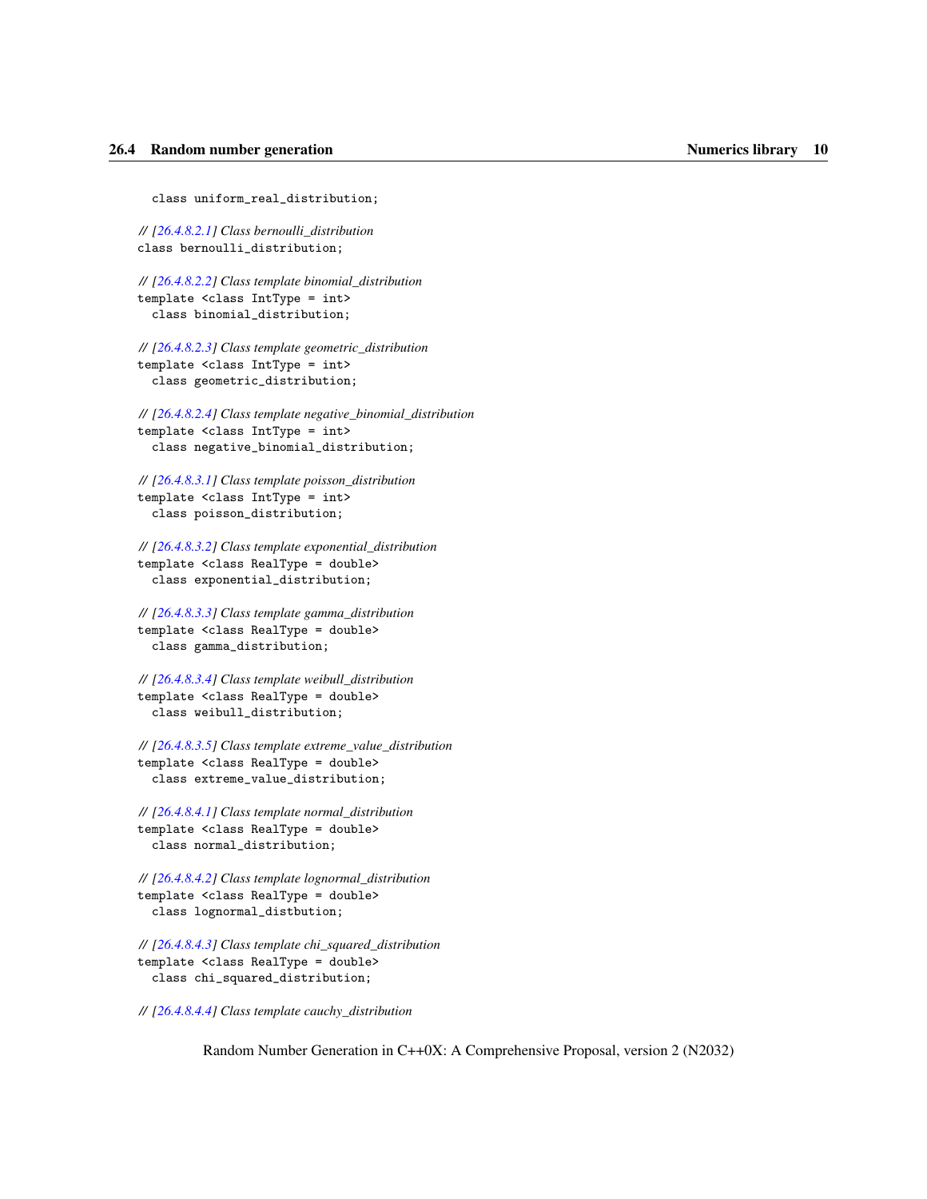```
    class uniform_real_distribution;

  // [26.4.8.2.1] Class bernoulli_distribution
  class bernoulli_distribution;

  // [26.4.8.2.2] Class template binomial_distribution
  template <class IntType = int>
    class binomial_distribution;

  // [26.4.8.2.3] Class template geometric_distribution
  template <class IntType = int>
    class geometric_distribution;

  // [26.4.8.2.4] Class template negative_binomial_distribution
  template <class IntType = int>
    class negative_binomial_distribution;

  // [26.4.8.3.1] Class template poisson_distribution
  template <class IntType = int>
    class poisson_distribution;

  // [26.4.8.3.2] Class template exponential_distribution
  template <class RealType = double>
    class exponential_distribution;

  // [26.4.8.3.3] Class template gamma_distribution
  template <class RealType = double>
    class gamma_distribution;

  // [26.4.8.3.4] Class template weibull_distribution
  template <class RealType = double>
    class weibull_distribution;

  // [26.4.8.3.5] Class template extreme_value_distribution
  template <class RealType = double>
    class extreme_value_distribution;

  // [26.4.8.4.1] Class template normal_distribution
  template <class RealType = double>
    class normal_distribution;

  // [26.4.8.4.2] Class template lognormal_distribution
  template <class RealType = double>
    class lognormal_distbution;

  // [26.4.8.4.3] Class template chi_squared_distribution
  template <class RealType = double>
    class chi_squared_distribution;

  // [26.4.8.4.4] Class template cauchy_distribution
```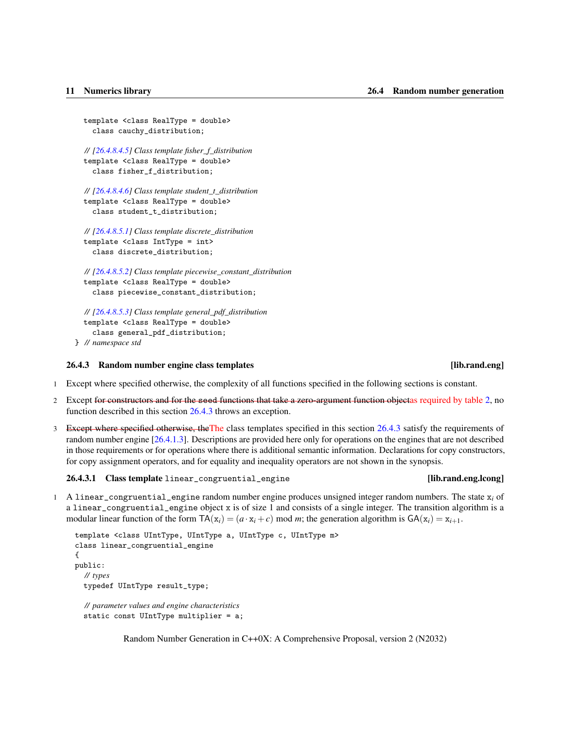```
  template <class RealType = double>
    class cauchy_distribution;

  // [26.4.8.4.5] Class template fisher_f_distribution
  template <class RealType = double>
    class fisher_f_distribution;

  // [26.4.8.4.6] Class template student_t_distribution
  template <class RealType = double>
    class student_t_distribution;

  // [26.4.8.5.1] Class template discrete_distribution
  template <class IntType = int>
    class discrete_distribution;

  // [26.4.8.5.2] Class template piecewise_constant_distribution
  template <class RealType = double>
    class piecewise_constant_distribution;

  // [26.4.8.5.3] Class template general_pdf_distribution
  template <class RealType = double>
    class general_pdf_distribution;
} // namespace std
```

### 26.4.3 Random number engine class templates [lib.rand.eng]

1 Except where specified otherwise, the complexity of all functions specified in the following sections is constant.

2 Except ~~for constructors and for the seed functions that take a zero-argument function object~~as required by table 2, no function described in this section 26.4.3 throws an exception.

3 ~~Except where specified otherwise, the~~The class templates specified in this section 26.4.3 satisfy the requirements of random number engine [26.4.1.3]. Descriptions are provided here only for operations on the engines that are not described in those requirements or for operations where there is additional semantic information. Declarations for copy constructors, for copy assignment operators, and for equality and inequality operators are not shown in the synopsis.

#### 26.4.3.1 Class template `linear_congruential_engine` [lib.rand.eng.lcong]

1 A `linear_congruential_engine` random number engine produces unsigned integer random numbers. The state $x_i$ of a `linear_congruential_engine` object `x` is of size 1 and consists of a single integer. The transition algorithm is a modular linear function of the form $\mathsf{TA}(x_i) = (a \cdot x_i + c) \bmod m$; the generation algorithm is $\mathsf{GA}(x_i) = x_{i+1}$.

```
template <class UIntType, UIntType a, UIntType c, UIntType m>
class linear_congruential_engine
{
public:
  // types
  typedef UIntType result_type;

  // parameter values and engine characteristics
  static const UIntType multiplier = a;
```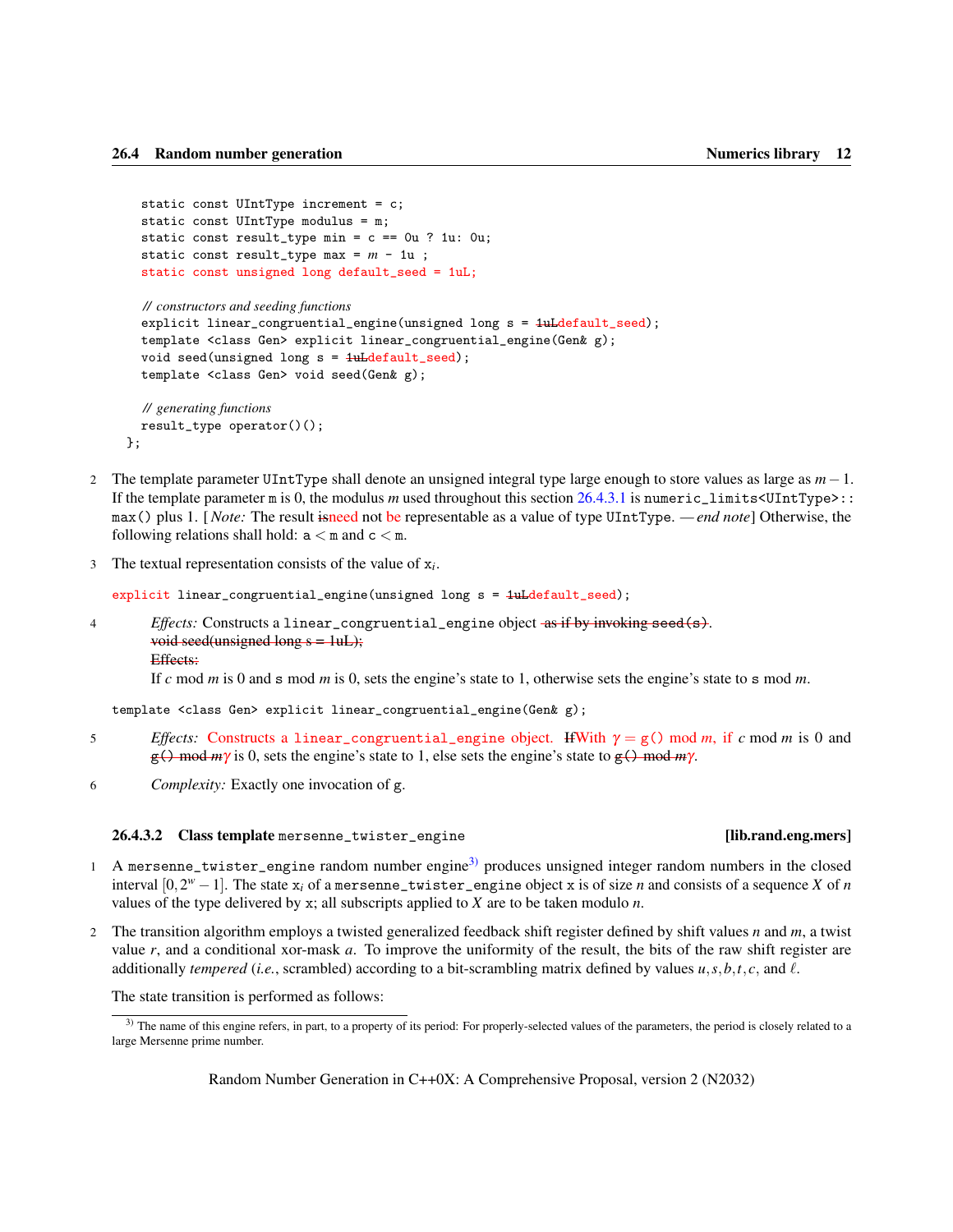```
  static const UIntType increment = c;
  static const UIntType modulus = m;
  static const result_type min = c == 0u ? 1u: 0u;
  static const result_type max = m - 1u ;
  static const unsigned long default_seed = 1uL;

  // constructors and seeding functions
  explicit linear_congruential_engine(unsigned long s = 1uLdefault_seed);
  template <class Gen> explicit linear_congruential_engine(Gen& g);
  void seed(unsigned long s = 1uLdefault_seed);
  template <class Gen> void seed(Gen& g);

  // generating functions
  result_type operator()();
};
```

2 The template parameter `UIntType` shall denote an unsigned integral type large enough to store values as large as $m-1$. If the template parameter `m` is 0, the modulus $m$ used throughout this section 26.4.3.1 is `numeric_limits<UIntType>::max()` plus 1. [ *Note:* The result ~~is~~need not be representable as a value of type `UIntType`. — *end note*] Otherwise, the following relations shall hold: `a` $<$ `m` and `c` $<$ `m`.

3 The textual representation consists of the value of $x_i$.

```
explicit linear_congruential_engine(unsigned long s = 1uLdefault_seed);
```

4 *Effects:* Constructs a `linear_congruential_engine` object ~~as if by invoking `seed(s)`~~.
~~void seed(unsigned long s = 1uL);~~
~~Effects:~~
If $c$ mod $m$ is 0 and `s` mod $m$ is 0, sets the engine's state to 1, otherwise sets the engine's state to `s` mod $m$.

```
template <class Gen> explicit linear_congruential_engine(Gen& g);
```

5 *Effects:* Constructs a `linear_congruential_engine` object. ~~If~~With $\gamma$ = `g()` mod $m$, if $c$ mod $m$ is 0 and ~~`g()` mod $m$~~$\gamma$ is 0, sets the engine's state to 1, else sets the engine's state to ~~`g()` mod $m$~~$\gamma$.

6 *Complexity:* Exactly one invocation of `g`.

### 26.4.3.2 Class template `mersenne_twister_engine` [lib.rand.eng.mers]

1 A `mersenne_twister_engine` random number engine[3] produces unsigned integer random numbers in the closed interval $[0, 2^w - 1]$. The state $x_i$ of a `mersenne_twister_engine` object `x` is of size $n$ and consists of a sequence $X$ of $n$ values of the type delivered by `x`; all subscripts applied to $X$ are to be taken modulo $n$.

2 The transition algorithm employs a twisted generalized feedback shift register defined by shift values $n$ and $m$, a twist value $r$, and a conditional xor-mask $a$. To improve the uniformity of the result, the bits of the raw shift register are additionally *tempered* (*i.e.*, scrambled) according to a bit-scrambling matrix defined by values $u, s, b, t, c$, and $\ell$.

The state transition is performed as follows:

[3] The name of this engine refers, in part, to a property of its period: For properly-selected values of the parameters, the period is closely related to a large Mersenne prime number.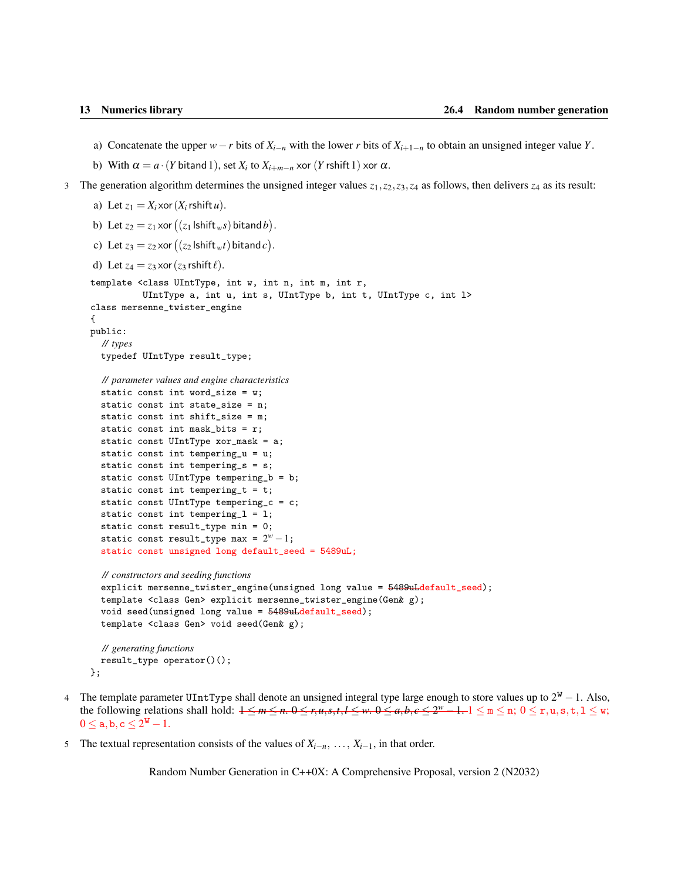a) Concatenate the upper $w-r$ bits of $X_{i-n}$ with the lower $r$ bits of $X_{i+1-n}$ to obtain an unsigned integer value $Y$.

b) With $\alpha = a \cdot (Y \operatorname{bitand} 1)$, set $X_i$ to $X_{i+m-n} \operatorname{xor} (Y \operatorname{rshift} 1) \operatorname{xor} \alpha$.

3 The generation algorithm determines the unsigned integer values $z_1, z_2, z_3, z_4$ as follows, then delivers $z_4$ as its result:

a) Let $z_1 = X_i \operatorname{xor} (X_i \operatorname{rshift} u)$.

b) Let $z_2 = z_1 \operatorname{xor} \left( (z_1 \operatorname{lshift}_w s) \operatorname{bitand} b \right)$.

c) Let $z_3 = z_2 \operatorname{xor} \left( (z_2 \operatorname{lshift}_w t) \operatorname{bitand} c \right)$.

d) Let $z_4 = z_3 \operatorname{xor} (z_3 \operatorname{rshift} \ell)$.

```
template <class UIntType, int w, int n, int m, int r,
          UIntType a, int u, int s, UIntType b, int t, UIntType c, int l>
class mersenne_twister_engine
{
public:
  // types
  typedef UIntType result_type;

  // parameter values and engine characteristics
  static const int word_size = w;
  static const int state_size = n;
  static const int shift_size = m;
  static const int mask_bits = r;
  static const UIntType xor_mask = a;
  static const int tempering_u = u;
  static const int tempering_s = s;
  static const UIntType tempering_b = b;
  static const int tempering_t = t;
  static const UIntType tempering_c = c;
  static const int tempering_l = l;
  static const result_type min = 0;
  static const result_type max = 2^w - 1;
  static const unsigned long default_seed = 5489uL;

  // constructors and seeding functions
  explicit mersenne_twister_engine(unsigned long value = 5489uLdefault_seed);
  template <class Gen> explicit mersenne_twister_engine(Gen& g);
  void seed(unsigned long value = 5489uLdefault_seed);
  template <class Gen> void seed(Gen& g);

  // generating functions
  result_type operator()();
};
```

4 The template parameter `UIntType` shall denote an unsigned integral type large enough to store values up to $2^{\mathtt{w}} - 1$. Also, the following relations shall hold: ~~$1 \le m \le n$. $0 \le r,u,s,t,l \le w$. $0 \le a,b,c \le 2^w - 1$.~~ $1 \le \mathtt{m} \le \mathtt{n}$; $0 \le \mathtt{r,u,s,t,l} \le \mathtt{w}$; $0 \le \mathtt{a,b,c} \le 2^{\mathtt{w}} - 1$.

5 The textual representation consists of the values of $X_{i-n}, \ldots, X_{i-1}$, in that order.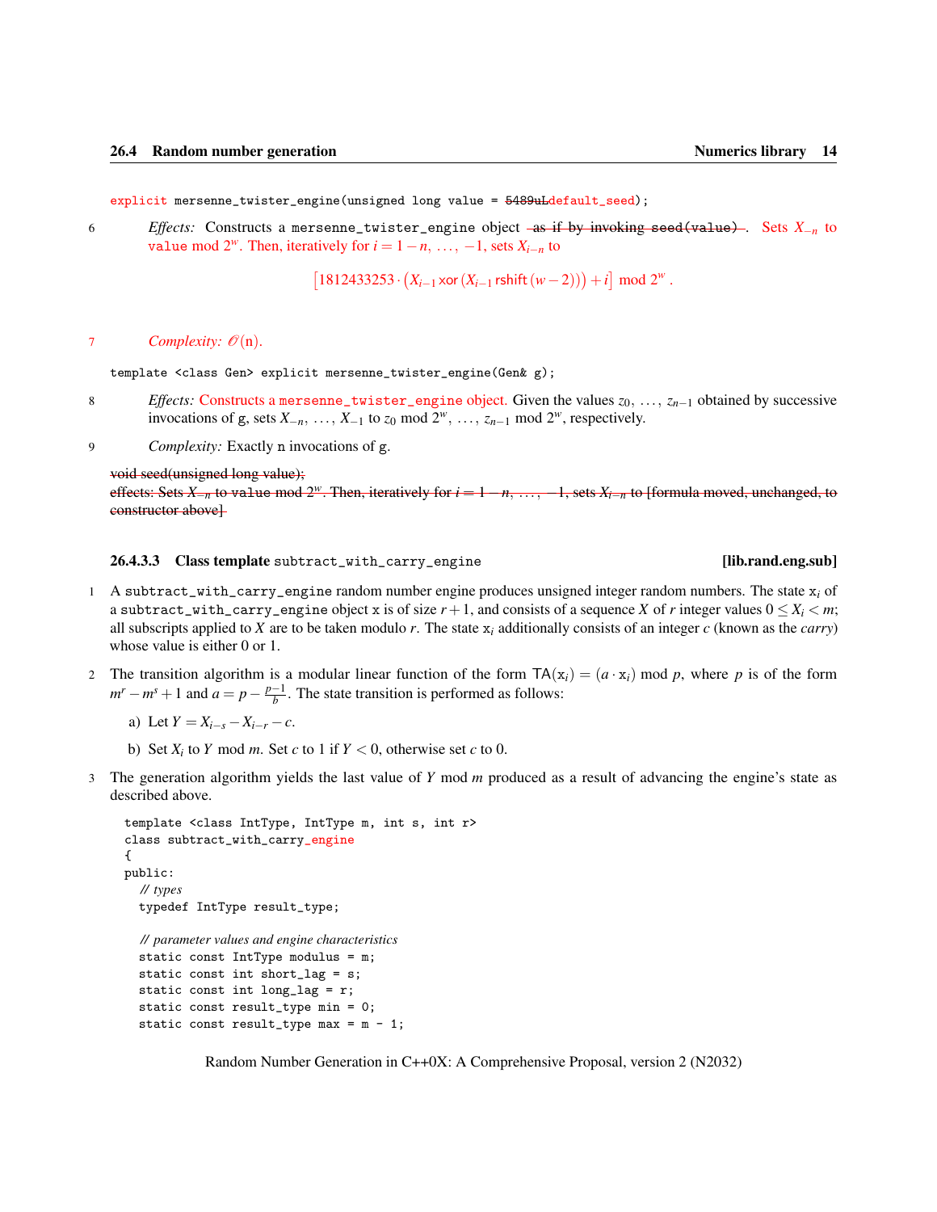```
explicit mersenne_twister_engine(unsigned long value = 5489uLdefault_seed);
```

6 *Effects:* Constructs a `mersenne_twister_engine` object ~~as if by invoking `seed(value)`~~. Sets $X_{-n}$ to `value` mod $2^w$. Then, iteratively for $i = 1-n, \ldots, -1$, sets $X_{i-n}$ to

$$\left[1812433253 \cdot \left(X_{i-1} \operatorname{xor} \left(X_{i-1} \operatorname{rshift}(w-2)\right)\right) + i\right] \bmod 2^w .$$

7 *Complexity:* $\mathcal{O}(\mathrm{n})$.

```
template <class Gen> explicit mersenne_twister_engine(Gen& g);
```

8 *Effects:* Constructs a `mersenne_twister_engine` object. Given the values $z_0, \ldots, z_{n-1}$ obtained by successive invocations of `g`, sets $X_{-n}, \ldots, X_{-1}$ to $z_0 \bmod 2^w, \ldots, z_{n-1} \bmod 2^w$, respectively.

9 *Complexity:* Exactly `n` invocations of `g`.

~~void seed(unsigned long value);~~
~~effects: Sets $X_{-n}$ to `value` mod $2^w$. Then, iteratively for $i = 1-n, \ldots, -1$, sets $X_{i-n}$ to [formula moved, unchanged, to constructor above]~~

### 26.4.3.3 Class template `subtract_with_carry_engine` [lib.rand.eng.sub]

1 A `subtract_with_carry_engine` random number engine produces unsigned integer random numbers. The state $\mathrm{x}_i$ of a `subtract_with_carry_engine` object `x` is of size $r+1$, and consists of a sequence $X$ of $r$ integer values $0 \le X_i < m$; all subscripts applied to $X$ are to be taken modulo $r$. The state $\mathrm{x}_i$ additionally consists of an integer $c$ (known as the *carry*) whose value is either 0 or 1.

2 The transition algorithm is a modular linear function of the form $\mathsf{TA}(\mathrm{x}_i) = (a \cdot \mathrm{x}_i) \bmod p$, where $p$ is of the form $m^r - m^s + 1$ and $a = p - \frac{p-1}{b}$. The state transition is performed as follows:

a) Let $Y = X_{i-s} - X_{i-r} - c$.

b) Set $X_i$ to $Y \bmod m$. Set $c$ to 1 if $Y < 0$, otherwise set $c$ to 0.

3 The generation algorithm yields the last value of $Y \bmod m$ produced as a result of advancing the engine's state as described above.

```
template <class IntType, IntType m, int s, int r>
class subtract_with_carry_engine
{
public:
  // types
  typedef IntType result_type;

  // parameter values and engine characteristics
  static const IntType modulus = m;
  static const int short_lag = s;
  static const int long_lag = r;
  static const result_type min = 0;
  static const result_type max = m - 1;
```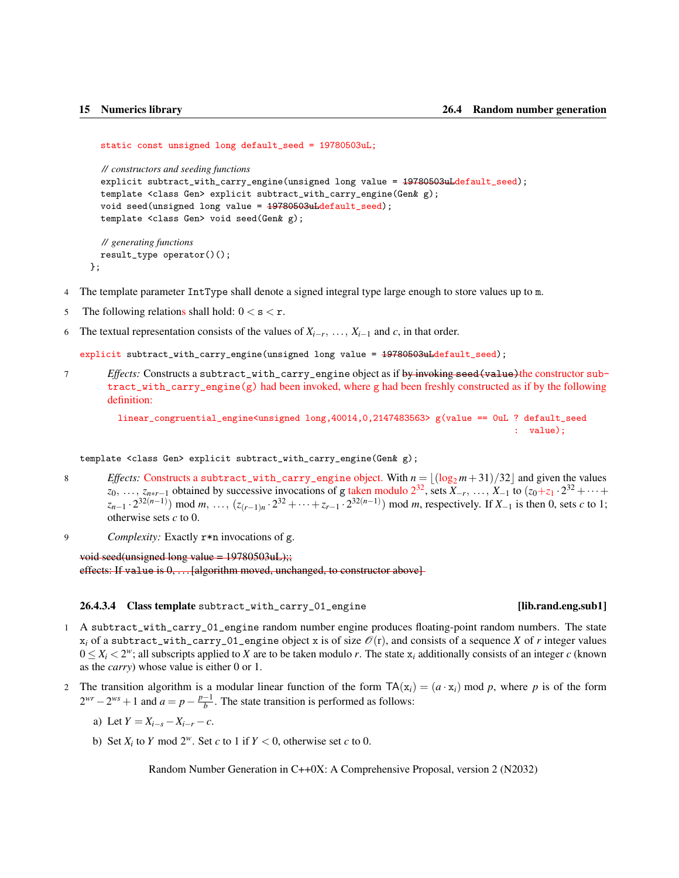```
    static const unsigned long default_seed = 19780503uL;

    // constructors and seeding functions
    explicit subtract_with_carry_engine(unsigned long value = 19780503uLdefault_seed);
    template <class Gen> explicit subtract_with_carry_engine(Gen& g);
    void seed(unsigned long value = 19780503uLdefault_seed);
    template <class Gen> void seed(Gen& g);

    // generating functions
    result_type operator()();
  };
```

4 The template parameter `IntType` shall denote a signed integral type large enough to store values up to `m`.

5 The following relations shall hold: $0 < \mathtt{s} < \mathtt{r}$.

6 The textual representation consists of the values of $X_{i-r}, \ldots, X_{i-1}$ and $c$, in that order.

```
explicit subtract_with_carry_engine(unsigned long value = 19780503uLdefault_seed);
```

7 *Effects:* Constructs a `subtract_with_carry_engine` object as if ~~by invoking `seed(value)`~~ the constructor `subtract_with_carry_engine(g)` had been invoked, where `g` had been freshly constructed as if by the following definition:

```
linear_congruential_engine<unsigned long,40014,0,2147483563> g(value == 0uL ? default_seed
                                                                             :  value);
```

```
template <class Gen> explicit subtract_with_carry_engine(Gen& g);
```

8 *Effects:* Constructs a `subtract_with_carry_engine` object. With $n = \lfloor(\log_2 m + 31)/32\rfloor$ and given the values $z_0, \ldots, z_{n*r-1}$ obtained by successive invocations of `g` taken modulo $2^{32}$, sets $X_{-r}, \ldots, X_{-1}$ to $(z_0 + z_1 \cdot 2^{32} + \cdots + z_{n-1} \cdot 2^{32(n-1)}) \bmod m, \ldots, (z_{(r-1)n} \cdot 2^{32} + \cdots + z_{r-1} \cdot 2^{32(n-1)}) \bmod m$, respectively. If $X_{-1}$ is then 0, sets $c$ to 1; otherwise sets $c$ to 0.

9 *Complexity:* Exactly `r*n` invocations of `g`.

~~void seed(unsigned long value = 19780503uL);;~~
~~effects: If `value` is 0, ... [algorithm moved, unchanged, to constructor above]~~

### 26.4.3.4 Class template `subtract_with_carry_01_engine` [lib.rand.eng.sub1]

1 A `subtract_with_carry_01_engine` random number engine produces floating-point random numbers. The state $\mathtt{x}_i$ of a `subtract_with_carry_01_engine` object `x` is of size $\mathscr{O}(\mathrm{r})$, and consists of a sequence $X$ of $r$ integer values $0 \le X_i < 2^w$; all subscripts applied to $X$ are to be taken modulo $r$. The state $\mathtt{x}_i$ additionally consists of an integer $c$ (known as the *carry*) whose value is either 0 or 1.

2 The transition algorithm is a modular linear function of the form $\mathsf{TA}(\mathtt{x}_i) = (a \cdot \mathtt{x}_i) \bmod p$, where $p$ is of the form $2^{wr} - 2^{ws} + 1$ and $a = p - \frac{p-1}{b}$. The state transition is performed as follows:

a) Let $Y = X_{i-s} - X_{i-r} - c$.

b) Set $X_i$ to $Y \bmod 2^w$. Set $c$ to 1 if $Y < 0$, otherwise set $c$ to 0.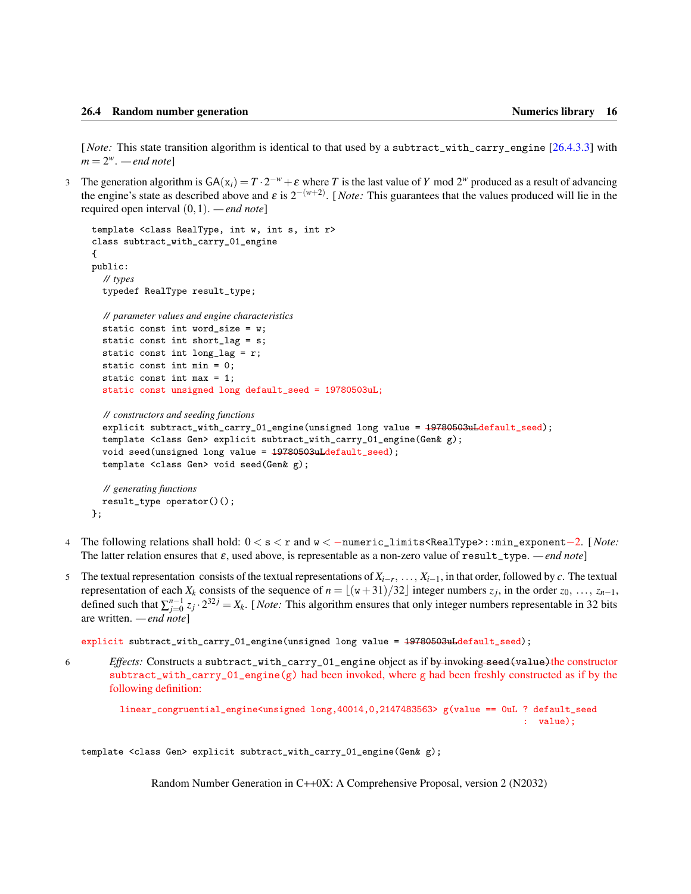[*Note:* This state transition algorithm is identical to that used by a `subtract_with_carry_engine` [26.4.3.3] with $m = 2^w$. — *end note*]

3 The generation algorithm is $\mathsf{GA}(\mathtt{x}_i) = T \cdot 2^{-w} + \varepsilon$ where $T$ is the last value of $Y \bmod 2^w$ produced as a result of advancing the engine's state as described above and $\varepsilon$ is $2^{-(w+2)}$. [*Note:* This guarantees that the values produced will lie in the required open interval $(0,1)$. — *end note*]

```
template <class RealType, int w, int s, int r>
class subtract_with_carry_01_engine
{
public:
  // types
  typedef RealType result_type;

  // parameter values and engine characteristics
  static const int word_size = w;
  static const int short_lag = s;
  static const int long_lag = r;
  static const int min = 0;
  static const int max = 1;
  static const unsigned long default_seed = 19780503uL;

  // constructors and seeding functions
  explicit subtract_with_carry_01_engine(unsigned long value = 19780503uLdefault_seed);
  template <class Gen> explicit subtract_with_carry_01_engine(Gen& g);
  void seed(unsigned long value = 19780503uLdefault_seed);
  template <class Gen> void seed(Gen& g);

  // generating functions
  result_type operator()();
};
```

4 The following relations shall hold: $0 < \mathtt{s} < \mathtt{r}$ and $\mathtt{w} <$ `-numeric_limits<RealType>::min_exponent-2`. [*Note:* The latter relation ensures that $\varepsilon$, used above, is representable as a non-zero value of `result_type`. — *end note*]

5 The textual representation consists of the textual representations of $X_{i-r}, \ldots, X_{i-1}$, in that order, followed by $c$. The textual representation of each $X_k$ consists of the sequence of $n = \lfloor (\mathtt{w}+31)/32 \rfloor$ integer numbers $z_j$, in the order $z_0, \ldots, z_{n-1}$, defined such that $\sum_{j=0}^{n-1} z_j \cdot 2^{32j} = X_k$. [*Note:* This algorithm ensures that only integer numbers representable in 32 bits are written. — *end note*]

```
explicit subtract_with_carry_01_engine(unsigned long value = 19780503uLdefault_seed);
```

6 *Effects:* Constructs a `subtract_with_carry_01_engine` object as if ~~by invoking `seed(value)`~~ the constructor `subtract_with_carry_01_engine(g)` had been invoked, where `g` had been freshly constructed as if by the following definition:

```
linear_congruential_engine<unsigned long,40014,0,2147483563> g(value == 0uL ? default_seed
                                                                             :  value);
```

```
template <class Gen> explicit subtract_with_carry_01_engine(Gen& g);
```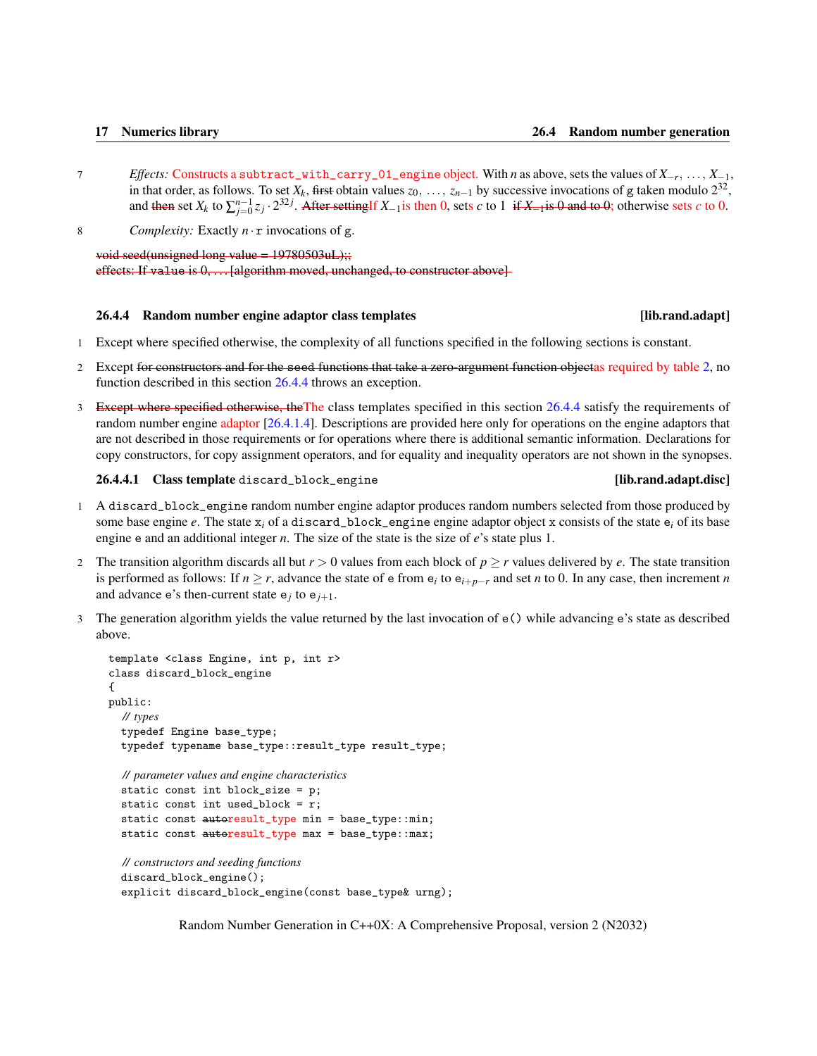7 *Effects:* Constructs a `subtract_with_carry_01_engine` object. With $n$ as above, sets the values of $X_{-r}, \ldots, X_{-1}$, in that order, as follows. To set $X_k$, ~~first~~ obtain values $z_0, \ldots, z_{n-1}$ by successive invocations of `g` taken modulo $2^{32}$, and ~~then~~ set $X_k$ to $\sum_{j=0}^{n-1} z_j \cdot 2^{32j}$. ~~After setting~~If $X_{-1}$ is then 0, sets $c$ to 1 ~~if $X_{-1}$ is 0 and to 0~~; otherwise sets $c$ to 0.

8 *Complexity:* Exactly $n \cdot$ `r` invocations of `g`.

~~void seed(unsigned long value = 19780503uL);;~~
~~effects: If value is 0, . . . [algorithm moved, unchanged, to constructor above]~~

### 26.4.4 Random number engine adaptor class templates [lib.rand.adapt]

1 Except where specified otherwise, the complexity of all functions specified in the following sections is constant.

2 Except ~~for constructors and for the seed functions that take a zero-argument function object~~as required by table 2, no function described in this section 26.4.4 throws an exception.

3 ~~Except where specified otherwise, the~~The class templates specified in this section 26.4.4 satisfy the requirements of random number engine adaptor [26.4.1.4]. Descriptions are provided here only for operations on the engine adaptors that are not described in those requirements or for operations where there is additional semantic information. Declarations for copy constructors, for copy assignment operators, and for equality and inequality operators are not shown in the synopses.

#### 26.4.4.1 Class template `discard_block_engine` [lib.rand.adapt.disc]

1 A `discard_block_engine` random number engine adaptor produces random numbers selected from those produced by some base engine $e$. The state $\mathtt{x}_i$ of a `discard_block_engine` engine adaptor object `x` consists of the state $\mathtt{e}_i$ of its base engine `e` and an additional integer $n$. The size of the state is the size of $e$'s state plus 1.

2 The transition algorithm discards all but $r > 0$ values from each block of $p \geq r$ values delivered by $e$. The state transition is performed as follows: If $n \geq r$, advance the state of `e` from $\mathtt{e}_i$ to $\mathtt{e}_{i+p-r}$ and set $n$ to 0. In any case, then increment $n$ and advance `e`'s then-current state $\mathtt{e}_j$ to $\mathtt{e}_{j+1}$.

3 The generation algorithm yields the value returned by the last invocation of `e()` while advancing `e`'s state as described above.

```
template <class Engine, int p, int r>
class discard_block_engine
{
public:
  // types
  typedef Engine base_type;
  typedef typename base_type::result_type result_type;

  // parameter values and engine characteristics
  static const int block_size = p;
  static const int used_block = r;
  static const ~~auto~~result_type min = base_type::min;
  static const ~~auto~~result_type max = base_type::max;

  // constructors and seeding functions
  discard_block_engine();
  explicit discard_block_engine(const base_type& urng);
```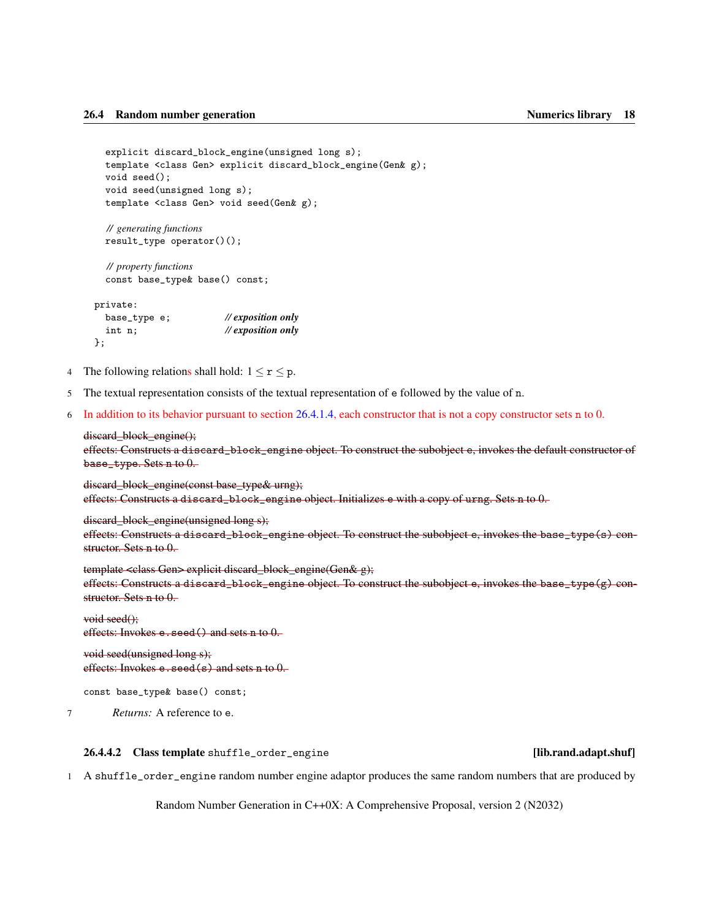```
    explicit discard_block_engine(unsigned long s);
    template <class Gen> explicit discard_block_engine(Gen& g);
    void seed();
    void seed(unsigned long s);
    template <class Gen> void seed(Gen& g);

    // generating functions
    result_type operator()();

    // property functions
    const base_type& base() const;

  private:
    base_type e;          // exposition only
    int n;                // exposition only
};
```

4 The following relations shall hold: $1 \leq r \leq p$.

5 The textual representation consists of the textual representation of e followed by the value of n.

6 In addition to its behavior pursuant to section 26.4.1.4, each constructor that is not a copy constructor sets n to 0.

~~discard_block_engine();~~
~~effects: Constructs a discard_block_engine object. To construct the subobject e, invokes the default constructor of base_type. Sets n to 0.~~

~~discard_block_engine(const base_type& urng);~~
~~effects: Constructs a discard_block_engine object. Initializes e with a copy of urng. Sets n to 0.~~

~~discard_block_engine(unsigned long s);~~
~~effects: Constructs a discard_block_engine object. To construct the subobject e, invokes the base_type(s) constructor. Sets n to 0.~~

~~template <class Gen> explicit discard_block_engine(Gen& g);~~
~~effects: Constructs a discard_block_engine object. To construct the subobject e, invokes the base_type(g) constructor. Sets n to 0.~~

~~void seed();~~
~~effects: Invokes e.seed() and sets n to 0.~~

~~void seed(unsigned long s);~~
~~effects: Invokes e.seed(s) and sets n to 0.~~

`const base_type& base() const;`

7 *Returns:* A reference to e.

### 26.4.4.2 Class template `shuffle_order_engine` [lib.rand.adapt.shuf]

1 A `shuffle_order_engine` random number engine adaptor produces the same random numbers that are produced by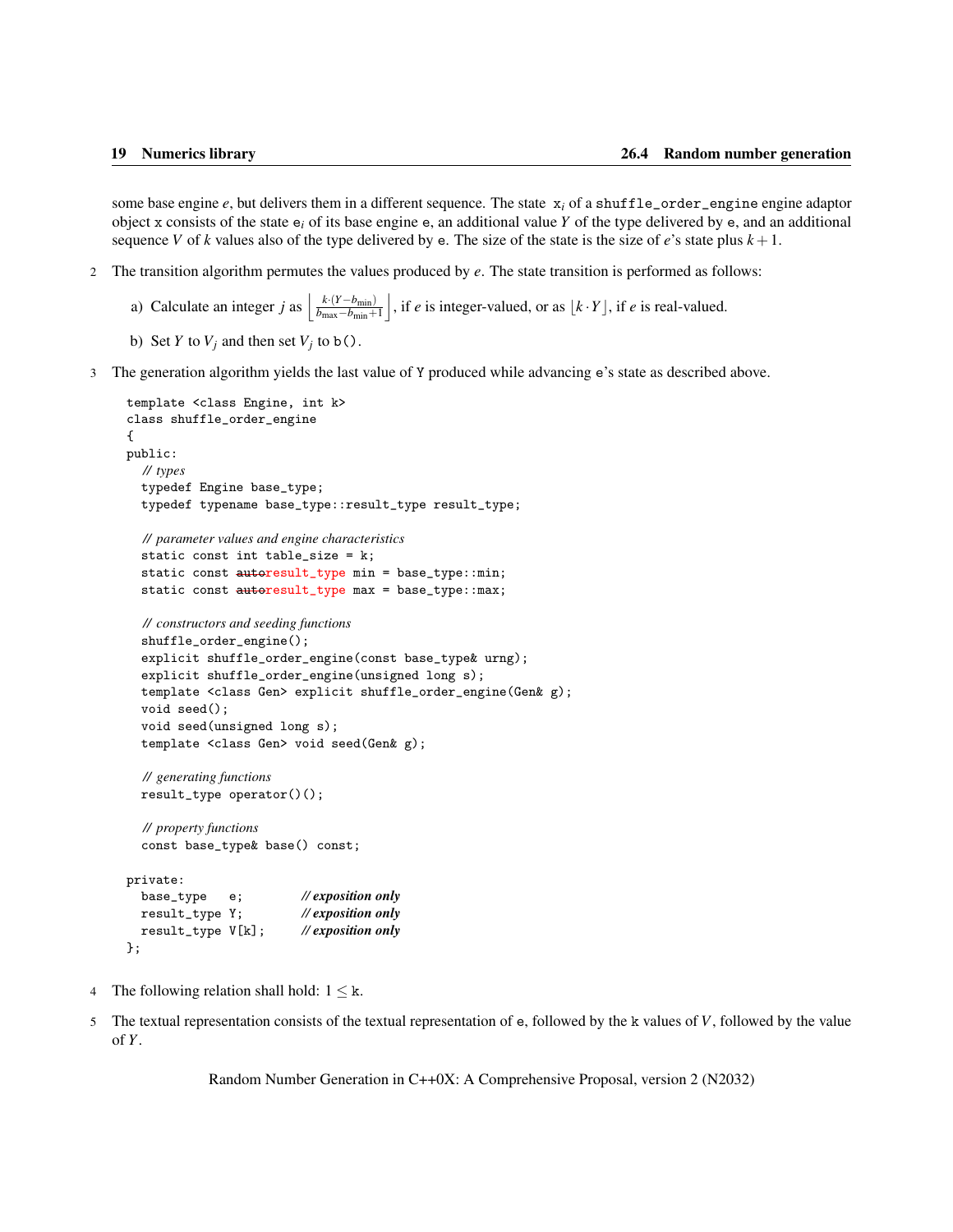some base engine $e$, but delivers them in a different sequence. The state $x_i$ of a `shuffle_order_engine` engine adaptor object `x` consists of the state $e_i$ of its base engine `e`, an additional value $Y$ of the type delivered by `e`, and an additional sequence $V$ of $k$ values also of the type delivered by `e`. The size of the state is the size of $e$'s state plus $k+1$.

2 The transition algorithm permutes the values produced by $e$. The state transition is performed as follows:

a) Calculate an integer $j$ as $\left\lfloor \frac{k \cdot (Y - b_{\min})}{b_{\max} - b_{\min} + 1} \right\rfloor$, if $e$ is integer-valued, or as $\lfloor k \cdot Y \rfloor$, if $e$ is real-valued.

b) Set $Y$ to $V_j$ and then set $V_j$ to `b()`.

3 The generation algorithm yields the last value of `Y` produced while advancing `e`'s state as described above.

```
template <class Engine, int k>
class shuffle_order_engine
{
public:
  // types
  typedef Engine base_type;
  typedef typename base_type::result_type result_type;

  // parameter values and engine characteristics
  static const int table_size = k;
  static const autoresult_type min = base_type::min;
  static const autoresult_type max = base_type::max;

  // constructors and seeding functions
  shuffle_order_engine();
  explicit shuffle_order_engine(const base_type& urng);
  explicit shuffle_order_engine(unsigned long s);
  template <class Gen> explicit shuffle_order_engine(Gen& g);
  void seed();
  void seed(unsigned long s);
  template <class Gen> void seed(Gen& g);

  // generating functions
  result_type operator()();

  // property functions
  const base_type& base() const;

private:
  base_type   e;          // exposition only
  result_type Y;          // exposition only
  result_type V[k];       // exposition only
};
```

4 The following relation shall hold: $1 \leq$ `k`.

5 The textual representation consists of the textual representation of `e`, followed by the `k` values of $V$, followed by the value of $Y$.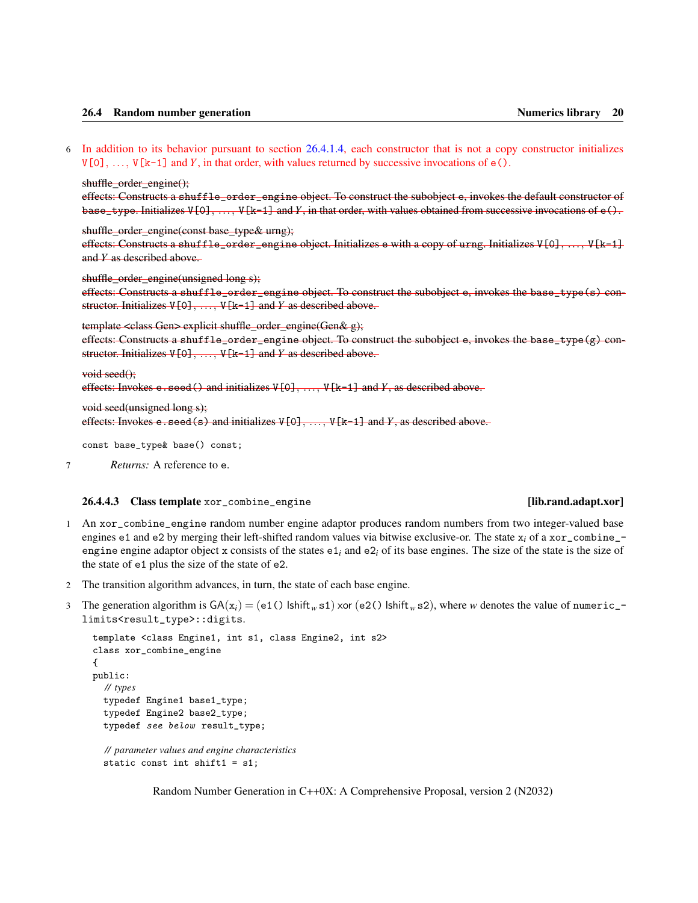6 In addition to its behavior pursuant to section 26.4.1.4, each constructor that is not a copy constructor initializes V[0], …, V[k-1] and $Y$, in that order, with values returned by successive invocations of e().

~~shuffle_order_engine();~~
~~effects: Constructs a shuffle_order_engine object. To construct the subobject e, invokes the default constructor of base_type. Initializes V[0], …, V[k-1] and $Y$, in that order, with values obtained from successive invocations of e().~~

~~shuffle_order_engine(const base_type& urng);~~
~~effects: Constructs a shuffle_order_engine object. Initializes e with a copy of urng. Initializes V[0], …, V[k-1] and $Y$ as described above.~~

~~shuffle_order_engine(unsigned long s);~~
~~effects: Constructs a shuffle_order_engine object. To construct the subobject e, invokes the base_type(s) constructor. Initializes V[0], …, V[k-1] and $Y$ as described above.~~

~~template <class Gen> explicit shuffle_order_engine(Gen& g);~~
~~effects: Constructs a shuffle_order_engine object. To construct the subobject e, invokes the base_type(g) constructor. Initializes V[0], …, V[k-1] and $Y$ as described above.~~

~~void seed();~~
~~effects: Invokes e.seed() and initializes V[0], …, V[k-1] and $Y$, as described above.~~

~~void seed(unsigned long s);~~
~~effects: Invokes e.seed(s) and initializes V[0], …, V[k-1] and $Y$, as described above.~~

```
const base_type& base() const;
```

7 *Returns:* A reference to e.

#### 26.4.4.3 Class template xor_combine_engine [lib.rand.adapt.xor]

1 An xor_combine_engine random number engine adaptor produces random numbers from two integer-valued base engines e1 and e2 by merging their left-shifted random values via bitwise exclusive-or. The state $x_i$ of a xor_combine_engine engine adaptor object x consists of the states $e1_i$ and $e2_i$ of its base engines. The size of the state is the size of the state of e1 plus the size of the state of e2.

2 The transition algorithm advances, in turn, the state of each base engine.

3 The generation algorithm is $\mathsf{GA}(x_i) = (\texttt{e1()} \ \mathsf{lshift}_w \ \texttt{s1}) \ \mathsf{xor} \ (\texttt{e2()} \ \mathsf{lshift}_w \ \texttt{s2})$, where $w$ denotes the value of numeric_limits<result_type>::digits.

```
template <class Engine1, int s1, class Engine2, int s2>
class xor_combine_engine
{
public:
  // types
  typedef Engine1 base1_type;
  typedef Engine2 base2_type;
  typedef see below result_type;

  // parameter values and engine characteristics
  static const int shift1 = s1;
```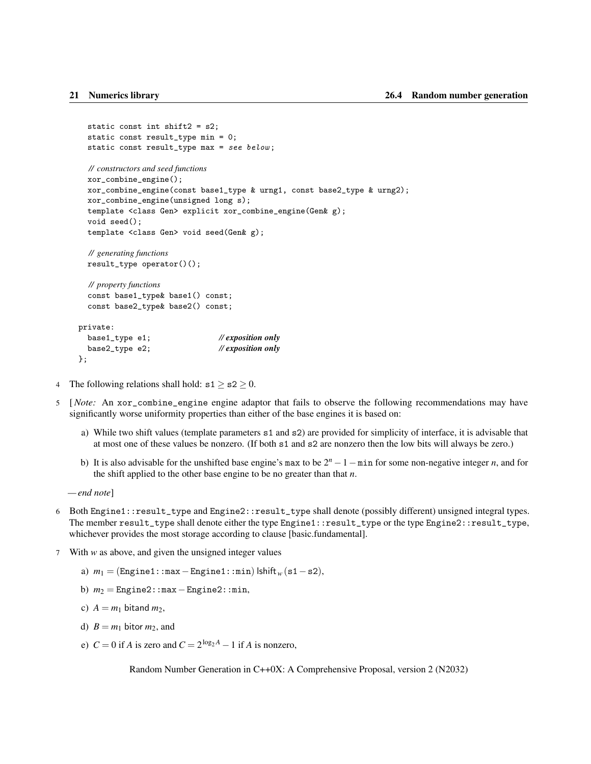```
    static const int shift2 = s2;
    static const result_type min = 0;
    static const result_type max = see below;

    // constructors and seed functions
    xor_combine_engine();
    xor_combine_engine(const base1_type & urng1, const base2_type & urng2);
    xor_combine_engine(unsigned long s);
    template <class Gen> explicit xor_combine_engine(Gen& g);
    void seed();
    template <class Gen> void seed(Gen& g);

    // generating functions
    result_type operator()();

    // property functions
    const base1_type& base1() const;
    const base2_type& base2() const;

  private:
    base1_type e1;                // exposition only
    base2_type e2;                // exposition only
  };
```

4 The following relations shall hold: $\texttt{s1} \geq \texttt{s2} \geq 0$.

5 [ *Note:* An `xor_combine_engine` engine adaptor that fails to observe the following recommendations may have significantly worse uniformity properties than either of the base engines it is based on:

a) While two shift values (template parameters `s1` and `s2`) are provided for simplicity of interface, it is advisable that at most one of these values be nonzero. (If both `s1` and `s2` are nonzero then the low bits will always be zero.)

b) It is also advisable for the unshifted base engine's `max` to be $2^n - 1 - \texttt{min}$ for some non-negative integer $n$, and for the shift applied to the other base engine to be no greater than that $n$.

*— end note*]

6 Both `Engine1::result_type` and `Engine2::result_type` shall denote (possibly different) unsigned integral types. The member `result_type` shall denote either the type `Engine1::result_type` or the type `Engine2::result_type`, whichever provides the most storage according to clause [basic.fundamental].

7 With $w$ as above, and given the unsigned integer values

a) $m_1 = (\texttt{Engine1::max} - \texttt{Engine1::min})\ \mathsf{lshift}_w\ (\texttt{s1} - \texttt{s2})$,

b) $m_2 = \texttt{Engine2::max} - \texttt{Engine2::min}$,

c) $A = m_1\ \mathsf{bitand}\ m_2$,

d) $B = m_1\ \mathsf{bitor}\ m_2$, and

e) $C = 0$ if $A$ is zero and $C = 2^{\log_2 A} - 1$ if $A$ is nonzero,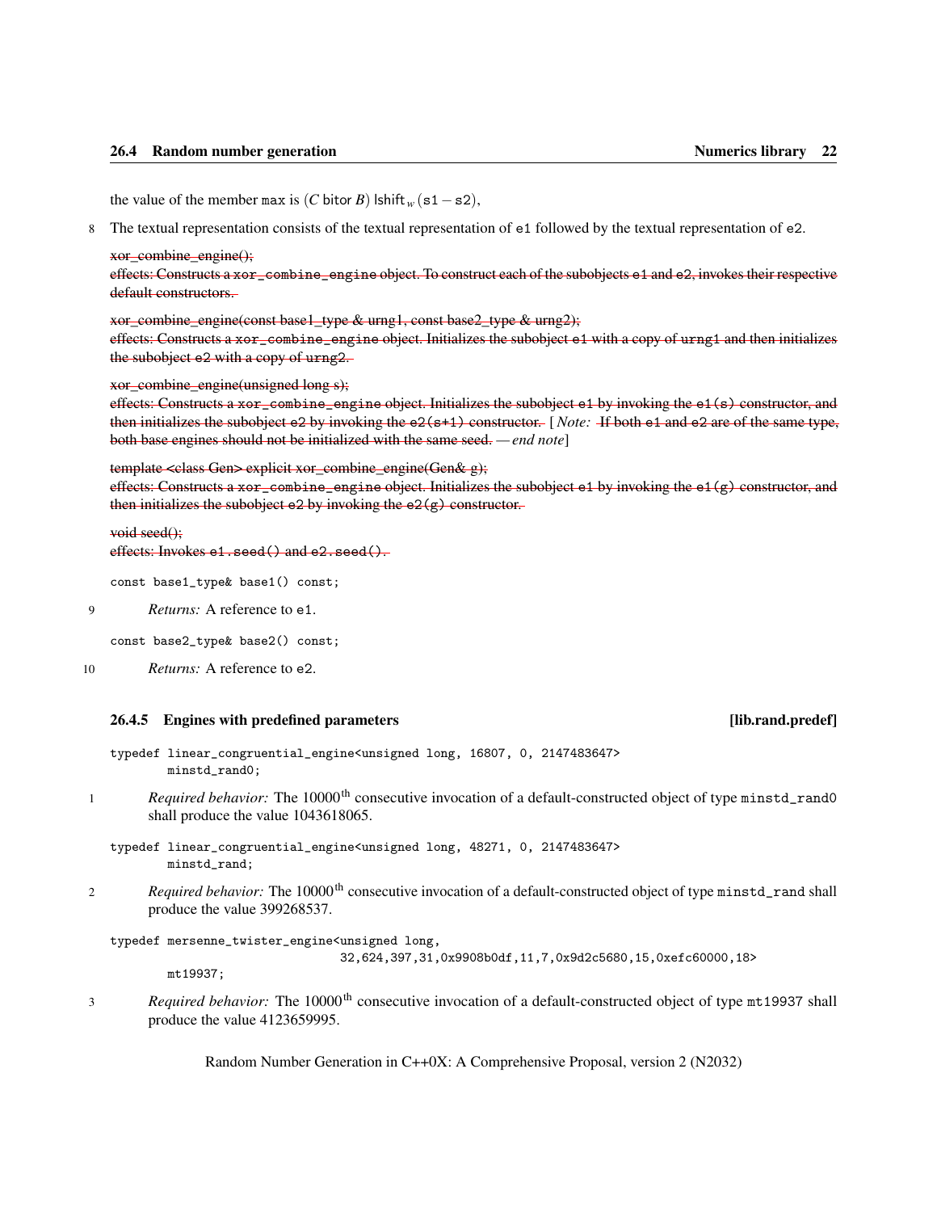the value of the member `max` is $(C \text{ bitor } B) \text{ lshift}_w (\texttt{s1} - \texttt{s2})$,

8 The textual representation consists of the textual representation of `e1` followed by the textual representation of `e2`.

~~xor_combine_engine();~~
~~effects: Constructs a `xor_combine_engine` object. To construct each of the subobjects `e1` and `e2`, invokes their respective default constructors.~~

~~xor_combine_engine(const base1_type & urng1, const base2_type & urng2);~~
~~effects: Constructs a `xor_combine_engine` object. Initializes the subobject `e1` with a copy of `urng1` and then initializes the subobject `e2` with a copy of `urng2`.~~

~~xor_combine_engine(unsigned long s);~~
~~effects: Constructs a `xor_combine_engine` object. Initializes the subobject `e1` by invoking the `e1(s)` constructor, and then initializes the subobject `e2` by invoking the `e2(s+1)` constructor.~~ [ *Note:* ~~If both `e1` and `e2` are of the same type, both base engines should not be initialized with the same seed.~~ *— end note*]

~~template <class Gen> explicit xor_combine_engine(Gen& g);~~
~~effects: Constructs a `xor_combine_engine` object. Initializes the subobject `e1` by invoking the `e1(g)` constructor, and then initializes the subobject `e2` by invoking the `e2(g)` constructor.~~

~~void seed();~~
~~effects: Invokes `e1.seed()` and `e2.seed()`.~~

```
const base1_type& base1() const;
```

9 *Returns:* A reference to `e1`.

```
const base2_type& base2() const;
```

10 *Returns:* A reference to `e2`.

### 26.4.5 Engines with predefined parameters [lib.rand.predef]

```
typedef linear_congruential_engine<unsigned long, 16807, 0, 2147483647>
        minstd_rand0;
```

1 *Required behavior:* The 10000th consecutive invocation of a default-constructed object of type `minstd_rand0` shall produce the value 1043618065.

```
typedef linear_congruential_engine<unsigned long, 48271, 0, 2147483647>
        minstd_rand;
```

2 *Required behavior:* The 10000th consecutive invocation of a default-constructed object of type `minstd_rand` shall produce the value 399268537.

```
typedef mersenne_twister_engine<unsigned long,
                                32,624,397,31,0x9908b0df,11,7,0x9d2c5680,15,0xefc60000,18>
        mt19937;
```

3 *Required behavior:* The 10000th consecutive invocation of a default-constructed object of type `mt19937` shall produce the value 4123659995.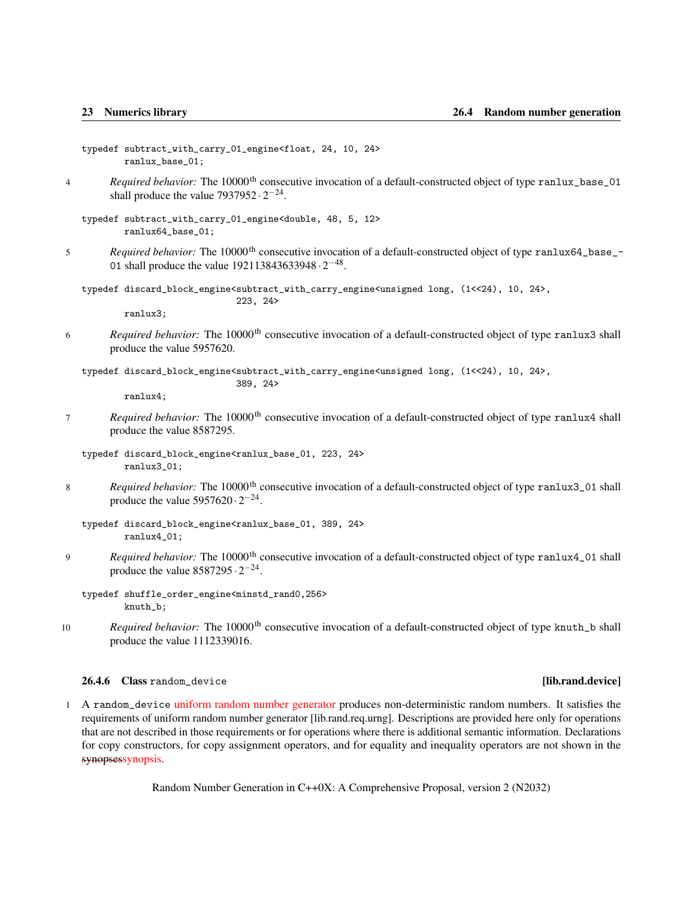```
typedef subtract_with_carry_01_engine<float, 24, 10, 24>
        ranlux_base_01;
```

4 *Required behavior:* The 10000th consecutive invocation of a default-constructed object of type `ranlux_base_01` shall produce the value $7937952 \cdot 2^{-24}$.

```
typedef subtract_with_carry_01_engine<double, 48, 5, 12>
        ranlux64_base_01;
```

5 *Required behavior:* The 10000th consecutive invocation of a default-constructed object of type `ranlux64_base_01` shall produce the value $192113843633948 \cdot 2^{-48}$.

```
typedef discard_block_engine<subtract_with_carry_engine<unsigned long, (1<<24), 10, 24>,
                             223, 24>
        ranlux3;
```

6 *Required behavior:* The 10000th consecutive invocation of a default-constructed object of type `ranlux3` shall produce the value 5957620.

```
typedef discard_block_engine<subtract_with_carry_engine<unsigned long, (1<<24), 10, 24>,
                             389, 24>
        ranlux4;
```

7 *Required behavior:* The 10000th consecutive invocation of a default-constructed object of type `ranlux4` shall produce the value 8587295.

```
typedef discard_block_engine<ranlux_base_01, 223, 24>
        ranlux3_01;
```

8 *Required behavior:* The 10000th consecutive invocation of a default-constructed object of type `ranlux3_01` shall produce the value $5957620 \cdot 2^{-24}$.

```
typedef discard_block_engine<ranlux_base_01, 389, 24>
        ranlux4_01;
```

9 *Required behavior:* The 10000th consecutive invocation of a default-constructed object of type `ranlux4_01` shall produce the value $8587295 \cdot 2^{-24}$.

```
typedef shuffle_order_engine<minstd_rand0,256>
        knuth_b;
```

10 *Required behavior:* The 10000th consecutive invocation of a default-constructed object of type `knuth_b` shall produce the value 1112339016.

### 26.4.6 Class `random_device` [lib.rand.device]

1 A `random_device` uniform random number generator produces non-deterministic random numbers. It satisfies the requirements of uniform random number generator [lib.rand.req.urng]. Descriptions are provided here only for operations that are not described in those requirements or for operations where there is additional semantic information. Declarations for copy constructors, for copy assignment operators, and for equality and inequality operators are not shown in the ~~synopses~~synopsis.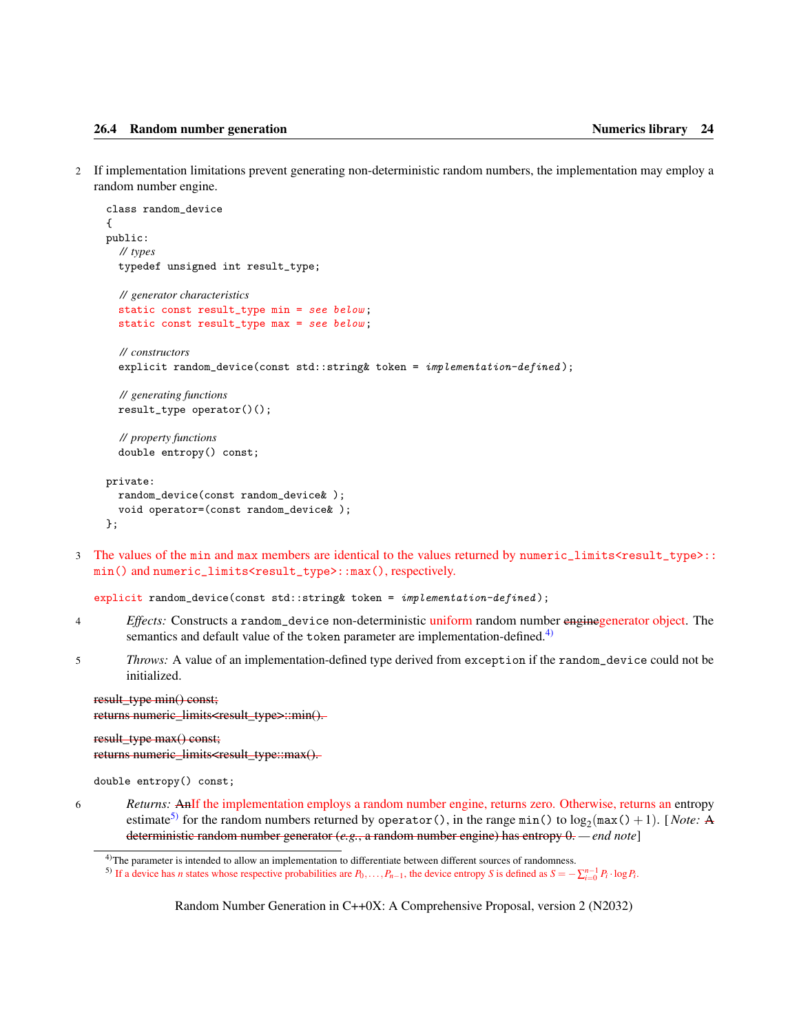2 If implementation limitations prevent generating non-deterministic random numbers, the implementation may employ a random number engine.

```
class random_device
{
public:
  // types
  typedef unsigned int result_type;

  // generator characteristics
  static const result_type min = see below;
  static const result_type max = see below;

  // constructors
  explicit random_device(const std::string& token = implementation-defined);

  // generating functions
  result_type operator()();

  // property functions
  double entropy() const;

private:
  random_device(const random_device& );
  void operator=(const random_device& );
};
```

3 The values of the `min` and `max` members are identical to the values returned by `numeric_limits<result_type>::min()` and `numeric_limits<result_type>::max()`, respectively.

```
explicit random_device(const std::string& token = implementation-defined);
```

4 *Effects:* Constructs a `random_device` non-deterministic uniform random number ~~engine~~generator object. The semantics and default value of the `token` parameter are implementation-defined.[4)]

5 *Throws:* A value of an implementation-defined type derived from `exception` if the `random_device` could not be initialized.

~~result_type min() const;~~
~~returns numeric_limits<result_type>::min().~~

~~result_type max() const;~~
~~returns numeric_limits<result_type::max().~~

```
double entropy() const;
```

6 *Returns:* ~~An~~If the implementation employs a random number engine, returns zero. Otherwise, returns an entropy estimate[5)] for the random numbers returned by `operator()`, in the range `min()` to $\log_2(\texttt{max()}+1)$. [ *Note:* ~~A deterministic random number generator (*e.g.*, a random number engine) has entropy 0.~~ *— end note*]

---

4) The parameter is intended to allow an implementation to differentiate between different sources of randomness.

5) If a device has $n$ states whose respective probabilities are $P_0, \ldots, P_{n-1}$, the device entropy $S$ is defined as $S = -\sum_{i=0}^{n-1} P_i \cdot \log P_i$.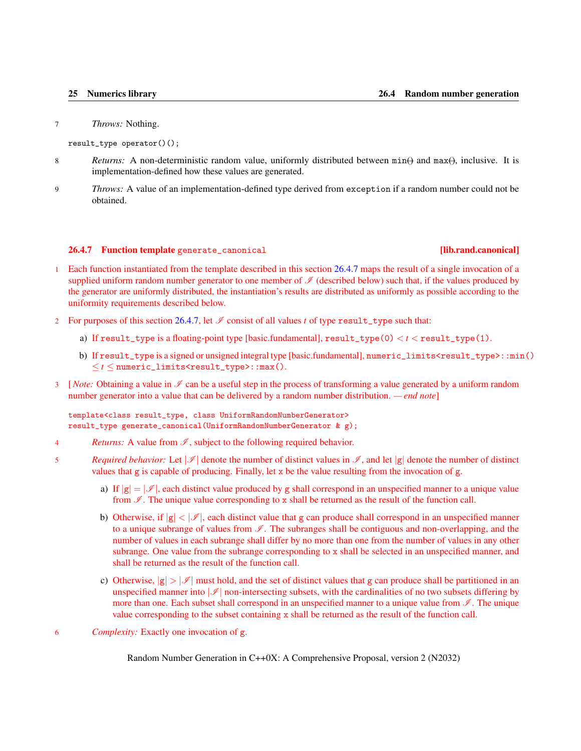7 *Throws:* Nothing.

```
result_type operator()();
```

8 *Returns:* A non-deterministic random value, uniformly distributed between `min()` and `max()`, inclusive. It is implementation-defined how these values are generated.

9 *Throws:* A value of an implementation-defined type derived from `exception` if a random number could not be obtained.

### 26.4.7 Function template `generate_canonical` [lib.rand.canonical]

1 Each function instantiated from the template described in this section 26.4.7 maps the result of a single invocation of a supplied uniform random number generator to one member of $\mathscr{I}$ (described below) such that, if the values produced by the generator are uniformly distributed, the instantiation's results are distributed as uniformly as possible according to the uniformity requirements described below.

2 For purposes of this section 26.4.7, let $\mathscr{I}$ consist of all values $t$ of type `result_type` such that:

a) If `result_type` is a floating-point type [basic.fundamental], `result_type(0)` $< t <$ `result_type(1)`.

b) If `result_type` is a signed or unsigned integral type [basic.fundamental], `numeric_limits<result_type>::min()` $\leq t \leq$ `numeric_limits<result_type>::max()`.

3 [ *Note:* Obtaining a value in $\mathscr{I}$ can be a useful step in the process of transforming a value generated by a uniform random number generator into a value that can be delivered by a random number distribution. *— end note*]

```
template<class result_type, class UniformRandomNumberGenerator>
result_type generate_canonical(UniformRandomNumberGenerator & g);
```

4 *Returns:* A value from $\mathscr{I}$, subject to the following required behavior.

5 *Required behavior:* Let $|\mathscr{I}|$ denote the number of distinct values in $\mathscr{I}$, and let $|\text{g}|$ denote the number of distinct values that `g` is capable of producing. Finally, let `x` be the value resulting from the invocation of `g`.

a) If $|\text{g}| = |\mathscr{I}|$, each distinct value produced by `g` shall correspond in an unspecified manner to a unique value from $\mathscr{I}$. The unique value corresponding to `x` shall be returned as the result of the function call.

b) Otherwise, if $|\text{g}| < |\mathscr{I}|$, each distinct value that `g` can produce shall correspond in an unspecified manner to a unique subrange of values from $\mathscr{I}$. The subranges shall be contiguous and non-overlapping, and the number of values in each subrange shall differ by no more than one from the number of values in any other subrange. One value from the subrange corresponding to `x` shall be selected in an unspecified manner, and shall be returned as the result of the function call.

c) Otherwise, $|\text{g}| > |\mathscr{I}|$ must hold, and the set of distinct values that `g` can produce shall be partitioned in an unspecified manner into $|\mathscr{I}|$ non-intersecting subsets, with the cardinalities of no two subsets differing by more than one. Each subset shall correspond in an unspecified manner to a unique value from $\mathscr{I}$. The unique value corresponding to the subset containing `x` shall be returned as the result of the function call.

6 *Complexity:* Exactly one invocation of `g`.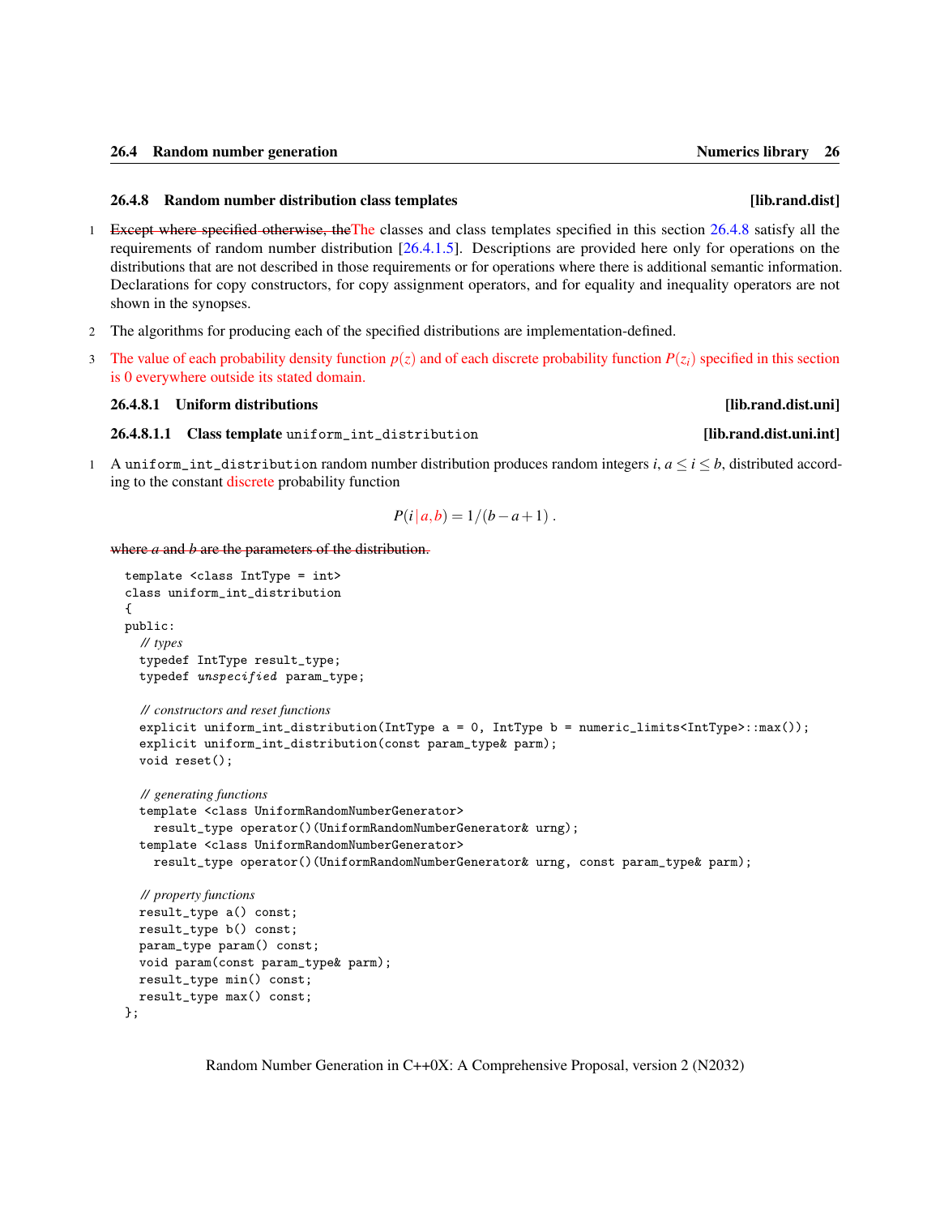### 26.4.8 Random number distribution class templates [lib.rand.dist]

1 ~~Except where specified otherwise, the~~The classes and class templates specified in this section 26.4.8 satisfy all the requirements of random number distribution [26.4.1.5]. Descriptions are provided here only for operations on the distributions that are not described in those requirements or for operations where there is additional semantic information. Declarations for copy constructors, for copy assignment operators, and for equality and inequality operators are not shown in the synopses.

2 The algorithms for producing each of the specified distributions are implementation-defined.

3 The value of each probability density function $p(z)$ and of each discrete probability function $P(z_i)$ specified in this section is 0 everywhere outside its stated domain.

#### 26.4.8.1 Uniform distributions [lib.rand.dist.uni]

##### 26.4.8.1.1 Class template `uniform_int_distribution` [lib.rand.dist.uni.int]

1 A `uniform_int_distribution` random number distribution produces random integers $i$, $a \le i \le b$, distributed according to the constant discrete probability function

$$P(i \,|\, a, b) = 1/(b-a+1)\,.$$

~~where $a$ and $b$ are the parameters of the distribution.~~

```
template <class IntType = int>
class uniform_int_distribution
{
public:
  // types
  typedef IntType result_type;
  typedef unspecified param_type;

  // constructors and reset functions
  explicit uniform_int_distribution(IntType a = 0, IntType b = numeric_limits<IntType>::max());
  explicit uniform_int_distribution(const param_type& parm);
  void reset();

  // generating functions
  template <class UniformRandomNumberGenerator>
    result_type operator()(UniformRandomNumberGenerator& urng);
  template <class UniformRandomNumberGenerator>
    result_type operator()(UniformRandomNumberGenerator& urng, const param_type& parm);

  // property functions
  result_type a() const;
  result_type b() const;
  param_type param() const;
  void param(const param_type& parm);
  result_type min() const;
  result_type max() const;
};
```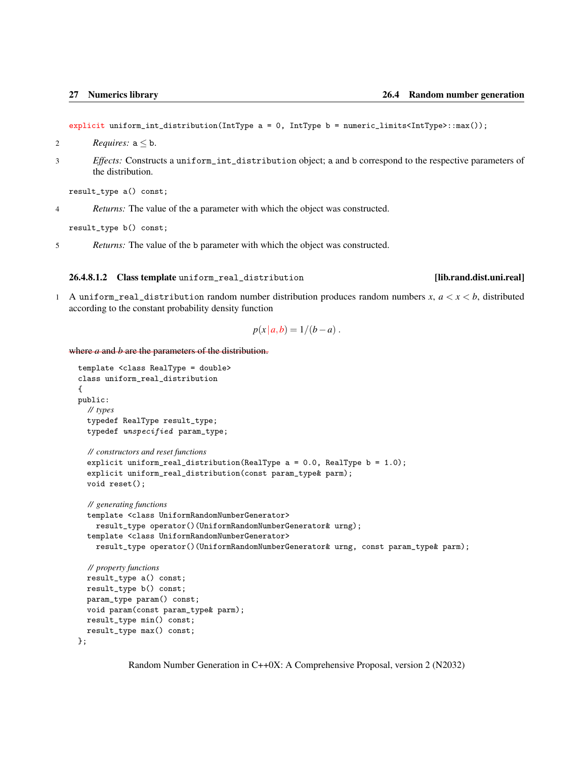```
explicit uniform_int_distribution(IntType a = 0, IntType b = numeric_limits<IntType>::max());
```

2 *Requires:* a ≤ b.

3 *Effects:* Constructs a `uniform_int_distribution` object; `a` and `b` correspond to the respective parameters of the distribution.

```
result_type a() const;
```

4 *Returns:* The value of the `a` parameter with which the object was constructed.

```
result_type b() const;
```

5 *Returns:* The value of the `b` parameter with which the object was constructed.

#### 26.4.8.1.2 Class template `uniform_real_distribution` [lib.rand.dist.uni.real]

1 A `uniform_real_distribution` random number distribution produces random numbers $x$, $a < x < b$, distributed according to the constant probability density function

$$p(x \mid a,b) = 1/(b-a) .$$

~~where $a$ and $b$ are the parameters of the distribution.~~

```
template <class RealType = double>
class uniform_real_distribution
{
public:
  // types
  typedef RealType result_type;
  typedef unspecified param_type;

  // constructors and reset functions
  explicit uniform_real_distribution(RealType a = 0.0, RealType b = 1.0);
  explicit uniform_real_distribution(const param_type& parm);
  void reset();

  // generating functions
  template <class UniformRandomNumberGenerator>
    result_type operator()(UniformRandomNumberGenerator& urng);
  template <class UniformRandomNumberGenerator>
    result_type operator()(UniformRandomNumberGenerator& urng, const param_type& parm);

  // property functions
  result_type a() const;
  result_type b() const;
  param_type param() const;
  void param(const param_type& parm);
  result_type min() const;
  result_type max() const;
};
```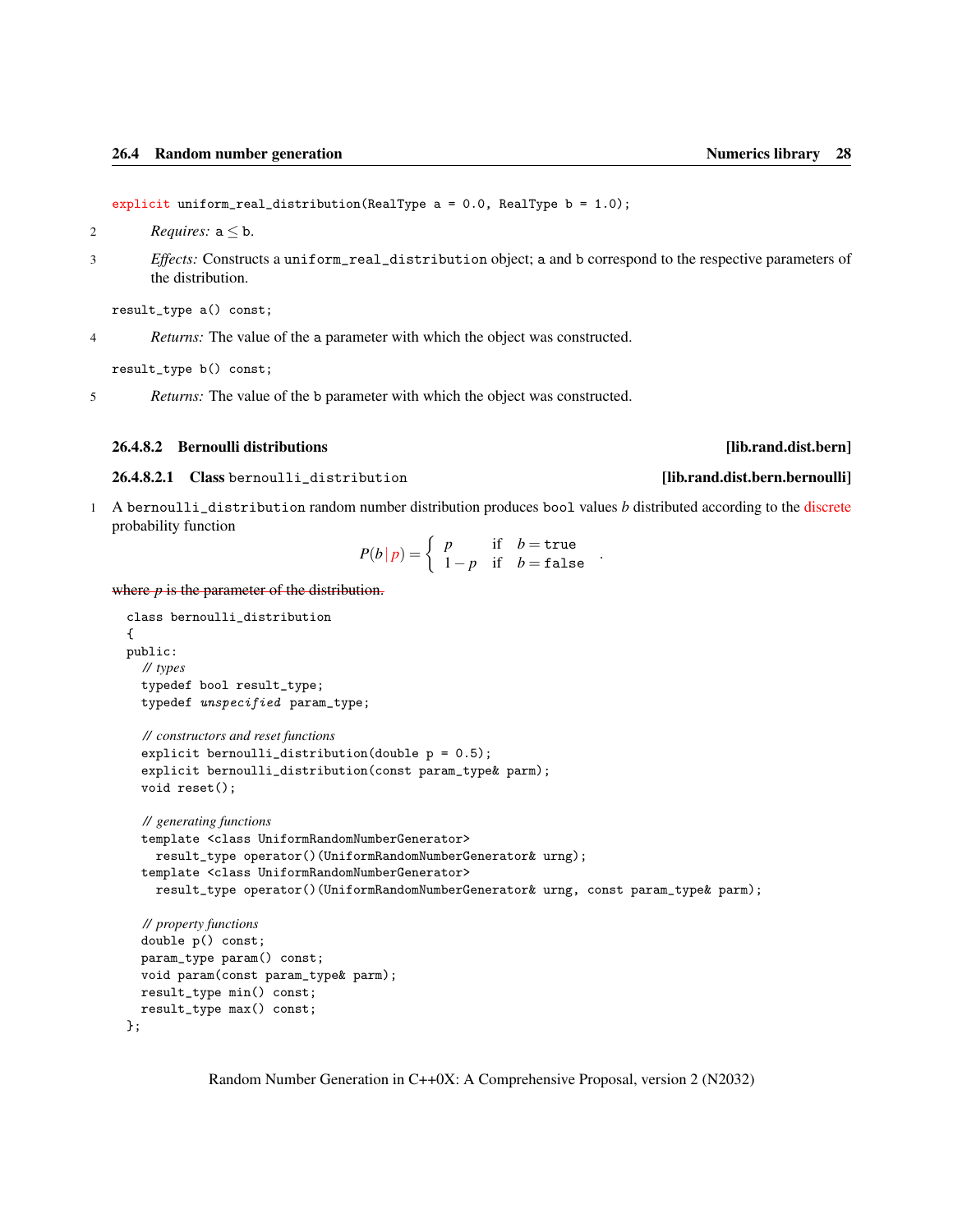```
explicit uniform_real_distribution(RealType a = 0.0, RealType b = 1.0);
```

2 *Requires:* $a \leq b$.

3 *Effects:* Constructs a `uniform_real_distribution` object; `a` and `b` correspond to the respective parameters of the distribution.

```
result_type a() const;
```

4 *Returns:* The value of the `a` parameter with which the object was constructed.

```
result_type b() const;
```

5 *Returns:* The value of the `b` parameter with which the object was constructed.

### 26.4.8.2 Bernoulli distributions [lib.rand.dist.bern]

#### 26.4.8.2.1 Class `bernoulli_distribution` [lib.rand.dist.bern.bernoulli]

1 A `bernoulli_distribution` random number distribution produces `bool` values $b$ distributed according to the discrete probability function

$$P(b \mid p) = \begin{cases} p & \text{if} \quad b = \texttt{true} \\ 1 - p & \text{if} \quad b = \texttt{false} \end{cases} .$$

~~where $p$ is the parameter of the distribution.~~

```
class bernoulli_distribution
{
public:
  // types
  typedef bool result_type;
  typedef unspecified param_type;

  // constructors and reset functions
  explicit bernoulli_distribution(double p = 0.5);
  explicit bernoulli_distribution(const param_type& parm);
  void reset();

  // generating functions
  template <class UniformRandomNumberGenerator>
    result_type operator()(UniformRandomNumberGenerator& urng);
  template <class UniformRandomNumberGenerator>
    result_type operator()(UniformRandomNumberGenerator& urng, const param_type& parm);

  // property functions
  double p() const;
  param_type param() const;
  void param(const param_type& parm);
  result_type min() const;
  result_type max() const;
};
```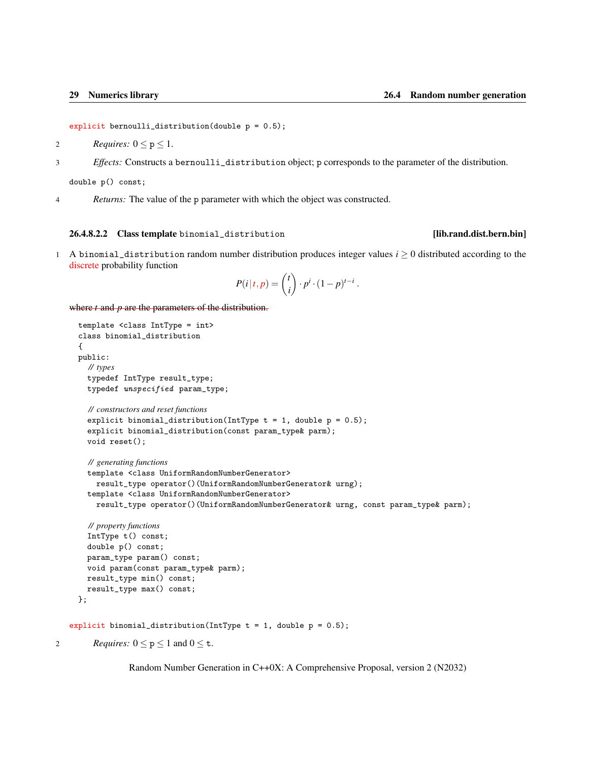```
explicit bernoulli_distribution(double p = 0.5);
```

2 *Requires:* $0 \leq$ p $\leq 1$.

3 *Effects:* Constructs a `bernoulli_distribution` object; p corresponds to the parameter of the distribution.

```
double p() const;
```

4 *Returns:* The value of the p parameter with which the object was constructed.

#### 26.4.8.2.2 Class template `binomial_distribution` [lib.rand.dist.bern.bin]

1 A `binomial_distribution` random number distribution produces integer values $i \geq 0$ distributed according to the discrete probability function

$$P(i \,|\, t, p) = \binom{t}{i} \cdot p^i \cdot (1-p)^{t-i} \,.$$

~~where $t$ and $p$ are the parameters of the distribution.~~

```
template <class IntType = int>
class binomial_distribution
{
public:
  // types
  typedef IntType result_type;
  typedef unspecified param_type;

  // constructors and reset functions
  explicit binomial_distribution(IntType t = 1, double p = 0.5);
  explicit binomial_distribution(const param_type& parm);
  void reset();

  // generating functions
  template <class UniformRandomNumberGenerator>
    result_type operator()(UniformRandomNumberGenerator& urng);
  template <class UniformRandomNumberGenerator>
    result_type operator()(UniformRandomNumberGenerator& urng, const param_type& parm);

  // property functions
  IntType t() const;
  double p() const;
  param_type param() const;
  void param(const param_type& parm);
  result_type min() const;
  result_type max() const;
};
```

```
explicit binomial_distribution(IntType t = 1, double p = 0.5);
```

2 *Requires:* $0 \leq$ p $\leq 1$ and $0 \leq$ t.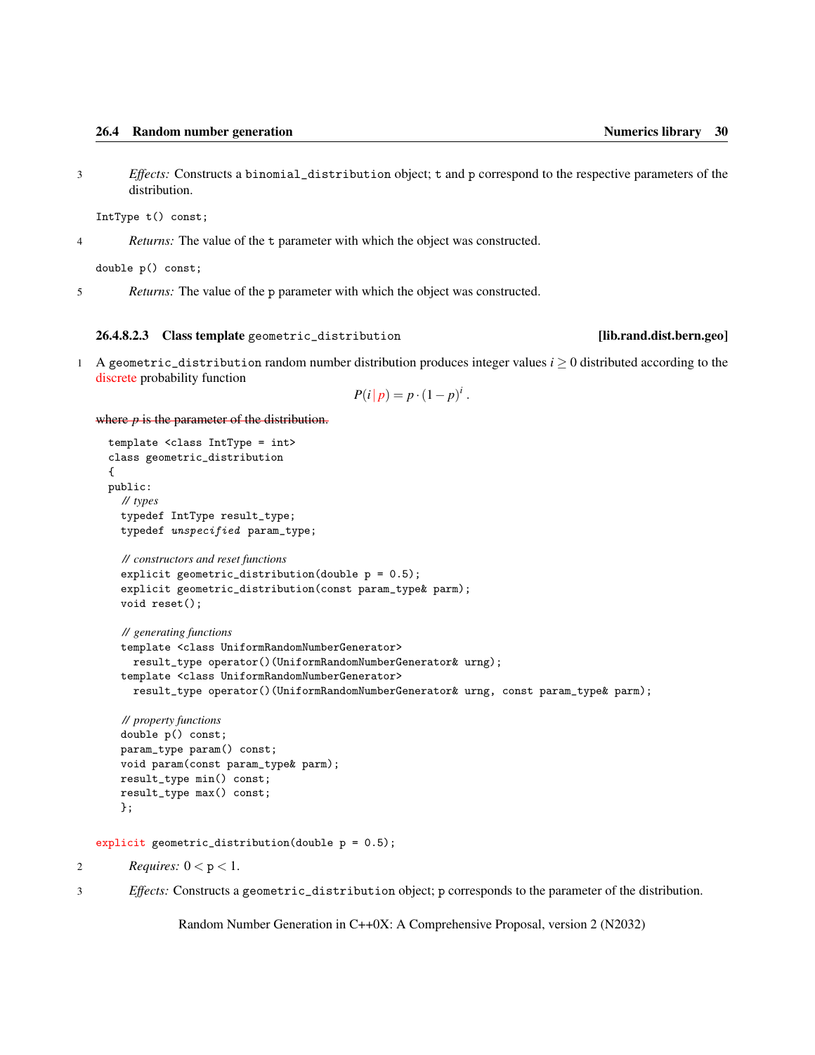3 *Effects:* Constructs a `binomial_distribution` object; `t` and `p` correspond to the respective parameters of the distribution.

```
IntType t() const;
```

4 *Returns:* The value of the `t` parameter with which the object was constructed.

```
double p() const;
```

5 *Returns:* The value of the `p` parameter with which the object was constructed.

#### 26.4.8.2.3 Class template `geometric_distribution` [lib.rand.dist.bern.geo]

1 A `geometric_distribution` random number distribution produces integer values $i \geq 0$ distributed according to the discrete probability function

$$P(i \,|\, p) = p \cdot (1-p)^i \,.$$

~~where $p$ is the parameter of the distribution.~~

```
template <class IntType = int>
class geometric_distribution
{
public:
  // types
  typedef IntType result_type;
  typedef unspecified param_type;

  // constructors and reset functions
  explicit geometric_distribution(double p = 0.5);
  explicit geometric_distribution(const param_type& parm);
  void reset();

  // generating functions
  template <class UniformRandomNumberGenerator>
    result_type operator()(UniformRandomNumberGenerator& urng);
  template <class UniformRandomNumberGenerator>
    result_type operator()(UniformRandomNumberGenerator& urng, const param_type& parm);

  // property functions
  double p() const;
  param_type param() const;
  void param(const param_type& parm);
  result_type min() const;
  result_type max() const;
  };
```

```
explicit geometric_distribution(double p = 0.5);
```

2 *Requires:* $0 < \text{p} < 1$.

3 *Effects:* Constructs a `geometric_distribution` object; `p` corresponds to the parameter of the distribution.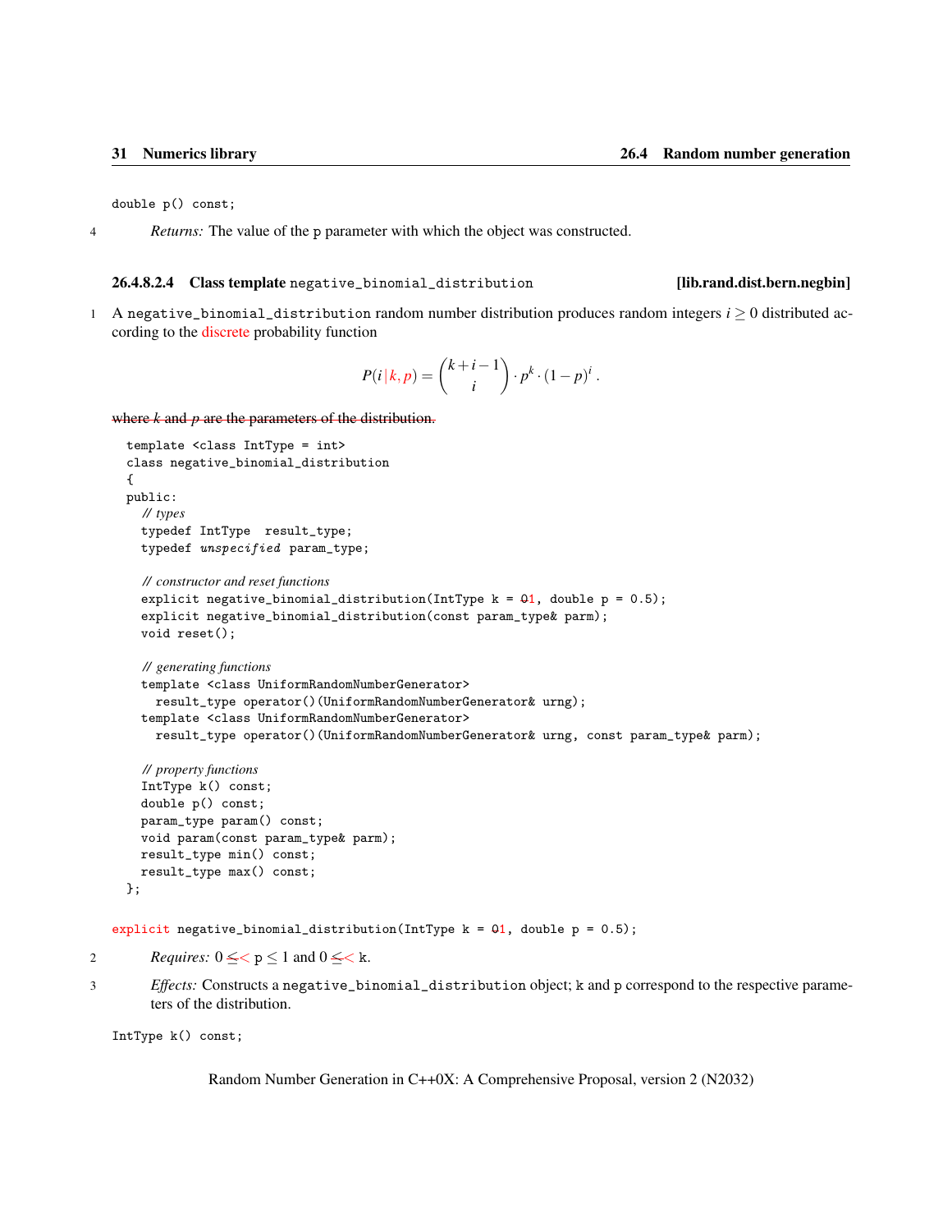```
double p() const;
```

4 *Returns:* The value of the p parameter with which the object was constructed.

### 26.4.8.2.4 Class template `negative_binomial_distribution` [lib.rand.dist.bern.negbin]

1 A `negative_binomial_distribution` random number distribution produces random integers $i \geq 0$ distributed according to the discrete probability function

$$P(i \,|\, k, p) = \binom{k+i-1}{i} \cdot p^k \cdot (1-p)^i \,.$$

~~where $k$ and $p$ are the parameters of the distribution.~~

```
template <class IntType = int>
class negative_binomial_distribution
{
public:
  // types
  typedef IntType  result_type;
  typedef unspecified param_type;

  // constructor and reset functions
  explicit negative_binomial_distribution(IntType k = 01, double p = 0.5);
  explicit negative_binomial_distribution(const param_type& parm);
  void reset();

  // generating functions
  template <class UniformRandomNumberGenerator>
    result_type operator()(UniformRandomNumberGenerator& urng);
  template <class UniformRandomNumberGenerator>
    result_type operator()(UniformRandomNumberGenerator& urng, const param_type& parm);

  // property functions
  IntType k() const;
  double p() const;
  param_type param() const;
  void param(const param_type& parm);
  result_type min() const;
  result_type max() const;
};
```

```
explicit negative_binomial_distribution(IntType k = 01, double p = 0.5);
```

2 *Requires:* $0 \leq< \text{p} \leq 1$ and $0 \leq< \text{k}$.

3 *Effects:* Constructs a `negative_binomial_distribution` object; `k` and `p` correspond to the respective parameters of the distribution.

```
IntType k() const;
```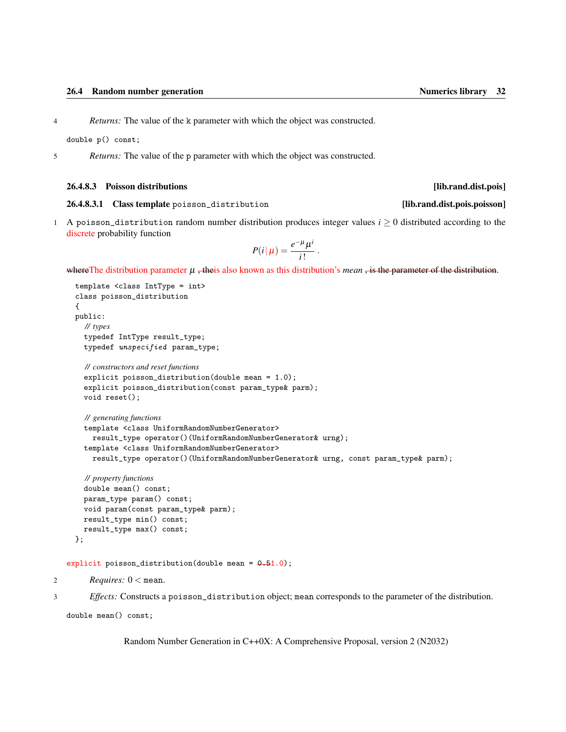4 *Returns:* The value of the k parameter with which the object was constructed.

```
double p() const;
```

5 *Returns:* The value of the p parameter with which the object was constructed.

### 26.4.8.3 Poisson distributions [lib.rand.dist.pois]

#### 26.4.8.3.1 Class template poisson_distribution [lib.rand.dist.pois.poisson]

1 A poisson_distribution random number distribution produces integer values $i \geq 0$ distributed according to the discrete probability function

$$P(i \,|\, \mu) = \frac{e^{-\mu}\mu^i}{i\,!} \,.$$

~~where~~The distribution parameter $\mu$ ~~, the~~is also known as this distribution's *mean* ~~, is the parameter of the distribution~~.

```
template <class IntType = int>
class poisson_distribution
{
public:
  // types
  typedef IntType result_type;
  typedef unspecified param_type;

  // constructors and reset functions
  explicit poisson_distribution(double mean = 1.0);
  explicit poisson_distribution(const param_type& parm);
  void reset();

  // generating functions
  template <class UniformRandomNumberGenerator>
    result_type operator()(UniformRandomNumberGenerator& urng);
  template <class UniformRandomNumberGenerator>
    result_type operator()(UniformRandomNumberGenerator& urng, const param_type& parm);

  // property functions
  double mean() const;
  param_type param() const;
  void param(const param_type& parm);
  result_type min() const;
  result_type max() const;
};
```

```
explicit poisson_distribution(double mean = 0.51.0);
```

2 *Requires:* $0 <$ mean.

3 *Effects:* Constructs a poisson_distribution object; mean corresponds to the parameter of the distribution.

```
double mean() const;
```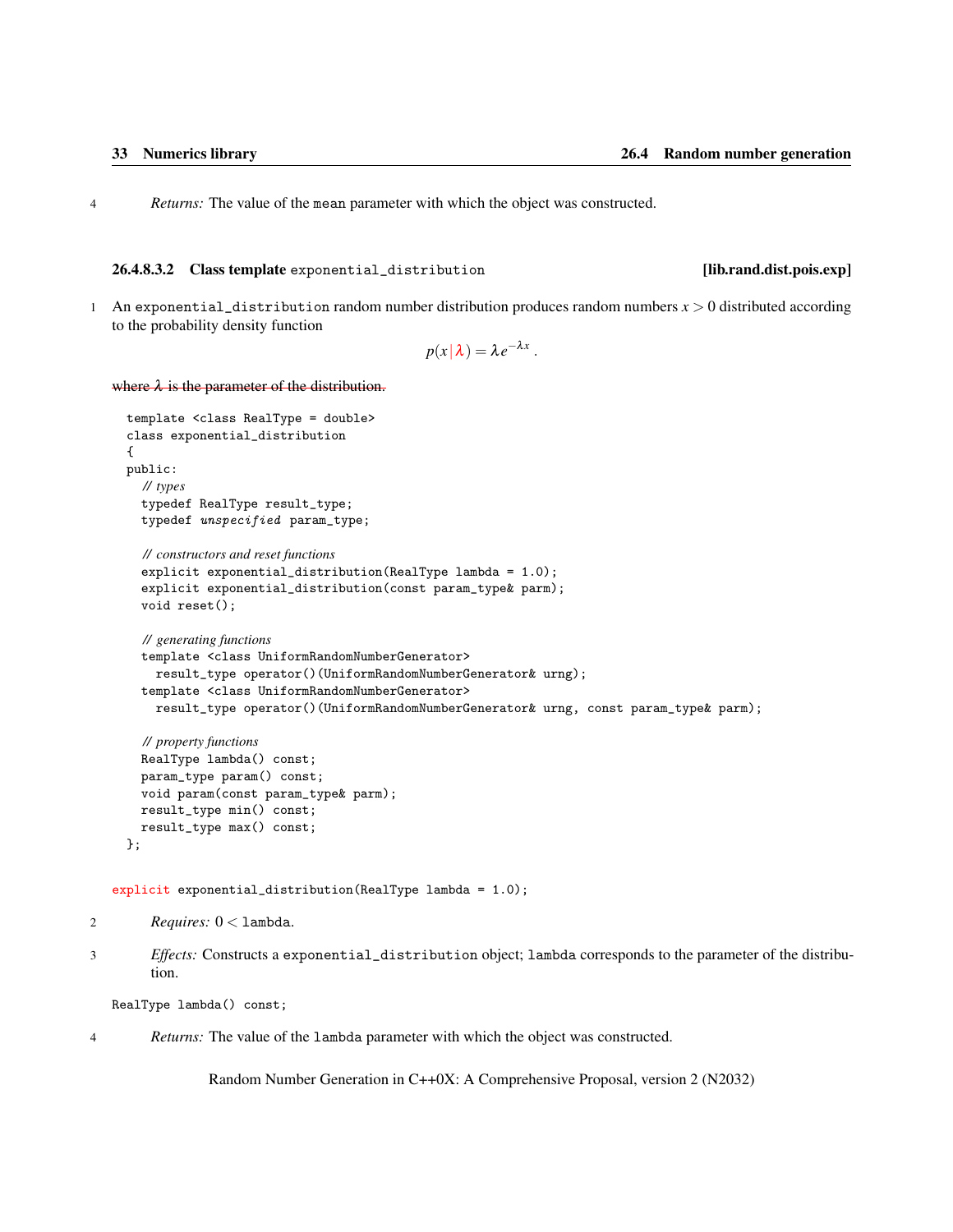4 *Returns:* The value of the `mean` parameter with which the object was constructed.

#### 26.4.8.3.2 Class template `exponential_distribution` [lib.rand.dist.pois.exp]

1 An `exponential_distribution` random number distribution produces random numbers $x > 0$ distributed according to the probability density function

$$p(x\,|\,\lambda) = \lambda e^{-\lambda x}\,.$$

~~where $\lambda$ is the parameter of the distribution.~~

```
template <class RealType = double>
class exponential_distribution
{
public:
  // types
  typedef RealType result_type;
  typedef unspecified param_type;

  // constructors and reset functions
  explicit exponential_distribution(RealType lambda = 1.0);
  explicit exponential_distribution(const param_type& parm);
  void reset();

  // generating functions
  template <class UniformRandomNumberGenerator>
    result_type operator()(UniformRandomNumberGenerator& urng);
  template <class UniformRandomNumberGenerator>
    result_type operator()(UniformRandomNumberGenerator& urng, const param_type& parm);

  // property functions
  RealType lambda() const;
  param_type param() const;
  void param(const param_type& parm);
  result_type min() const;
  result_type max() const;
};
```

```
explicit exponential_distribution(RealType lambda = 1.0);
```

2 *Requires:* $0 <$ `lambda`.

3 *Effects:* Constructs a `exponential_distribution` object; `lambda` corresponds to the parameter of the distribution.

```
RealType lambda() const;
```

4 *Returns:* The value of the `lambda` parameter with which the object was constructed.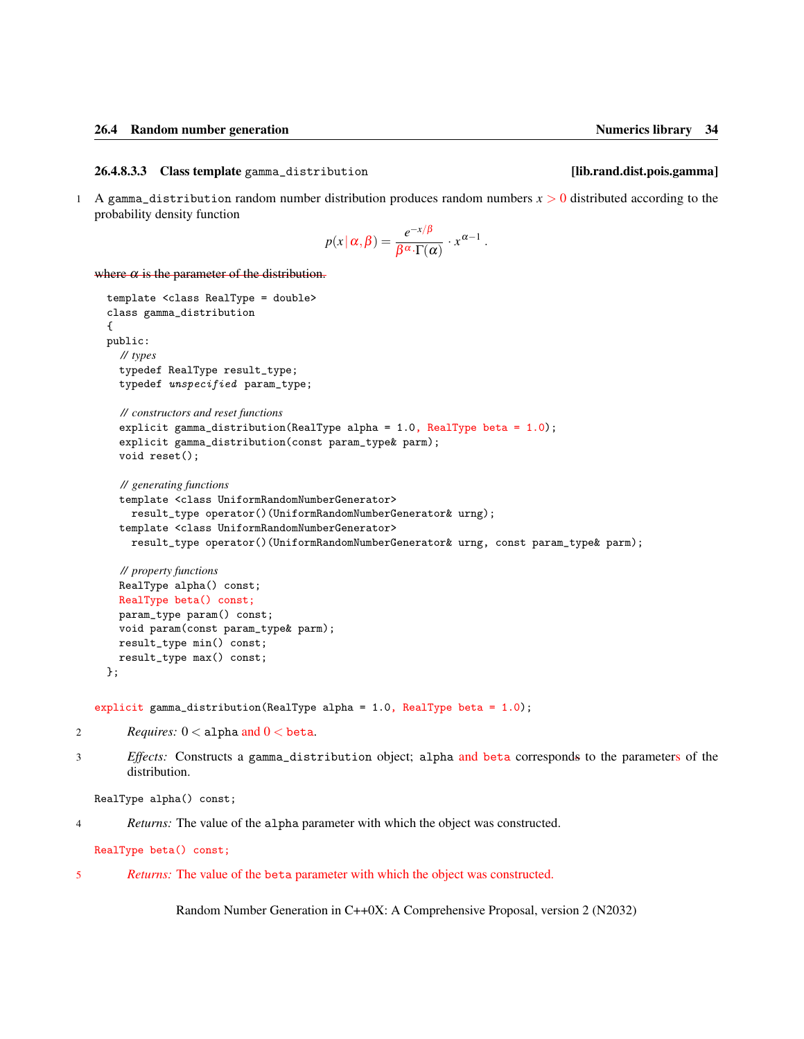#### 26.4.8.3.3 Class template `gamma_distribution` [lib.rand.dist.pois.gamma]

1 A `gamma_distribution` random number distribution produces random numbers $x > 0$ distributed according to the probability density function

$$p(x\,|\,\alpha,\beta) = \frac{e^{-x/\beta}}{\beta^{\alpha}\cdot\Gamma(\alpha)} \cdot x^{\alpha-1}\,.$$

~~where $\alpha$ is the parameter of the distribution.~~

```
template <class RealType = double>
class gamma_distribution
{
public:
  // types
  typedef RealType result_type;
  typedef unspecified param_type;

  // constructors and reset functions
  explicit gamma_distribution(RealType alpha = 1.0, RealType beta = 1.0);
  explicit gamma_distribution(const param_type& parm);
  void reset();

  // generating functions
  template <class UniformRandomNumberGenerator>
    result_type operator()(UniformRandomNumberGenerator& urng);
  template <class UniformRandomNumberGenerator>
    result_type operator()(UniformRandomNumberGenerator& urng, const param_type& parm);

  // property functions
  RealType alpha() const;
  RealType beta() const;
  param_type param() const;
  void param(const param_type& parm);
  result_type min() const;
  result_type max() const;
};
```

```
explicit gamma_distribution(RealType alpha = 1.0, RealType beta = 1.0);
```

2 *Requires:* $0 <$ `alpha` and $0 <$ `beta`.

3 *Effects:* Constructs a `gamma_distribution` object; `alpha` and `beta` correspond~~s~~ to the parameters of the distribution.

```
RealType alpha() const;
```

4 *Returns:* The value of the `alpha` parameter with which the object was constructed.

```
RealType beta() const;
```

5 *Returns:* The value of the `beta` parameter with which the object was constructed.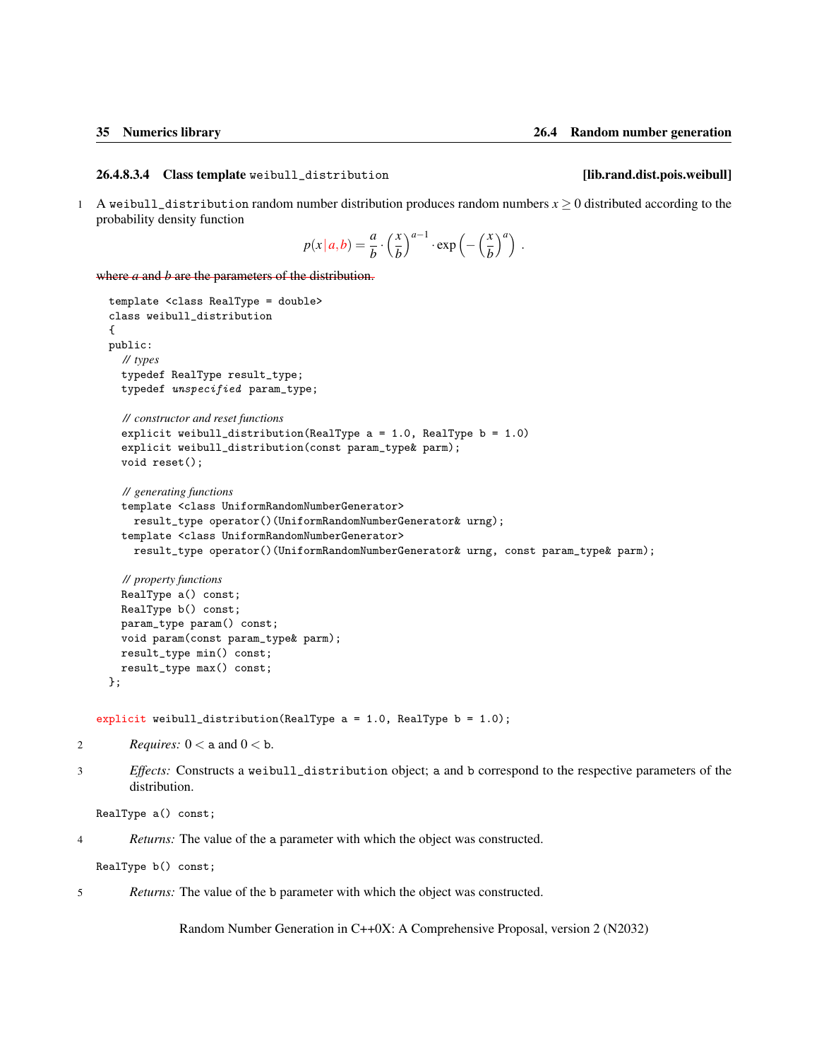#### 26.4.8.3.4 Class template `weibull_distribution` [lib.rand.dist.pois.weibull]

1 A `weibull_distribution` random number distribution produces random numbers $x \geq 0$ distributed according to the probability density function

$$p(x \mid a, b) = \frac{a}{b} \cdot \left(\frac{x}{b}\right)^{a-1} \cdot \exp\left(-\left(\frac{x}{b}\right)^{a}\right) .$$

~~where $a$ and $b$ are the parameters of the distribution.~~

```
template <class RealType = double>
class weibull_distribution
{
public:
  // types
  typedef RealType result_type;
  typedef unspecified param_type;

  // constructor and reset functions
  explicit weibull_distribution(RealType a = 1.0, RealType b = 1.0)
  explicit weibull_distribution(const param_type& parm);
  void reset();

  // generating functions
  template <class UniformRandomNumberGenerator>
    result_type operator()(UniformRandomNumberGenerator& urng);
  template <class UniformRandomNumberGenerator>
    result_type operator()(UniformRandomNumberGenerator& urng, const param_type& parm);

  // property functions
  RealType a() const;
  RealType b() const;
  param_type param() const;
  void param(const param_type& parm);
  result_type min() const;
  result_type max() const;
};
```

```
explicit weibull_distribution(RealType a = 1.0, RealType b = 1.0);
```

2 *Requires:* $0 <$ `a` and $0 <$ `b`.

3 *Effects:* Constructs a `weibull_distribution` object; `a` and `b` correspond to the respective parameters of the distribution.

```
RealType a() const;
```

4 *Returns:* The value of the `a` parameter with which the object was constructed.

```
RealType b() const;
```

5 *Returns:* The value of the `b` parameter with which the object was constructed.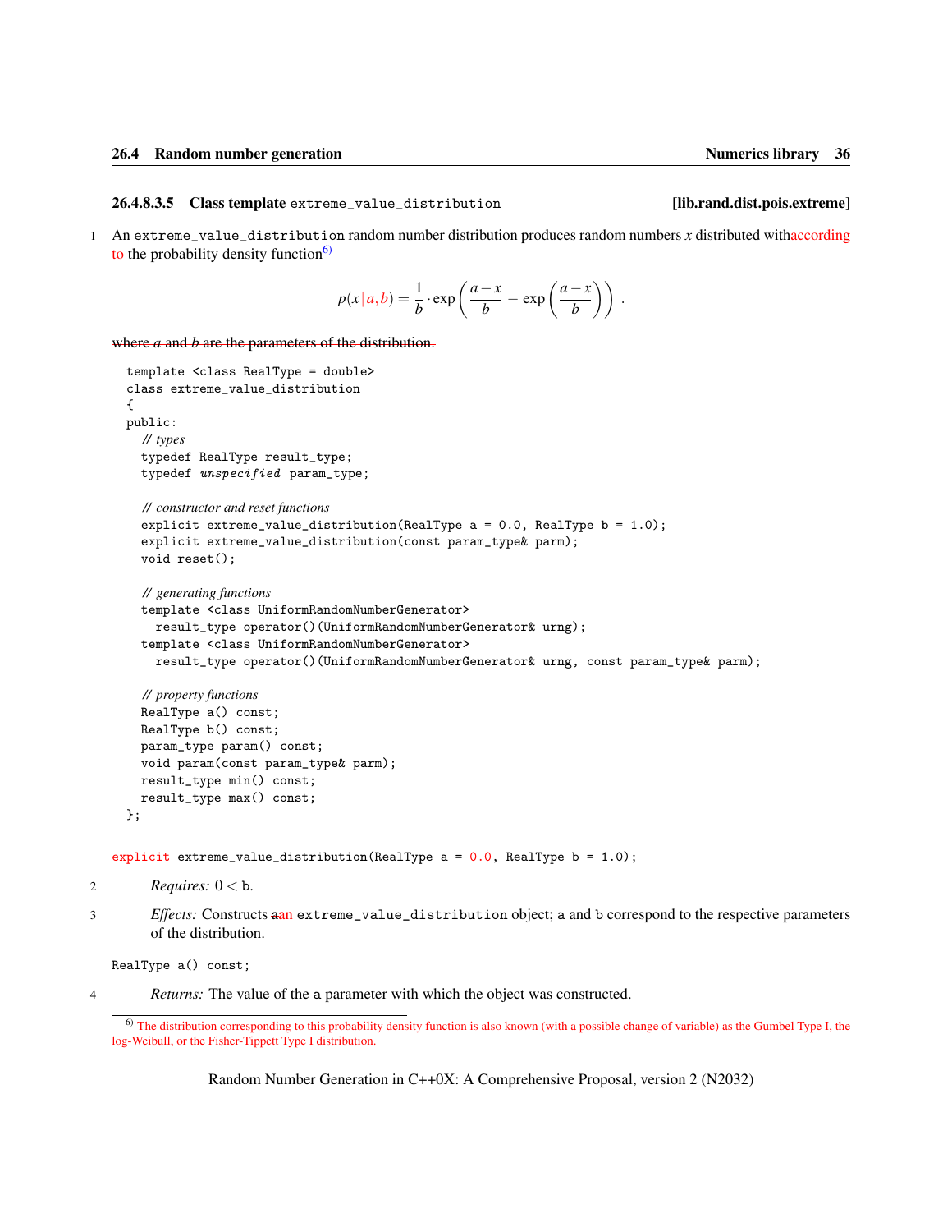#### 26.4.8.3.5 Class template `extreme_value_distribution` [lib.rand.dist.pois.extreme]

1 An `extreme_value_distribution` random number distribution produces random numbers $x$ distributed ~~with~~according to the probability density function[6]

$$p(x\,|\,a,b) = \frac{1}{b} \cdot \exp\left( \frac{a-x}{b} - \exp\left( \frac{a-x}{b} \right) \right) .$$

~~where $a$ and $b$ are the parameters of the distribution.~~

```
template <class RealType = double>
class extreme_value_distribution
{
public:
  // types
  typedef RealType result_type;
  typedef unspecified param_type;

  // constructor and reset functions
  explicit extreme_value_distribution(RealType a = 0.0, RealType b = 1.0);
  explicit extreme_value_distribution(const param_type& parm);
  void reset();

  // generating functions
  template <class UniformRandomNumberGenerator>
    result_type operator()(UniformRandomNumberGenerator& urng);
  template <class UniformRandomNumberGenerator>
    result_type operator()(UniformRandomNumberGenerator& urng, const param_type& parm);

  // property functions
  RealType a() const;
  RealType b() const;
  param_type param() const;
  void param(const param_type& parm);
  result_type min() const;
  result_type max() const;
};
```

```
explicit extreme_value_distribution(RealType a = 0.0, RealType b = 1.0);
```

2 *Requires:* $0 <$ `b`.

3 *Effects:* Constructs ~~a~~an `extreme_value_distribution` object; `a` and `b` correspond to the respective parameters of the distribution.

```
RealType a() const;
```

4 *Returns:* The value of the `a` parameter with which the object was constructed.

---

[6] The distribution corresponding to this probability density function is also known (with a possible change of variable) as the Gumbel Type I, the log-Weibull, or the Fisher-Tippett Type I distribution.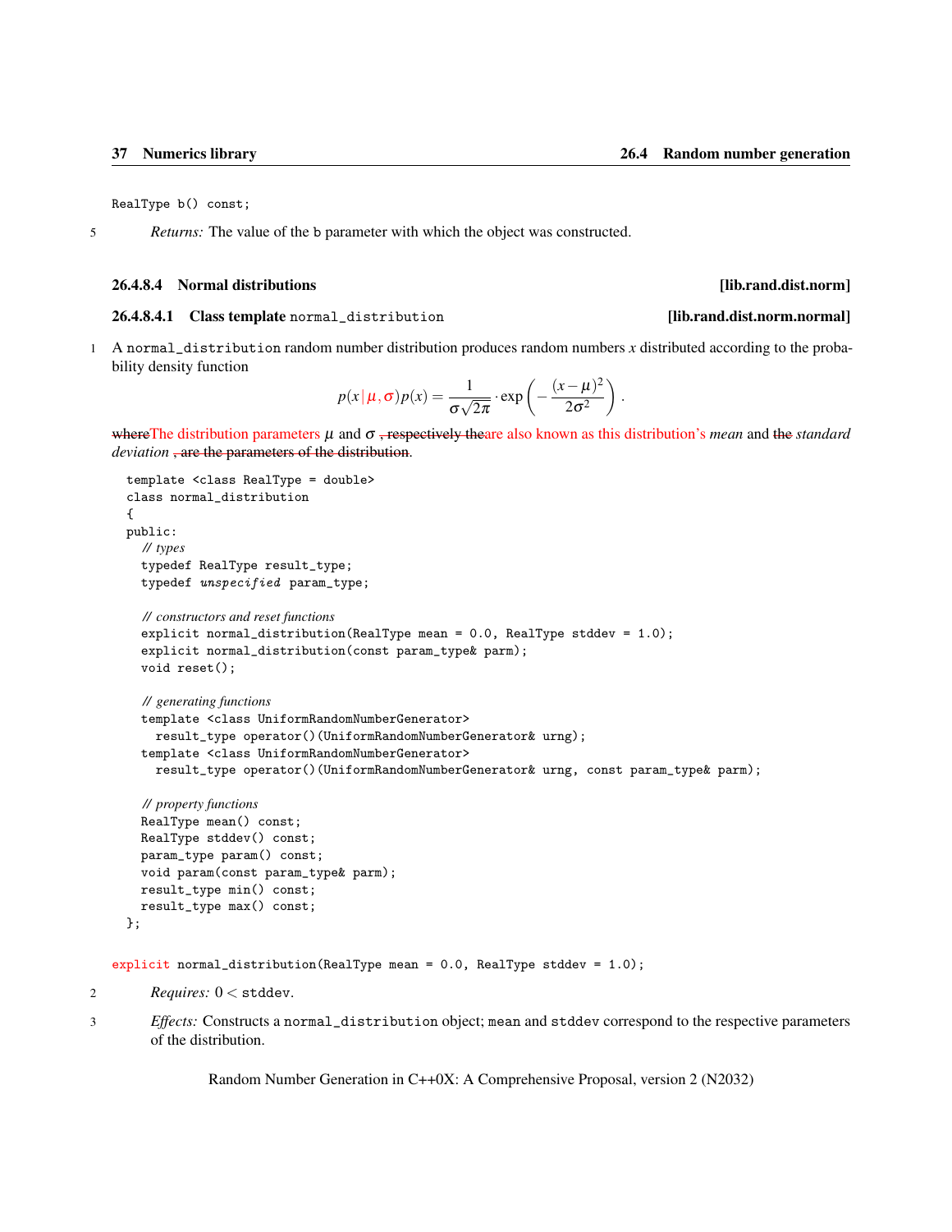```
RealType b() const;
```

5 *Returns:* The value of the `b` parameter with which the object was constructed.

### 26.4.8.4 Normal distributions [lib.rand.dist.norm]

#### 26.4.8.4.1 Class template `normal_distribution` [lib.rand.dist.norm.normal]

1 A `normal_distribution` random number distribution produces random numbers $x$ distributed according to the probability density function

$$p(x\,|\,\mu,\sigma)\,p(x) = \frac{1}{\sigma\sqrt{2\pi}} \cdot \exp\left(-\frac{(x-\mu)^2}{2\sigma^2}\right).$$

~~where~~The distribution parameters $\mu$ and $\sigma$ ~~, respectively the~~are also known as this distribution's *mean* and ~~the~~ *standard deviation* ~~, are the parameters of the distribution~~.

```
template <class RealType = double>
class normal_distribution
{
public:
  // types
  typedef RealType result_type;
  typedef unspecified param_type;

  // constructors and reset functions
  explicit normal_distribution(RealType mean = 0.0, RealType stddev = 1.0);
  explicit normal_distribution(const param_type& parm);
  void reset();

  // generating functions
  template <class UniformRandomNumberGenerator>
    result_type operator()(UniformRandomNumberGenerator& urng);
  template <class UniformRandomNumberGenerator>
    result_type operator()(UniformRandomNumberGenerator& urng, const param_type& parm);

  // property functions
  RealType mean() const;
  RealType stddev() const;
  param_type param() const;
  void param(const param_type& parm);
  result_type min() const;
  result_type max() const;
};
```

```
explicit normal_distribution(RealType mean = 0.0, RealType stddev = 1.0);
```

2 *Requires:* $0 <$ `stddev`.

3 *Effects:* Constructs a `normal_distribution` object; `mean` and `stddev` correspond to the respective parameters of the distribution.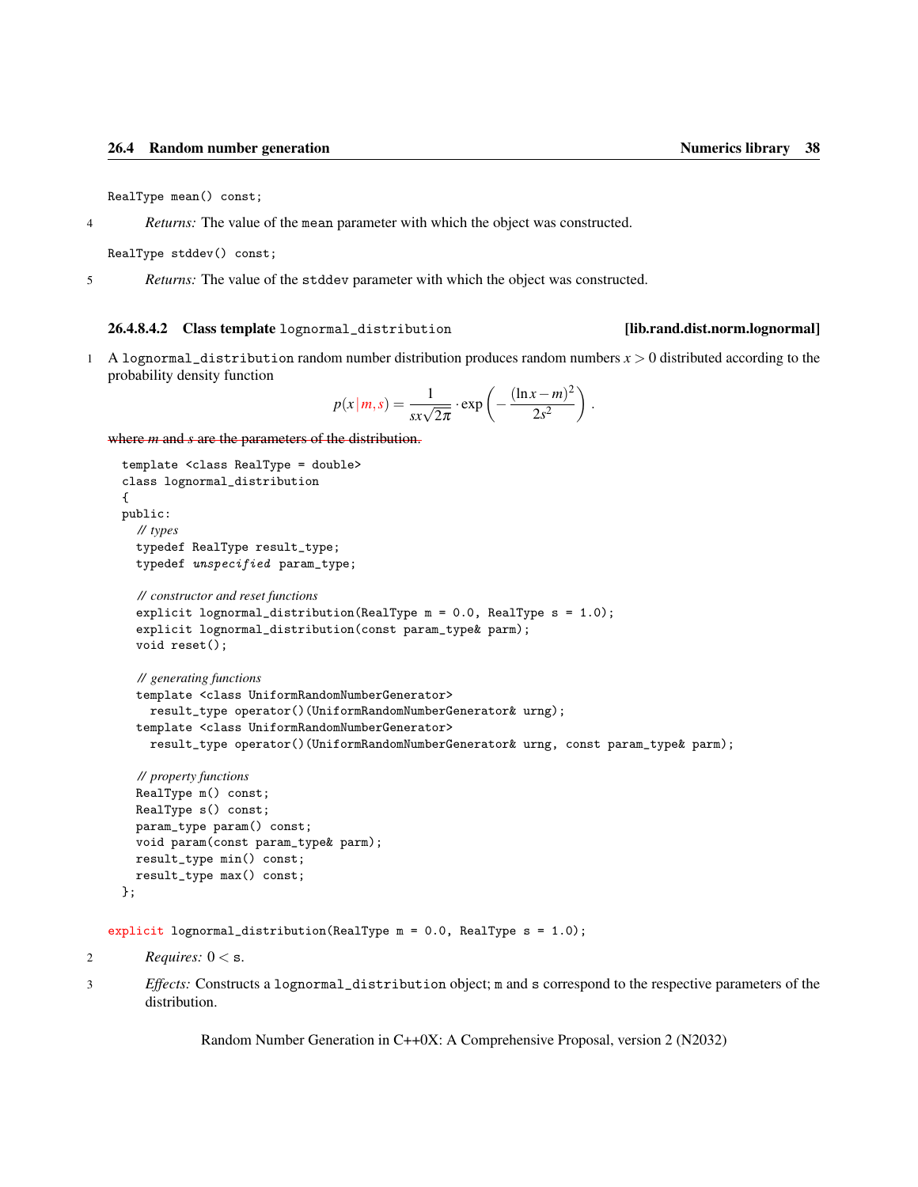```
RealType mean() const;
```

4 *Returns:* The value of the `mean` parameter with which the object was constructed.

```
RealType stddev() const;
```

5 *Returns:* The value of the `stddev` parameter with which the object was constructed.

#### 26.4.8.4.2 Class template `lognormal_distribution` [lib.rand.dist.norm.lognormal]

1 A `lognormal_distribution` random number distribution produces random numbers $x > 0$ distributed according to the probability density function

$$p(x\,|\,m,s) = \frac{1}{sx\sqrt{2\pi}} \cdot \exp\left(-\frac{(\ln x - m)^2}{2s^2}\right).$$

~~where $m$ and $s$ are the parameters of the distribution.~~

```
template <class RealType = double>
class lognormal_distribution
{
public:
  // types
  typedef RealType result_type;
  typedef unspecified param_type;

  // constructor and reset functions
  explicit lognormal_distribution(RealType m = 0.0, RealType s = 1.0);
  explicit lognormal_distribution(const param_type& parm);
  void reset();

  // generating functions
  template <class UniformRandomNumberGenerator>
    result_type operator()(UniformRandomNumberGenerator& urng);
  template <class UniformRandomNumberGenerator>
    result_type operator()(UniformRandomNumberGenerator& urng, const param_type& parm);

  // property functions
  RealType m() const;
  RealType s() const;
  param_type param() const;
  void param(const param_type& parm);
  result_type min() const;
  result_type max() const;
};
```

```
explicit lognormal_distribution(RealType m = 0.0, RealType s = 1.0);
```

2 *Requires:* $0 <$ `s`.

3 *Effects:* Constructs a `lognormal_distribution` object; `m` and `s` correspond to the respective parameters of the distribution.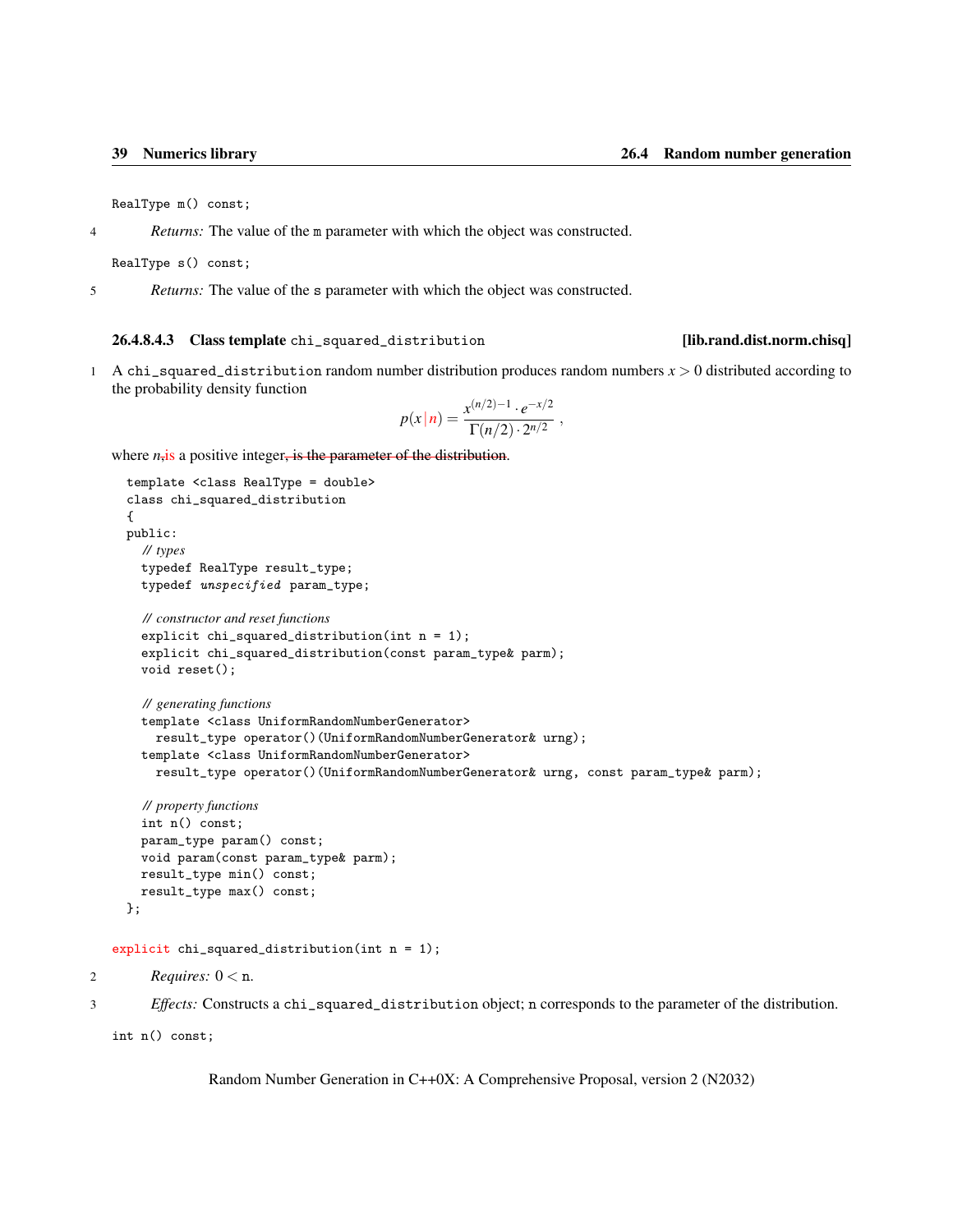```
RealType m() const;
```

4 *Returns:* The value of the `m` parameter with which the object was constructed.

```
RealType s() const;
```

5 *Returns:* The value of the `s` parameter with which the object was constructed.

### 26.4.8.4.3 Class template `chi_squared_distribution` [lib.rand.dist.norm.chisq]

1 A `chi_squared_distribution` random number distribution produces random numbers $x > 0$ distributed according to the probability density function

$$p(x \,|\, n) = \frac{x^{(n/2)-1} \cdot e^{-x/2}}{\Gamma(n/2) \cdot 2^{n/2}} \ ,$$

where $n$,is a positive integer~~, is the parameter of the distribution~~.

```
template <class RealType = double>
class chi_squared_distribution
{
public:
  // types
  typedef RealType result_type;
  typedef unspecified param_type;

  // constructor and reset functions
  explicit chi_squared_distribution(int n = 1);
  explicit chi_squared_distribution(const param_type& parm);
  void reset();

  // generating functions
  template <class UniformRandomNumberGenerator>
    result_type operator()(UniformRandomNumberGenerator& urng);
  template <class UniformRandomNumberGenerator>
    result_type operator()(UniformRandomNumberGenerator& urng, const param_type& parm);

  // property functions
  int n() const;
  param_type param() const;
  void param(const param_type& parm);
  result_type min() const;
  result_type max() const;
};
```

```
explicit chi_squared_distribution(int n = 1);
```

2 *Requires:* $0 <$ `n`.

3 *Effects:* Constructs a `chi_squared_distribution` object; `n` corresponds to the parameter of the distribution.

```
int n() const;
```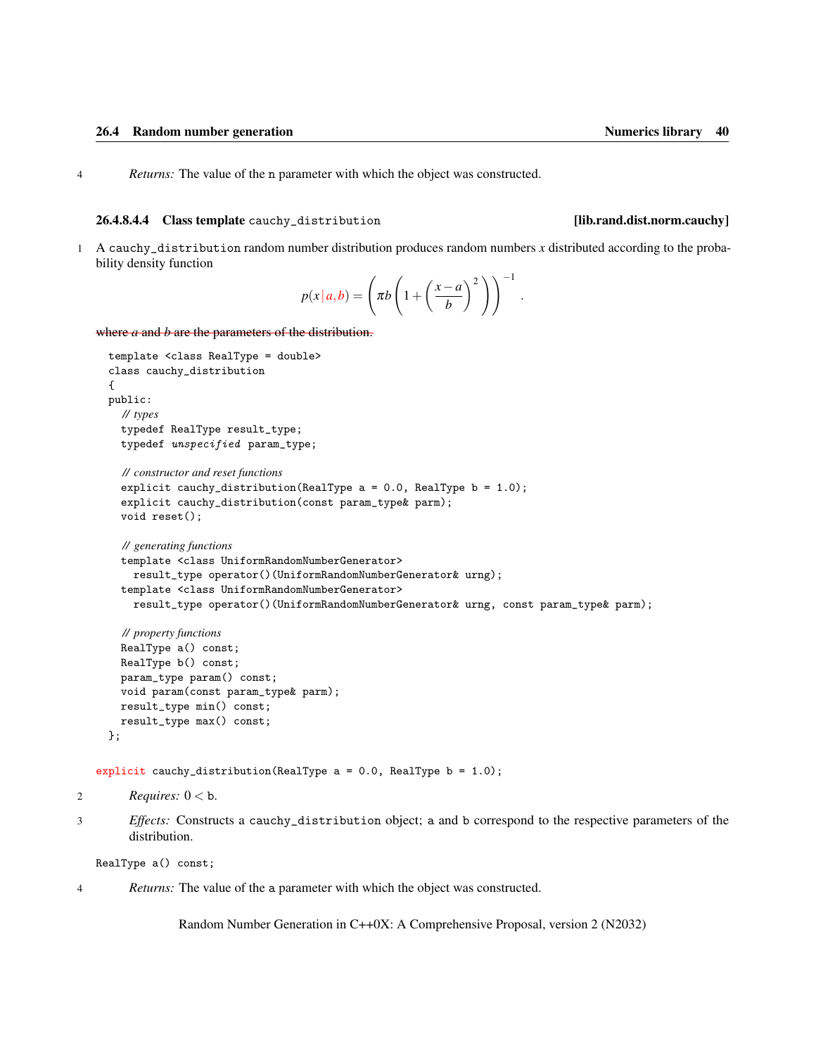4 *Returns:* The value of the `n` parameter with which the object was constructed.

#### 26.4.8.4.4 Class template `cauchy_distribution` [lib.rand.dist.norm.cauchy]

1 A `cauchy_distribution` random number distribution produces random numbers $x$ distributed according to the probability density function

$$p(x\,|\,a,b) = \left(\pi b \left(1 + \left(\frac{x-a}{b}\right)^2\right)\right)^{-1}.$$

~~where $a$ and $b$ are the parameters of the distribution.~~

```
template <class RealType = double>
class cauchy_distribution
{
public:
  // types
  typedef RealType result_type;
  typedef unspecified param_type;

  // constructor and reset functions
  explicit cauchy_distribution(RealType a = 0.0, RealType b = 1.0);
  explicit cauchy_distribution(const param_type& parm);
  void reset();

  // generating functions
  template <class UniformRandomNumberGenerator>
    result_type operator()(UniformRandomNumberGenerator& urng);
  template <class UniformRandomNumberGenerator>
    result_type operator()(UniformRandomNumberGenerator& urng, const param_type& parm);

  // property functions
  RealType a() const;
  RealType b() const;
  param_type param() const;
  void param(const param_type& parm);
  result_type min() const;
  result_type max() const;
};
```

```
explicit cauchy_distribution(RealType a = 0.0, RealType b = 1.0);
```

2 *Requires:* $0 <$ `b`.

3 *Effects:* Constructs a `cauchy_distribution` object; `a` and `b` correspond to the respective parameters of the distribution.

```
RealType a() const;
```

4 *Returns:* The value of the `a` parameter with which the object was constructed.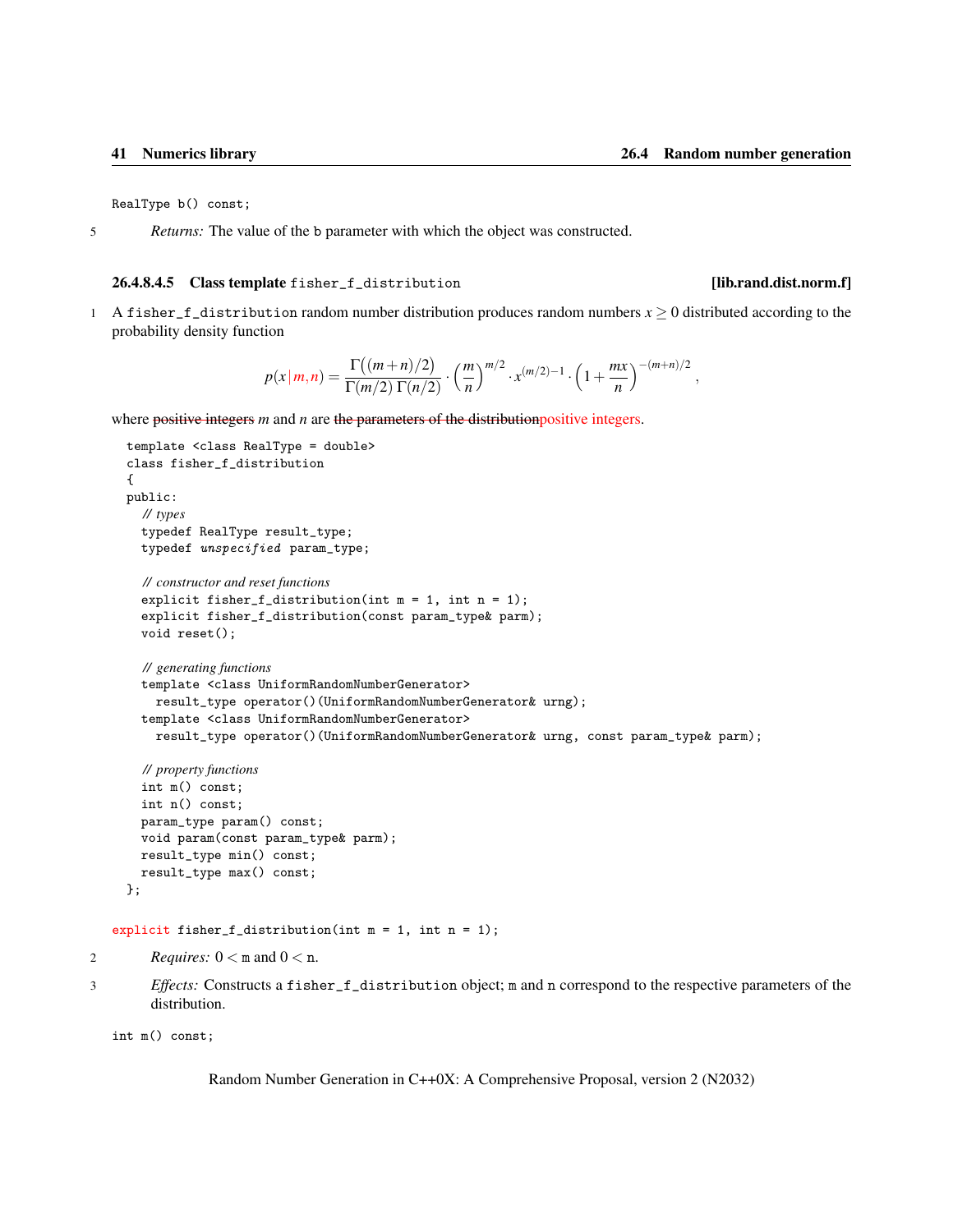```
RealType b() const;
```

5 *Returns:* The value of the b parameter with which the object was constructed.

#### 26.4.8.4.5 Class template `fisher_f_distribution` [lib.rand.dist.norm.f]

1 A `fisher_f_distribution` random number distribution produces random numbers $x \geq 0$ distributed according to the probability density function

$$p(x\,|\,m,n) = \frac{\Gamma\big((m+n)/2\big)}{\Gamma(m/2)\,\Gamma(n/2)} \cdot \left(\frac{m}{n}\right)^{m/2} \cdot x^{(m/2)-1} \cdot \left(1 + \frac{mx}{n}\right)^{-(m+n)/2},$$

where ~~positive integers~~ $m$ and $n$ are ~~the parameters of the distribution~~positive integers.

```
template <class RealType = double>
class fisher_f_distribution
{
public:
  // types
  typedef RealType result_type;
  typedef unspecified param_type;

  // constructor and reset functions
  explicit fisher_f_distribution(int m = 1, int n = 1);
  explicit fisher_f_distribution(const param_type& parm);
  void reset();

  // generating functions
  template <class UniformRandomNumberGenerator>
    result_type operator()(UniformRandomNumberGenerator& urng);
  template <class UniformRandomNumberGenerator>
    result_type operator()(UniformRandomNumberGenerator& urng, const param_type& parm);

  // property functions
  int m() const;
  int n() const;
  param_type param() const;
  void param(const param_type& parm);
  result_type min() const;
  result_type max() const;
};
```

```
explicit fisher_f_distribution(int m = 1, int n = 1);
```

2 *Requires:* $0 <$ `m` and $0 <$ `n`.

3 *Effects:* Constructs a `fisher_f_distribution` object; `m` and `n` correspond to the respective parameters of the distribution.

```
int m() const;
```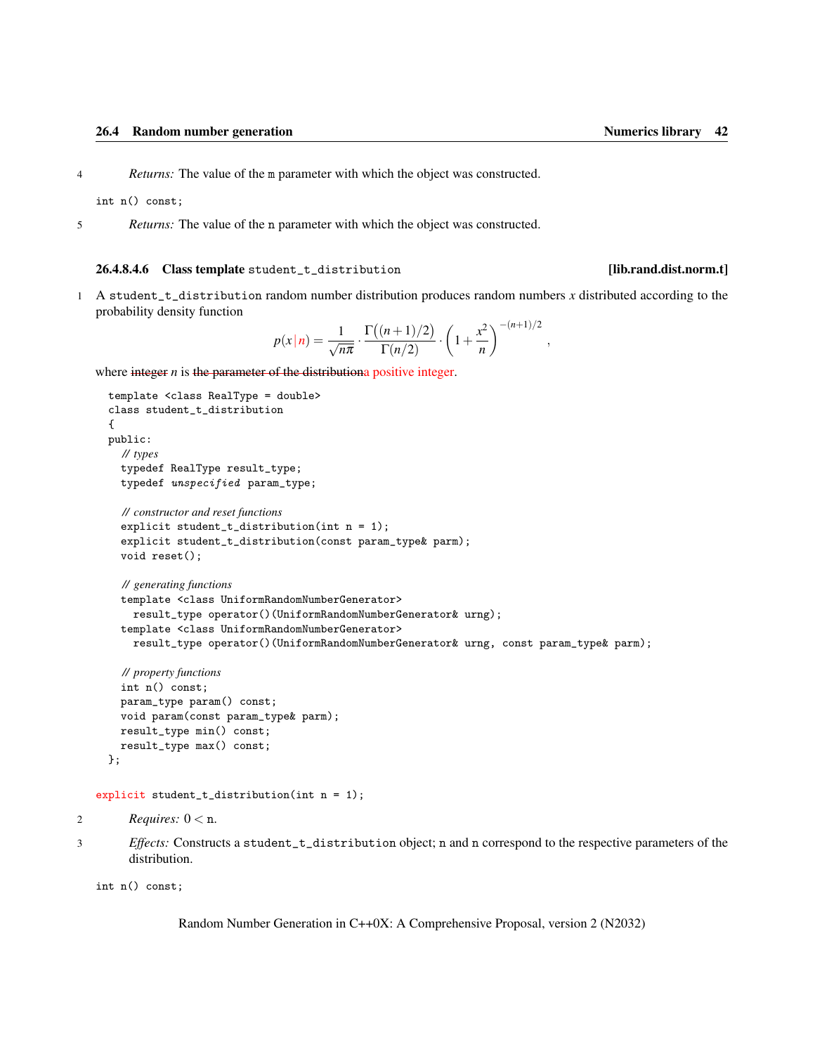4 *Returns:* The value of the m parameter with which the object was constructed.

```
int n() const;
```

5 *Returns:* The value of the n parameter with which the object was constructed.

### 26.4.8.4.6 Class template `student_t_distribution` [lib.rand.dist.norm.t]

1 A `student_t_distribution` random number distribution produces random numbers $x$ distributed according to the probability density function

$$p(x\,|\,n) = \frac{1}{\sqrt{n\pi}} \cdot \frac{\Gamma\big((n+1)/2\big)}{\Gamma(n/2)} \cdot \left(1 + \frac{x^2}{n}\right)^{-(n+1)/2},$$

where ~~integer~~ $n$ is ~~the parameter of the distribution~~a positive integer.

```
template <class RealType = double>
class student_t_distribution
{
public:
  // types
  typedef RealType result_type;
  typedef unspecified param_type;

  // constructor and reset functions
  explicit student_t_distribution(int n = 1);
  explicit student_t_distribution(const param_type& parm);
  void reset();

  // generating functions
  template <class UniformRandomNumberGenerator>
    result_type operator()(UniformRandomNumberGenerator& urng);
  template <class UniformRandomNumberGenerator>
    result_type operator()(UniformRandomNumberGenerator& urng, const param_type& parm);

  // property functions
  int n() const;
  param_type param() const;
  void param(const param_type& parm);
  result_type min() const;
  result_type max() const;
};
```

```
explicit student_t_distribution(int n = 1);
```

2 *Requires:* $0 <$ n.

3 *Effects:* Constructs a `student_t_distribution` object; n and n correspond to the respective parameters of the distribution.

```
int n() const;
```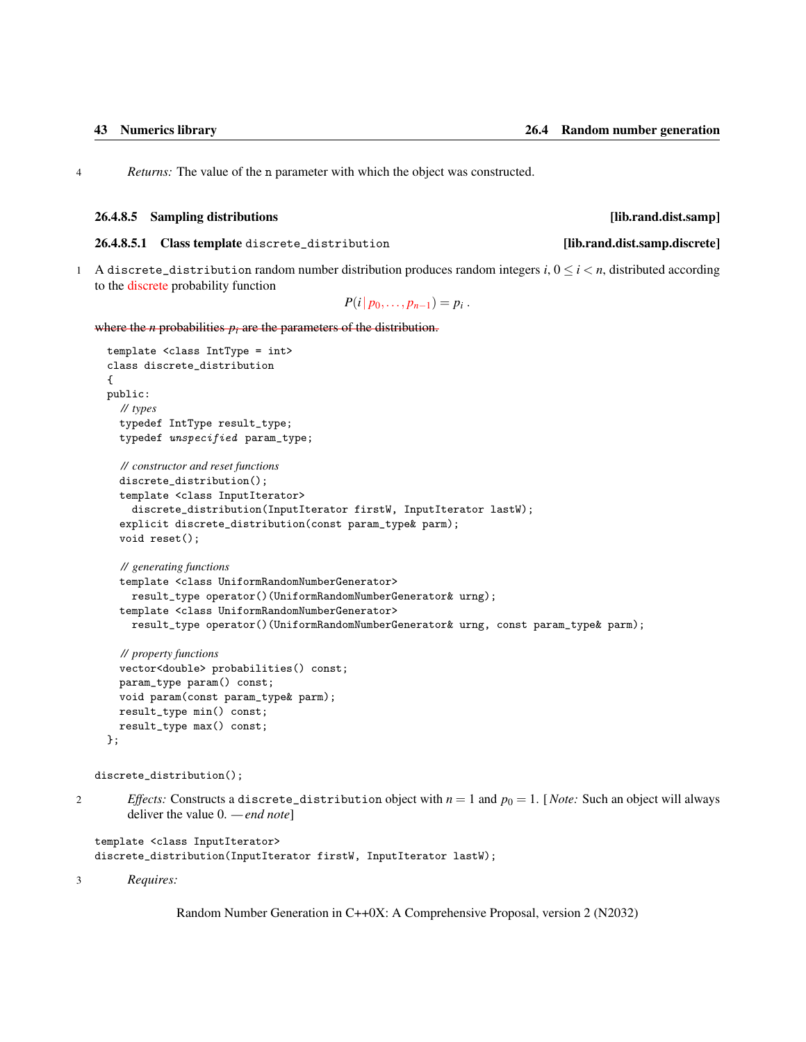4 *Returns:* The value of the `n` parameter with which the object was constructed.

### 26.4.8.5 Sampling distributions [lib.rand.dist.samp]

#### 26.4.8.5.1 Class template `discrete_distribution` [lib.rand.dist.samp.discrete]

1 A `discrete_distribution` random number distribution produces random integers $i$, $0 \leq i < n$, distributed according to the discrete probability function

$$P(i \mid p_0, \ldots, p_{n-1}) = p_i \,.$$

~~where the $n$ probabilities $p_i$ are the parameters of the distribution.~~

```
template <class IntType = int>
class discrete_distribution
{
public:
  // types
  typedef IntType result_type;
  typedef unspecified param_type;

  // constructor and reset functions
  discrete_distribution();
  template <class InputIterator>
    discrete_distribution(InputIterator firstW, InputIterator lastW);
  explicit discrete_distribution(const param_type& parm);
  void reset();

  // generating functions
  template <class UniformRandomNumberGenerator>
    result_type operator()(UniformRandomNumberGenerator& urng);
  template <class UniformRandomNumberGenerator>
    result_type operator()(UniformRandomNumberGenerator& urng, const param_type& parm);

  // property functions
  vector<double> probabilities() const;
  param_type param() const;
  void param(const param_type& parm);
  result_type min() const;
  result_type max() const;
};
```

```
discrete_distribution();
```

2 *Effects:* Constructs a `discrete_distribution` object with $n = 1$ and $p_0 = 1$. [*Note:* Such an object will always deliver the value 0. —*end note*]

```
template <class InputIterator>
discrete_distribution(InputIterator firstW, InputIterator lastW);
```

3 *Requires:*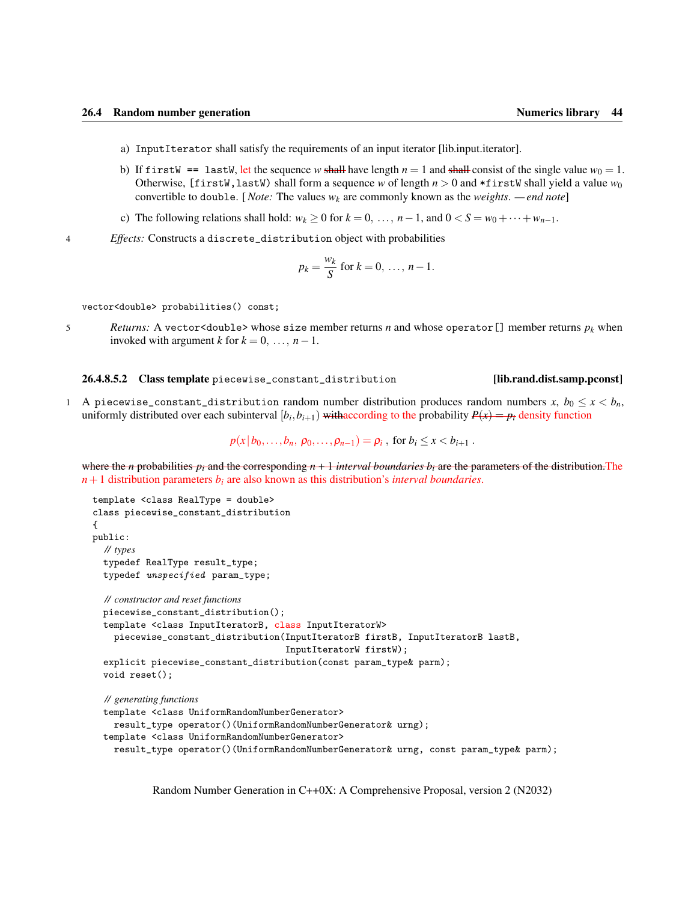a) `InputIterator` shall satisfy the requirements of an input iterator [lib.input.iterator].

b) If `firstW == lastW`, let the sequence $w$ ~~shall~~ have length $n = 1$ and ~~shall~~ consist of the single value $w_0 = 1$. Otherwise, `[firstW,lastW)` shall form a sequence $w$ of length $n > 0$ and `*firstW` shall yield a value $w_0$ convertible to `double`. [ *Note:* The values $w_k$ are commonly known as the *weights*. — *end note*]

c) The following relations shall hold: $w_k \geq 0$ for $k = 0, \ldots, n-1$, and $0 < S = w_0 + \cdots + w_{n-1}$.

4 *Effects:* Constructs a `discrete_distribution` object with probabilities

$$p_k = \frac{w_k}{S} \text{ for } k = 0, \ldots, n-1.$$

```
vector<double> probabilities() const;
```

5 *Returns:* A `vector<double>` whose `size` member returns $n$ and whose `operator[]` member returns $p_k$ when invoked with argument $k$ for $k = 0, \ldots, n-1$.

#### 26.4.8.5.2 Class template `piecewise_constant_distribution` [lib.rand.dist.samp.pconst]

1 A `piecewise_constant_distribution` random number distribution produces random numbers $x$, $b_0 \leq x < b_n$, uniformly distributed over each subinterval $[b_i, b_{i+1})$ ~~with~~according to the probability ~~$P(x) = p_i$~~ density function

$$p(x \,|\, b_0, \ldots, b_n,\ \rho_0, \ldots, \rho_{n-1}) = \rho_i \text{ , for } b_i \leq x < b_{i+1} \text{ .}$$

~~where the $n$ probabilities $p_i$ and the corresponding $n+1$ *interval boundaries* $b_i$ are the parameters of the distribution.~~The $n+1$ distribution parameters $b_i$ are also known as this distribution's *interval boundaries*.

```
template <class RealType = double>
class piecewise_constant_distribution
{
public:
  // types
  typedef RealType result_type;
  typedef unspecified param_type;

  // constructor and reset functions
  piecewise_constant_distribution();
  template <class InputIteratorB, class InputIteratorW>
    piecewise_constant_distribution(InputIteratorB firstB, InputIteratorB lastB,
                                    InputIteratorW firstW);
  explicit piecewise_constant_distribution(const param_type& parm);
  void reset();

  // generating functions
  template <class UniformRandomNumberGenerator>
    result_type operator()(UniformRandomNumberGenerator& urng);
  template <class UniformRandomNumberGenerator>
    result_type operator()(UniformRandomNumberGenerator& urng, const param_type& parm);
```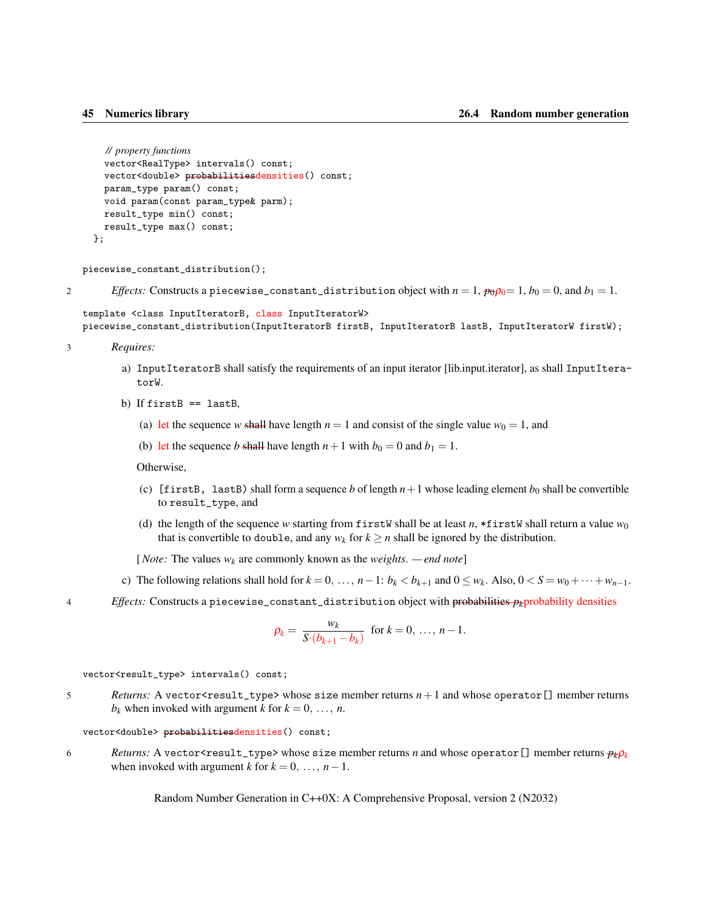```
    // property functions
    vector<RealType> intervals() const;
    vector<double> probabilitiesdensities() const;
    param_type param() const;
    void param(const param_type& parm);
    result_type min() const;
    result_type max() const;
  };
```

```
piecewise_constant_distribution();
```

2 *Effects:* Constructs a `piecewise_constant_distribution` object with $n = 1$, ~~$p_0$~~$\rho_0 = 1$, $b_0 = 0$, and $b_1 = 1$.

```
template <class InputIteratorB, class InputIteratorW>
piecewise_constant_distribution(InputIteratorB firstB, InputIteratorB lastB, InputIteratorW firstW);
```

3 *Requires:*

a) `InputIteratorB` shall satisfy the requirements of an input iterator [lib.input.iterator], as shall `InputIteratorW`.

b) If `firstB == lastB`,

  (a) let the sequence $w$ ~~shall~~ have length $n = 1$ and consist of the single value $w_0 = 1$, and

  (b) let the sequence $b$ ~~shall~~ have length $n+1$ with $b_0 = 0$ and $b_1 = 1$.

  Otherwise,

  (c) `[firstB, lastB)` shall form a sequence $b$ of length $n+1$ whose leading element $b_0$ shall be convertible to `result_type`, and

  (d) the length of the sequence $w$ starting from `firstW` shall be at least $n$, `*firstW` shall return a value $w_0$ that is convertible to `double`, and any $w_k$ for $k \geq n$ shall be ignored by the distribution.

  [*Note:* The values $w_k$ are commonly known as the *weights*. — *end note*]

c) The following relations shall hold for $k = 0, \ldots, n-1$: $b_k < b_{k+1}$ and $0 \leq w_k$. Also, $0 < S = w_0 + \cdots + w_{n-1}$.

4 *Effects:* Constructs a `piecewise_constant_distribution` object with ~~probabilities $p_k$~~ probability densities

$$\rho_k = \frac{w_k}{S \cdot (b_{k+1} - b_k)} \quad \text{for } k = 0, \ldots, n-1.$$

```
vector<result_type> intervals() const;
```

5 *Returns:* A `vector<result_type>` whose `size` member returns $n+1$ and whose `operator[]` member returns $b_k$ when invoked with argument $k$ for $k = 0, \ldots, n$.

```
vector<double> probabilitiesdensities() const;
```

6 *Returns:* A `vector<result_type>` whose `size` member returns $n$ and whose `operator[]` member returns ~~$p_k$~~$\rho_k$ when invoked with argument $k$ for $k = 0, \ldots, n-1$.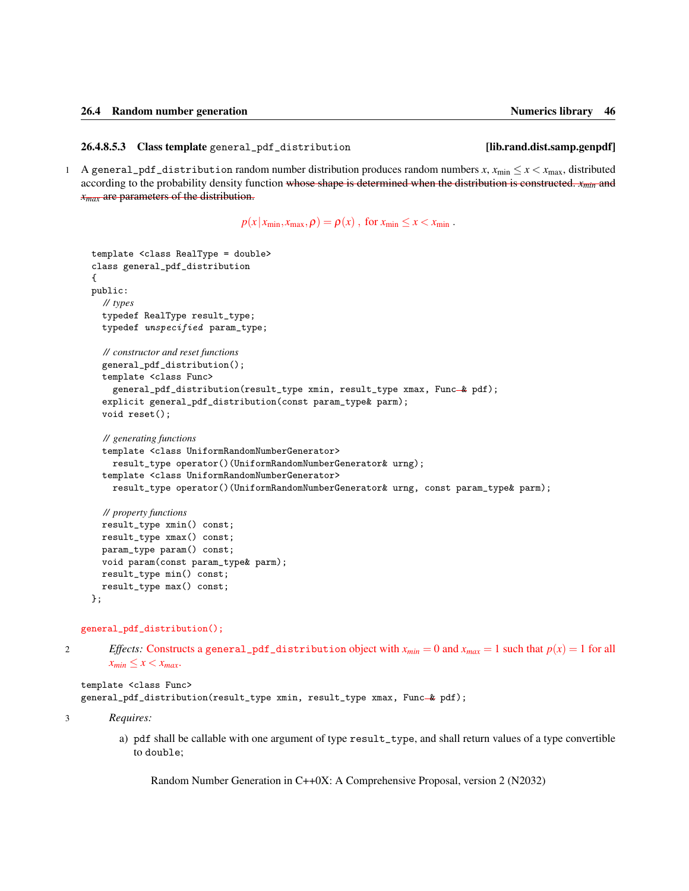#### 26.4.8.5.3 Class template `general_pdf_distribution` [lib.rand.dist.samp.genpdf]

1 A `general_pdf_distribution` random number distribution produces random numbers $x$, $x_{\min} \le x < x_{\max}$, distributed according to the probability density function ~~whose shape is determined when the distribution is constructed. $x_{min}$ and $x_{max}$ are parameters of the distribution.~~

$$p(x\,|\,x_{\min}, x_{\max}, \rho) = \rho(x)\ , \text{ for } x_{\min} \le x < x_{\min}\ .$$

```
template <class RealType = double>
class general_pdf_distribution
{
public:
  // types
  typedef RealType result_type;
  typedef unspecified param_type;

  // constructor and reset functions
  general_pdf_distribution();
  template <class Func>
    general_pdf_distribution(result_type xmin, result_type xmax, Func & pdf);
  explicit general_pdf_distribution(const param_type& parm);
  void reset();

  // generating functions
  template <class UniformRandomNumberGenerator>
    result_type operator()(UniformRandomNumberGenerator& urng);
  template <class UniformRandomNumberGenerator>
    result_type operator()(UniformRandomNumberGenerator& urng, const param_type& parm);

  // property functions
  result_type xmin() const;
  result_type xmax() const;
  param_type param() const;
  void param(const param_type& parm);
  result_type min() const;
  result_type max() const;
};
```

```
general_pdf_distribution();
```

2 *Effects:* Constructs a `general_pdf_distribution` object with $x_{min} = 0$ and $x_{max} = 1$ such that $p(x) = 1$ for all $x_{min} \le x < x_{max}$.

```
template <class Func>
general_pdf_distribution(result_type xmin, result_type xmax, Func & pdf);
```

3 *Requires:*

a) `pdf` shall be callable with one argument of type `result_type`, and shall return values of a type convertible to `double`;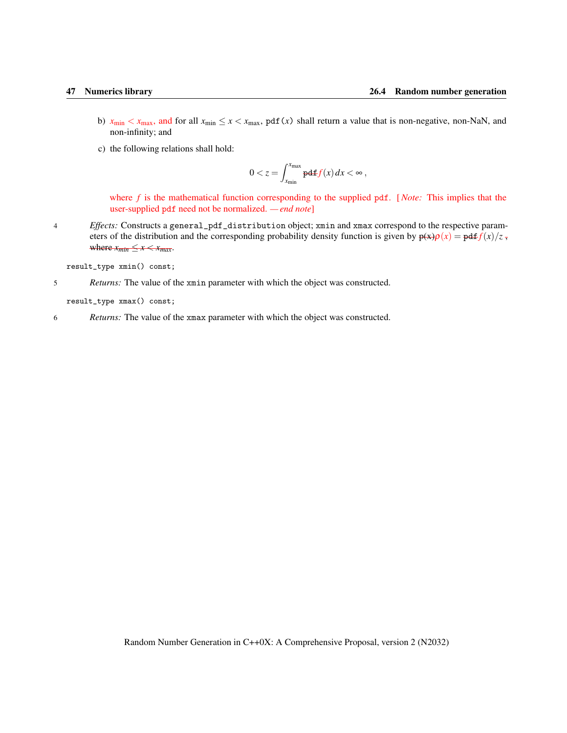b) $x_{\min} < x_{\max}$, and for all $x_{\min} \le x < x_{\max}$, `pdf(x)` shall return a value that is non-negative, non-NaN, and non-infinity; and

c) the following relations shall hold:

$$0 < z = \int_{x_{\min}}^{x_{\max}} \texttt{pdf} f(x)\,dx < \infty\,,$$

where $f$ is the mathematical function corresponding to the supplied `pdf`. [*Note:* This implies that the user-supplied `pdf` need not be normalized. — *end note*]

4 *Effects:* Constructs a `general_pdf_distribution` object; `xmin` and `xmax` correspond to the respective parameters of the distribution and the corresponding probability density function is given by p(x)$\rho(x) = \texttt{pdf} f(x)/z$ , where $x_{min} \le x < x_{max}$.

```
result_type xmin() const;
```

5 *Returns:* The value of the `xmin` parameter with which the object was constructed.

```
result_type xmax() const;
```

6 *Returns:* The value of the `xmax` parameter with which the object was constructed.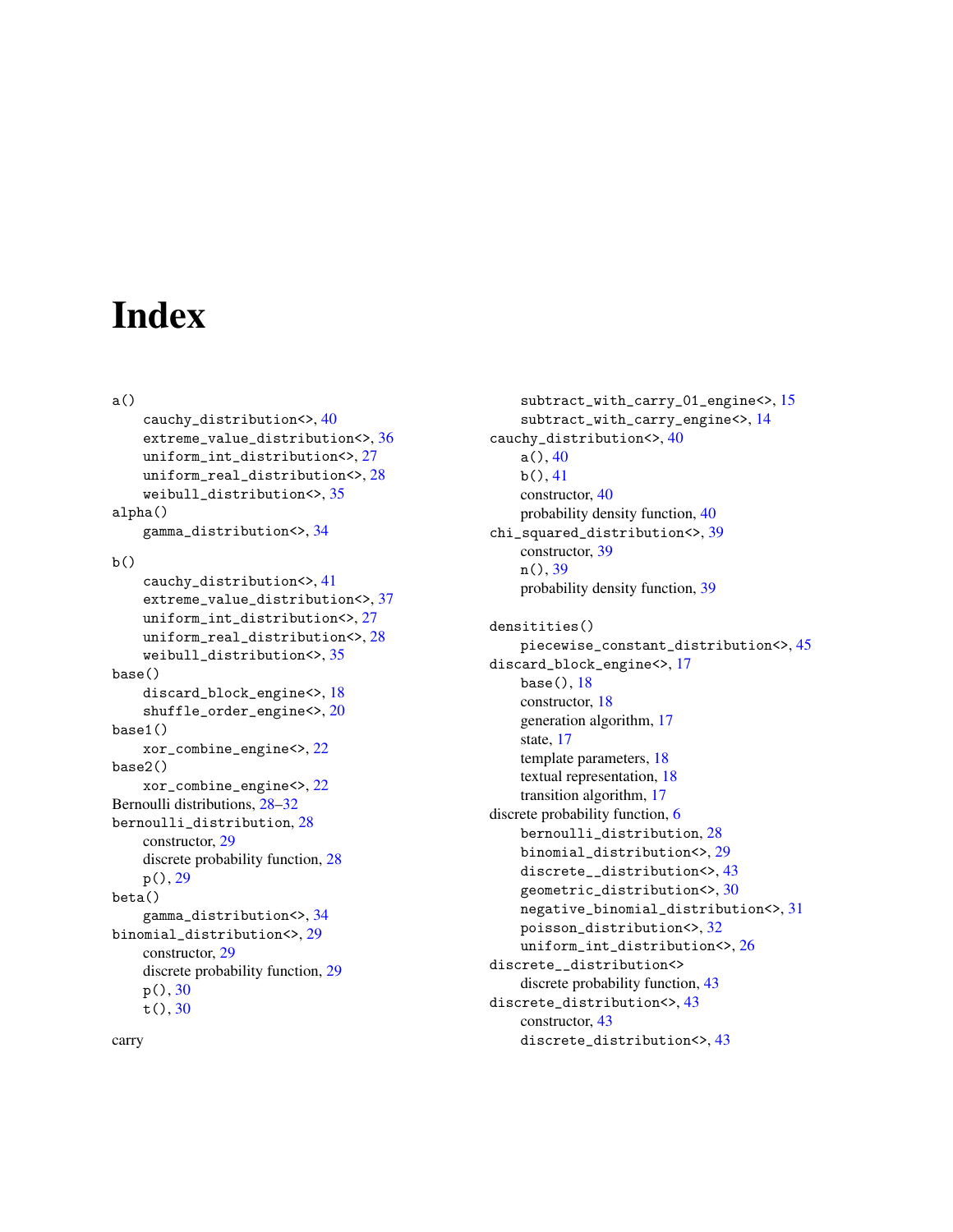# Index

a()
- cauchy_distribution<>, 40
- extreme_value_distribution<>, 36
- uniform_int_distribution<>, 27
- uniform_real_distribution<>, 28
- weibull_distribution<>, 35

alpha()
- gamma_distribution<>, 34

b()
- cauchy_distribution<>, 41
- extreme_value_distribution<>, 37
- uniform_int_distribution<>, 27
- uniform_real_distribution<>, 28
- weibull_distribution<>, 35

base()
- discard_block_engine<>, 18
- shuffle_order_engine<>, 20

base1()
- xor_combine_engine<>, 22

base2()
- xor_combine_engine<>, 22

Bernoulli distributions, 28–32

bernoulli_distribution, 28
- constructor, 29
- discrete probability function, 28
- p(), 29

beta()
- gamma_distribution<>, 34

binomial_distribution<>, 29
- constructor, 29
- discrete probability function, 29
- p(), 30
- t(), 30

carry
- subtract_with_carry_01_engine<>, 15
- subtract_with_carry_engine<>, 14

cauchy_distribution<>, 40
- a(), 40
- b(), 41
- constructor, 40
- probability density function, 40

chi_squared_distribution<>, 39
- constructor, 39
- n(), 39
- probability density function, 39

densitities()
- piecewise_constant_distribution<>, 45

discard_block_engine<>, 17
- base(), 18
- constructor, 18
- generation algorithm, 17
- state, 17
- template parameters, 18
- textual representation, 18
- transition algorithm, 17

discrete probability function, 6
- bernoulli_distribution, 28
- binomial_distribution<>, 29
- discrete__distribution<>, 43
- geometric_distribution<>, 30
- negative_binomial_distribution<>, 31
- poisson_distribution<>, 32
- uniform_int_distribution<>, 26

discrete__distribution<>
- discrete probability function, 43

discrete_distribution<>, 43
- constructor, 43
- discrete_distribution<>, 43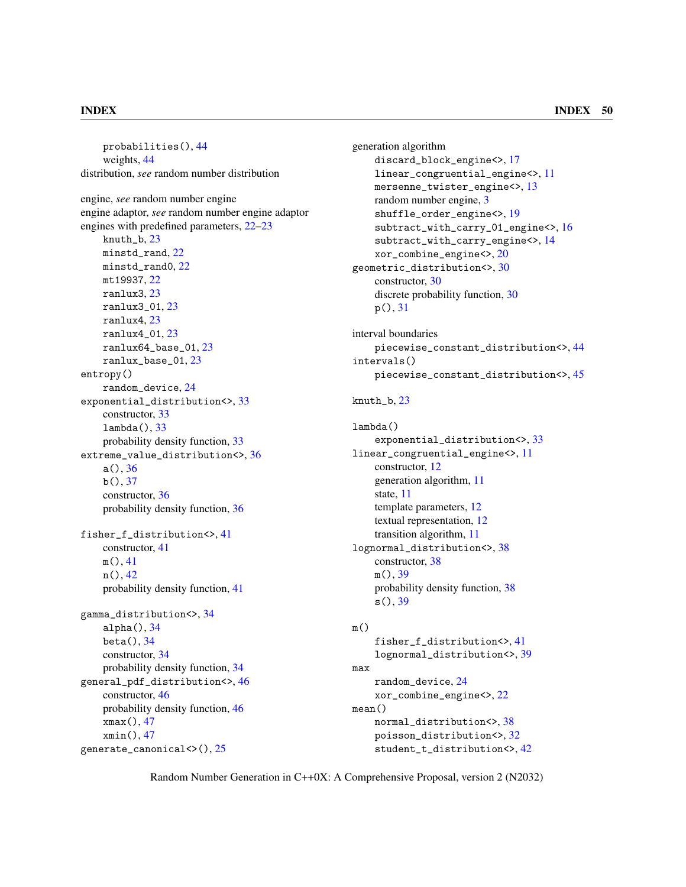probabilities(), 44
weights, 44
distribution, *see* random number distribution

engine, *see* random number engine
engine adaptor, *see* random number engine adaptor
engines with predefined parameters, 22–23
knuth_b, 23
minstd_rand, 22
minstd_rand0, 22
mt19937, 22
ranlux3, 23
ranlux3_01, 23
ranlux4, 23
ranlux4_01, 23
ranlux64_base_01, 23
ranlux_base_01, 23
entropy()
random_device, 24
exponential_distribution<>, 33
constructor, 33
lambda(), 33
probability density function, 33
extreme_value_distribution<>, 36
a(), 36
b(), 37
constructor, 36
probability density function, 36

fisher_f_distribution<>, 41
constructor, 41
m(), 41
n(), 42
probability density function, 41

gamma_distribution<>, 34
alpha(), 34
beta(), 34
constructor, 34
probability density function, 34
general_pdf_distribution<>, 46
constructor, 46
probability density function, 46
xmax(), 47
xmin(), 47
generate_canonical<>(), 25
generation algorithm
discard_block_engine<>, 17
linear_congruential_engine<>, 11
mersenne_twister_engine<>, 13
random number engine, 3
shuffle_order_engine<>, 19
subtract_with_carry_01_engine<>, 16
subtract_with_carry_engine<>, 14
xor_combine_engine<>, 20
geometric_distribution<>, 30
constructor, 30
discrete probability function, 30
p(), 31

interval boundaries
piecewise_constant_distribution<>, 44
intervals()
piecewise_constant_distribution<>, 45

knuth_b, 23

lambda()
exponential_distribution<>, 33
linear_congruential_engine<>, 11
constructor, 12
generation algorithm, 11
state, 11
template parameters, 12
textual representation, 12
transition algorithm, 11
lognormal_distribution<>, 38
constructor, 38
m(), 39
probability density function, 38
s(), 39

m()
fisher_f_distribution<>, 41
lognormal_distribution<>, 39
max
random_device, 24
xor_combine_engine<>, 22
mean()
normal_distribution<>, 38
poisson_distribution<>, 32
student_t_distribution<>, 42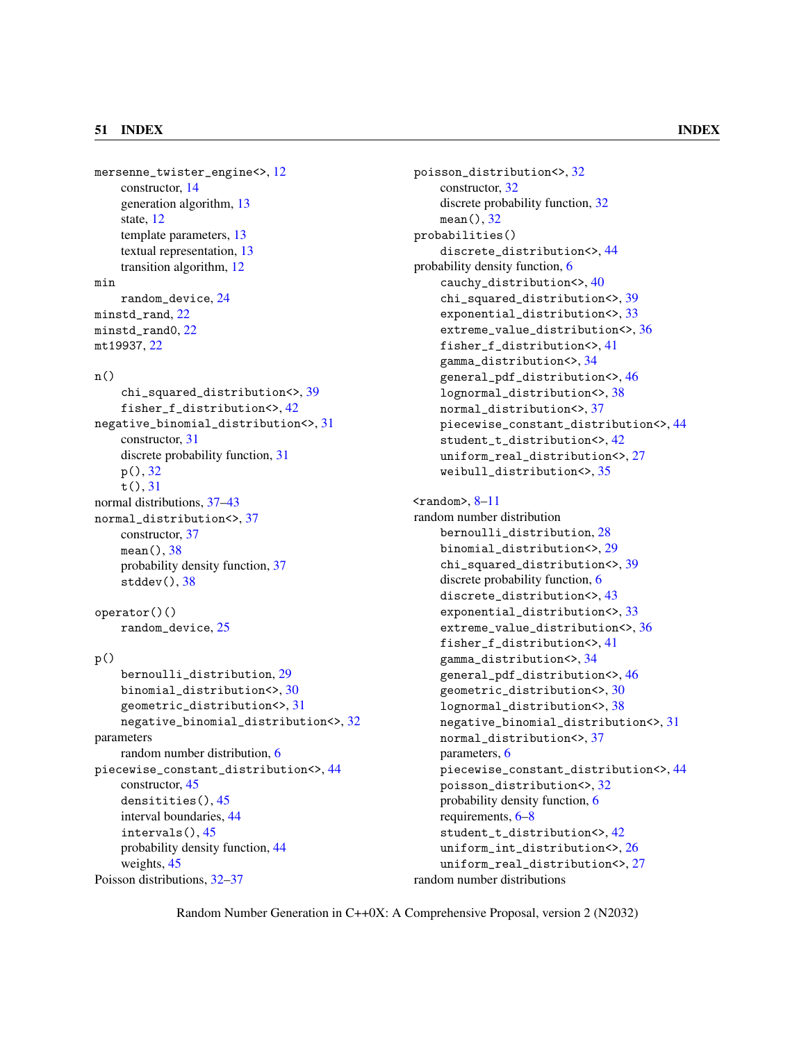mersenne_twister_engine<>, 12
- constructor, 14
- generation algorithm, 13
- state, 12
- template parameters, 13
- textual representation, 13
- transition algorithm, 12

min
- random_device, 24

minstd_rand, 22
minstd_rand0, 22
mt19937, 22

n()
- chi_squared_distribution<>, 39
- fisher_f_distribution<>, 42

negative_binomial_distribution<>, 31
- constructor, 31
- discrete probability function, 31
- p(), 32
- t(), 31

normal distributions, 37–43
normal_distribution<>, 37
- constructor, 37
- mean(), 38
- probability density function, 37
- stddev(), 38

operator()()
- random_device, 25

p()
- bernoulli_distribution, 29
- binomial_distribution<>, 30
- geometric_distribution<>, 31
- negative_binomial_distribution<>, 32

parameters
- random number distribution, 6

piecewise_constant_distribution<>, 44
- constructor, 45
- densitities(), 45
- interval boundaries, 44
- intervals(), 45
- probability density function, 44
- weights, 45

Poisson distributions, 32–37

poisson_distribution<>, 32
- constructor, 32
- discrete probability function, 32
- mean(), 32

probabilities()
- discrete_distribution<>, 44

probability density function, 6
- cauchy_distribution<>, 40
- chi_squared_distribution<>, 39
- exponential_distribution<>, 33
- extreme_value_distribution<>, 36
- fisher_f_distribution<>, 41
- gamma_distribution<>, 34
- general_pdf_distribution<>, 46
- lognormal_distribution<>, 38
- normal_distribution<>, 37
- piecewise_constant_distribution<>, 44
- student_t_distribution<>, 42
- uniform_real_distribution<>, 27
- weibull_distribution<>, 35

<random>, 8–11
random number distribution
- bernoulli_distribution, 28
- binomial_distribution<>, 29
- chi_squared_distribution<>, 39
- discrete probability function, 6
- discrete_distribution<>, 43
- exponential_distribution<>, 33
- extreme_value_distribution<>, 36
- fisher_f_distribution<>, 41
- gamma_distribution<>, 34
- general_pdf_distribution<>, 46
- geometric_distribution<>, 30
- lognormal_distribution<>, 38
- negative_binomial_distribution<>, 31
- normal_distribution<>, 37
- parameters, 6
- piecewise_constant_distribution<>, 44
- poisson_distribution<>, 32
- probability density function, 6
- requirements, 6–8
- student_t_distribution<>, 42
- uniform_int_distribution<>, 26
- uniform_real_distribution<>, 27

random number distributions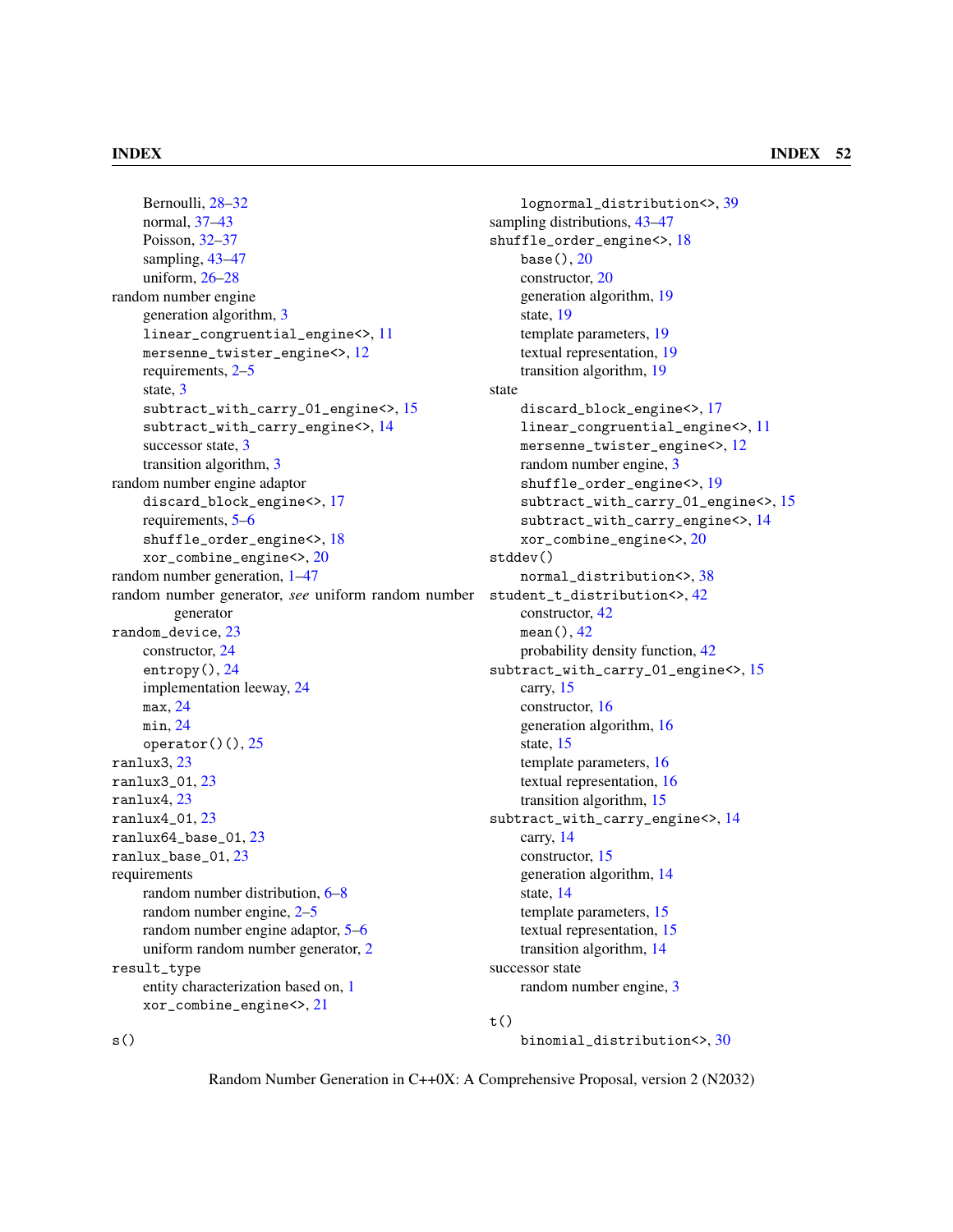- Bernoulli, 28–32
- normal, 37–43
- Poisson, 32–37
- sampling, 43–47
- uniform, 26–28

random number engine
- generation algorithm, 3
- `linear_congruential_engine<>`, 11
- `mersenne_twister_engine<>`, 12
- requirements, 2–5
- state, 3
- `subtract_with_carry_01_engine<>`, 15
- `subtract_with_carry_engine<>`, 14
- successor state, 3
- transition algorithm, 3

random number engine adaptor
- `discard_block_engine<>`, 17
- requirements, 5–6
- `shuffle_order_engine<>`, 18
- `xor_combine_engine<>`, 20

random number generation, 1–47

random number generator, *see* uniform random number generator

`random_device`, 23
- constructor, 24
- `entropy()`, 24
- implementation leeway, 24
- `max`, 24
- `min`, 24
- `operator()()`, 25

`ranlux3`, 23

`ranlux3_01`, 23

`ranlux4`, 23

`ranlux4_01`, 23

`ranlux64_base_01`, 23

`ranlux_base_01`, 23

requirements
- random number distribution, 6–8
- random number engine, 2–5
- random number engine adaptor, 5–6
- uniform random number generator, 2

`result_type`
- entity characterization based on, 1
- `xor_combine_engine<>`, 21

`s()`
- `lognormal_distribution<>`, 39

sampling distributions, 43–47

`shuffle_order_engine<>`, 18
- `base()`, 20
- constructor, 20
- generation algorithm, 19
- state, 19
- template parameters, 19
- textual representation, 19
- transition algorithm, 19

state
- `discard_block_engine<>`, 17
- `linear_congruential_engine<>`, 11
- `mersenne_twister_engine<>`, 12
- random number engine, 3
- `shuffle_order_engine<>`, 19
- `subtract_with_carry_01_engine<>`, 15
- `subtract_with_carry_engine<>`, 14
- `xor_combine_engine<>`, 20

`stddev()`
- `normal_distribution<>`, 38

`student_t_distribution<>`, 42
- constructor, 42
- `mean()`, 42
- probability density function, 42

`subtract_with_carry_01_engine<>`, 15
- carry, 15
- constructor, 16
- generation algorithm, 16
- state, 15
- template parameters, 16
- textual representation, 16
- transition algorithm, 15

`subtract_with_carry_engine<>`, 14
- carry, 14
- constructor, 15
- generation algorithm, 14
- state, 14
- template parameters, 15
- textual representation, 15
- transition algorithm, 14

successor state
- random number engine, 3

`t()`
- `binomial_distribution<>`, 30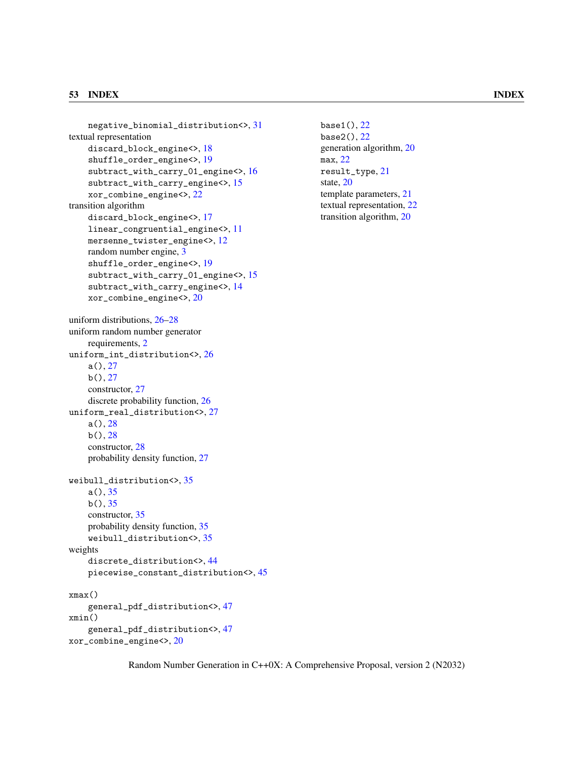negative_binomial_distribution<>, 31

textual representation
- discard_block_engine<>, 18
- shuffle_order_engine<>, 19
- subtract_with_carry_01_engine<>, 16
- subtract_with_carry_engine<>, 15
- xor_combine_engine<>, 22

transition algorithm
- discard_block_engine<>, 17
- linear_congruential_engine<>, 11
- mersenne_twister_engine<>, 12
- random number engine, 3
- shuffle_order_engine<>, 19
- subtract_with_carry_01_engine<>, 15
- subtract_with_carry_engine<>, 14
- xor_combine_engine<>, 20

uniform distributions, 26–28

uniform random number generator
- requirements, 2

uniform_int_distribution<>, 26
- a(), 27
- b(), 27
- constructor, 27
- discrete probability function, 26

uniform_real_distribution<>, 27
- a(), 28
- b(), 28
- constructor, 28
- probability density function, 27

weibull_distribution<>, 35
- a(), 35
- b(), 35
- constructor, 35
- probability density function, 35
- weibull_distribution<>, 35

weights
- discrete_distribution<>, 44
- piecewise_constant_distribution<>, 45

xmax()
- general_pdf_distribution<>, 47

xmin()
- general_pdf_distribution<>, 47

xor_combine_engine<>, 20
- base1(), 22
- base2(), 22
- generation algorithm, 20
- max, 22
- result_type, 21
- state, 20
- template parameters, 21
- textual representation, 22
- transition algorithm, 20